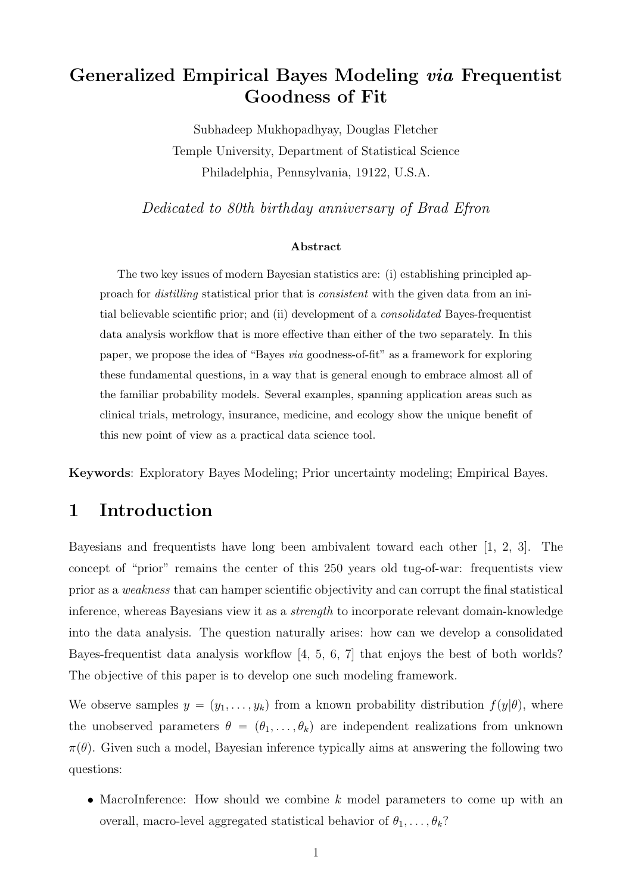# Generalized Empirical Bayes Modeling *via* Frequentist Goodness of Fit

Subhadeep Mukhopadhyay, Douglas Fletcher

Temple University, Department of Statistical Science

Philadelphia, Pennsylvania, 19122, U.S.A.

*Dedicated to 80th birthday anniversary of Brad Efron*

**Abstract**

The two key issues of modern Bayesian statistics are: (i) establishing principled approach for *distilling* statistical prior that is *consistent* with the given data from an initial believable scientific prior; and (ii) development of a *consolidated* Bayes-frequentist data analysis workflow that is more effective than either of the two separately. In this paper, we propose the idea of "Bayes *via* goodness-of-fit" as a framework for exploring these fundamental questions, in a way that is general enough to embrace almost all of the familiar probability models. Several examples, spanning application areas such as clinical trials, metrology, insurance, medicine, and ecology show the unique benefit of this new point of view as a practical data science tool.

**Keywords**: Exploratory Bayes Modeling; Prior uncertainty modeling; Empirical Bayes.

## 1 Introduction

Bayesians and frequentists have long been ambivalent toward each other [1, 2, 3]. The concept of "prior" remains the center of this 250 years old tug-of-war: frequentists view prior as a *weakness* that can hamper scientific objectivity and can corrupt the final statistical inference, whereas Bayesians view it as a *strength* to incorporate relevant domain-knowledge into the data analysis. The question naturally arises: how can we develop a consolidated Bayes-frequentist data analysis workflow [4, 5, 6, 7] that enjoys the best of both worlds? The objective of this paper is to develop one such modeling framework.

We observe samples $y = (y_1, \ldots, y_k)$ from a known probability distribution $f(y|\theta)$, where the unobserved parameters $\theta = (\theta_1, \ldots, \theta_k)$ are independent realizations from unknown $\pi(\theta)$. Given such a model, Bayesian inference typically aims at answering the following two questions:

- MacroInference: How should we combine $k$ model parameters to come up with an overall, macro-level aggregated statistical behavior of $\theta_1, \ldots, \theta_k$?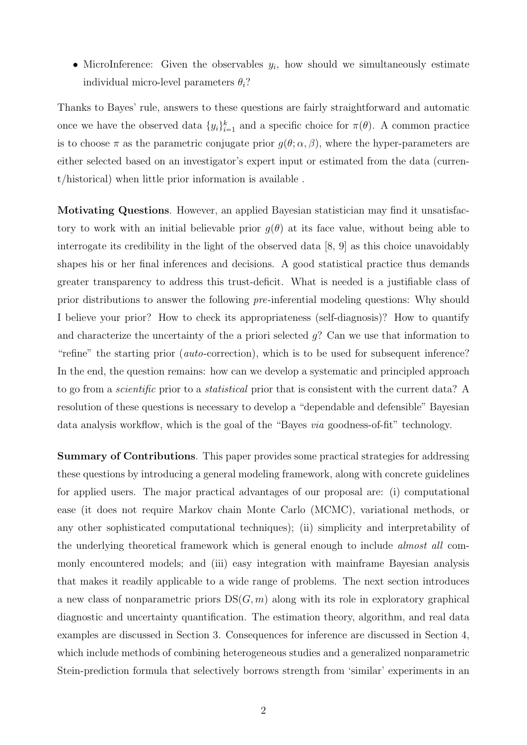- MicroInference: Given the observables $y_i$, how should we simultaneously estimate individual micro-level parameters $\theta_i$?

Thanks to Bayes' rule, answers to these questions are fairly straightforward and automatic once we have the observed data $\{y_i\}_{i=1}^{k}$ and a specific choice for $\pi(\theta)$. A common practice is to choose $\pi$ as the parametric conjugate prior $g(\theta; \alpha, \beta)$, where the hyper-parameters are either selected based on an investigator's expert input or estimated from the data (current/historical) when little prior information is available .

**Motivating Questions**. However, an applied Bayesian statistician may find it unsatisfactory to work with an initial believable prior $g(\theta)$ at its face value, without being able to interrogate its credibility in the light of the observed data [8, 9] as this choice unavoidably shapes his or her final inferences and decisions. A good statistical practice thus demands greater transparency to address this trust-deficit. What is needed is a justifiable class of prior distributions to answer the following *pre*-inferential modeling questions: Why should I believe your prior? How to check its appropriateness (self-diagnosis)? How to quantify and characterize the uncertainty of the a priori selected $g$? Can we use that information to "refine" the starting prior (*auto*-correction), which is to be used for subsequent inference? In the end, the question remains: how can we develop a systematic and principled approach to go from a *scientific* prior to a *statistical* prior that is consistent with the current data? A resolution of these questions is necessary to develop a "dependable and defensible" Bayesian data analysis workflow, which is the goal of the "Bayes *via* goodness-of-fit" technology.

**Summary of Contributions**. This paper provides some practical strategies for addressing these questions by introducing a general modeling framework, along with concrete guidelines for applied users. The major practical advantages of our proposal are: (i) computational ease (it does not require Markov chain Monte Carlo (MCMC), variational methods, or any other sophisticated computational techniques); (ii) simplicity and interpretability of the underlying theoretical framework which is general enough to include *almost all* commonly encountered models; and (iii) easy integration with mainframe Bayesian analysis that makes it readily applicable to a wide range of problems. The next section introduces a new class of nonparametric priors $\mathrm{DS}(G, m)$ along with its role in exploratory graphical diagnostic and uncertainty quantification. The estimation theory, algorithm, and real data examples are discussed in Section 3. Consequences for inference are discussed in Section 4, which include methods of combining heterogeneous studies and a generalized nonparametric Stein-prediction formula that selectively borrows strength from 'similar' experiments in an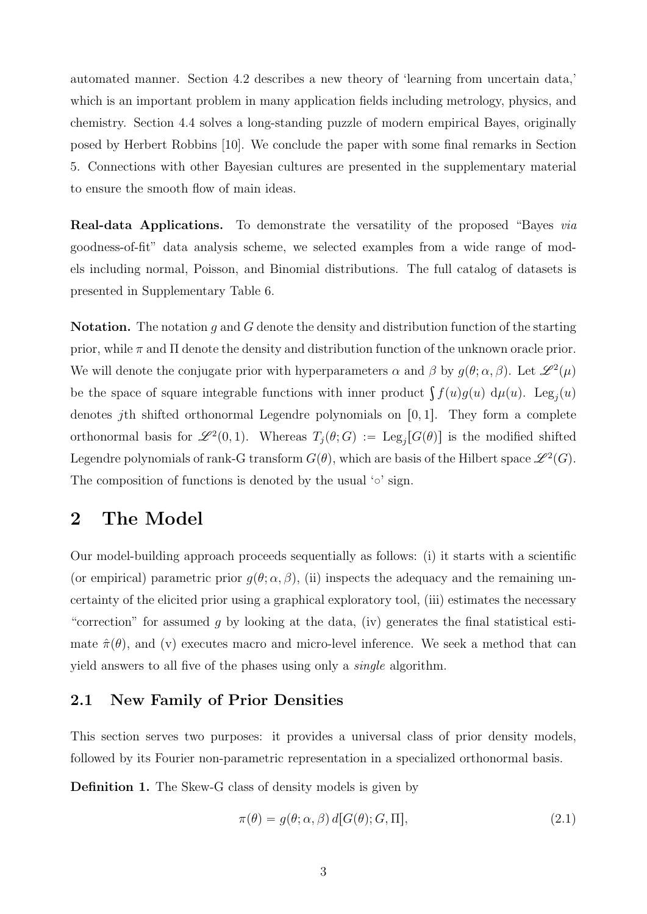automated manner. Section 4.2 describes a new theory of 'learning from uncertain data,' which is an important problem in many application fields including metrology, physics, and chemistry. Section 4.4 solves a long-standing puzzle of modern empirical Bayes, originally posed by Herbert Robbins [10]. We conclude the paper with some final remarks in Section 5. Connections with other Bayesian cultures are presented in the supplementary material to ensure the smooth flow of main ideas.

**Real-data Applications.** To demonstrate the versatility of the proposed "Bayes *via* goodness-of-fit" data analysis scheme, we selected examples from a wide range of models including normal, Poisson, and Binomial distributions. The full catalog of datasets is presented in Supplementary Table 6.

**Notation.** The notation $g$ and $G$ denote the density and distribution function of the starting prior, while $\pi$ and $\Pi$ denote the density and distribution function of the unknown oracle prior. We will denote the conjugate prior with hyperparameters $\alpha$ and $\beta$ by $g(\theta;\alpha,\beta)$. Let $\mathscr{L}^2(\mu)$ be the space of square integrable functions with inner product $\int f(u)g(u)\,\mathrm{d}\mu(u)$. $\mathrm{Leg}_j(u)$ denotes $j$th shifted orthonormal Legendre polynomials on $[0,1]$. They form a complete orthonormal basis for $\mathscr{L}^2(0,1)$. Whereas $T_j(\theta;G) := \mathrm{Leg}_j[G(\theta)]$ is the modified shifted Legendre polynomials of rank-G transform $G(\theta)$, which are basis of the Hilbert space $\mathscr{L}^2(G)$. The composition of functions is denoted by the usual '$\circ$' sign.

# 2 The Model

Our model-building approach proceeds sequentially as follows: (i) it starts with a scientific (or empirical) parametric prior $g(\theta;\alpha,\beta)$, (ii) inspects the adequacy and the remaining uncertainty of the elicited prior using a graphical exploratory tool, (iii) estimates the necessary "correction" for assumed $g$ by looking at the data, (iv) generates the final statistical estimate $\hat{\pi}(\theta)$, and (v) executes macro and micro-level inference. We seek a method that can yield answers to all five of the phases using only a *single* algorithm.

## 2.1 New Family of Prior Densities

This section serves two purposes: it provides a universal class of prior density models, followed by its Fourier non-parametric representation in a specialized orthonormal basis.

**Definition 1.** The Skew-G class of density models is given by

$$\pi(\theta) = g(\theta;\alpha,\beta)\, d[G(\theta);G,\Pi], \tag{2.1}$$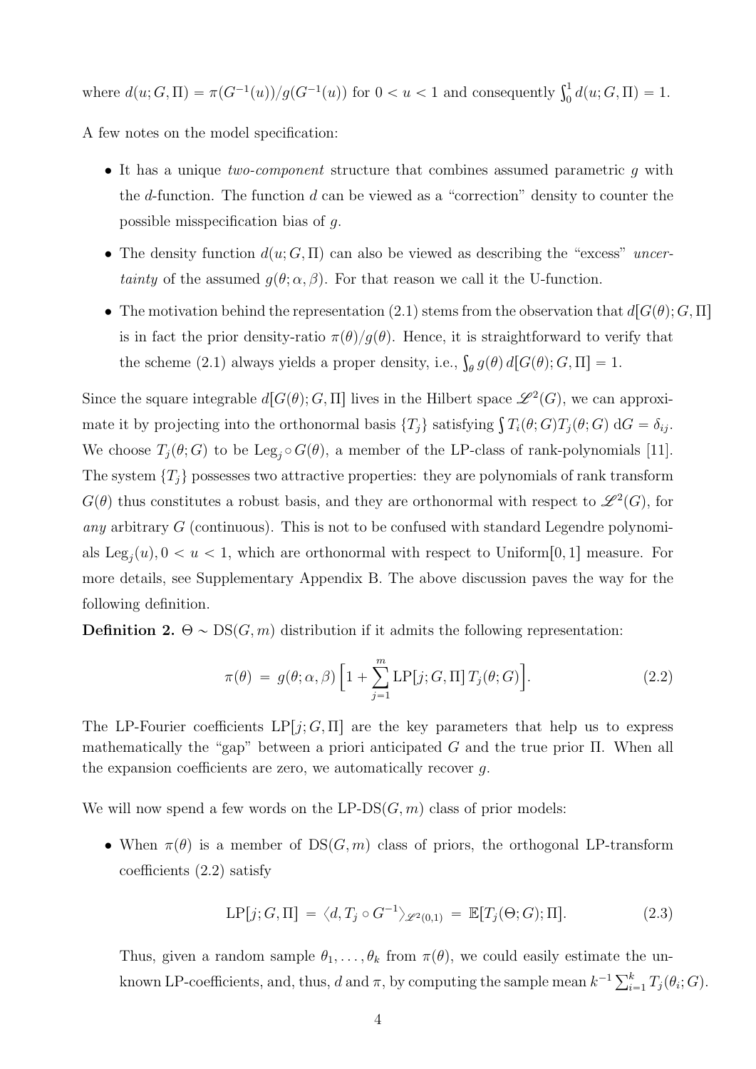where $d(u; G, \Pi) = \pi(G^{-1}(u))/g(G^{-1}(u))$ for $0 < u < 1$ and consequently $\int_0^1 d(u; G, \Pi) = 1$.

A few notes on the model specification:

- It has a unique *two-component* structure that combines assumed parametric $g$ with the $d$-function. The function $d$ can be viewed as a "correction" density to counter the possible misspecification bias of $g$.
- The density function $d(u; G, \Pi)$ can also be viewed as describing the "excess" *uncertainty* of the assumed $g(\theta; \alpha, \beta)$. For that reason we call it the U-function.
- The motivation behind the representation (2.1) stems from the observation that $d[G(\theta); G, \Pi]$ is in fact the prior density-ratio $\pi(\theta)/g(\theta)$. Hence, it is straightforward to verify that the scheme (2.1) always yields a proper density, i.e., $\int_\theta g(\theta)\, d[G(\theta); G, \Pi] = 1$.

Since the square integrable $d[G(\theta); G, \Pi]$ lives in the Hilbert space $\mathscr{L}^2(G)$, we can approximate it by projecting into the orthonormal basis $\{T_j\}$ satisfying $\int T_i(\theta; G) T_j(\theta; G)\, \mathrm{d}G = \delta_{ij}$. We choose $T_j(\theta; G)$ to be $\mathrm{Leg}_j \circ G(\theta)$, a member of the LP-class of rank-polynomials [11]. The system $\{T_j\}$ possesses two attractive properties: they are polynomials of rank transform $G(\theta)$ thus constitutes a robust basis, and they are orthonormal with respect to $\mathscr{L}^2(G)$, for *any* arbitrary $G$ (continuous). This is not to be confused with standard Legendre polynomials $\mathrm{Leg}_j(u), 0 < u < 1$, which are orthonormal with respect to Uniform[0, 1] measure. For more details, see Supplementary Appendix B. The above discussion paves the way for the following definition.

**Definition 2.** $\Theta \sim \mathrm{DS}(G, m)$ distribution if it admits the following representation:

$$\pi(\theta) \;=\; g(\theta; \alpha, \beta)\Big[1 + \sum_{j=1}^{m} \mathrm{LP}[j; G, \Pi]\, T_j(\theta; G)\Big]. \tag{2.2}$$

The LP-Fourier coefficients $\mathrm{LP}[j; G, \Pi]$ are the key parameters that help us to express mathematically the "gap" between a priori anticipated $G$ and the true prior $\Pi$. When all the expansion coefficients are zero, we automatically recover $g$.

We will now spend a few words on the LP-DS$(G, m)$ class of prior models:

- When $\pi(\theta)$ is a member of $\mathrm{DS}(G, m)$ class of priors, the orthogonal LP-transform coefficients (2.2) satisfy

$$\mathrm{LP}[j; G, \Pi] \;=\; \langle d, T_j \circ G^{-1} \rangle_{\mathscr{L}^2(0,1)} \;=\; \mathbb{E}[T_j(\Theta; G); \Pi]. \tag{2.3}$$

  Thus, given a random sample $\theta_1, \ldots, \theta_k$ from $\pi(\theta)$, we could easily estimate the unknown LP-coefficients, and, thus, $d$ and $\pi$, by computing the sample mean $k^{-1}\sum_{i=1}^{k} T_j(\theta_i; G)$.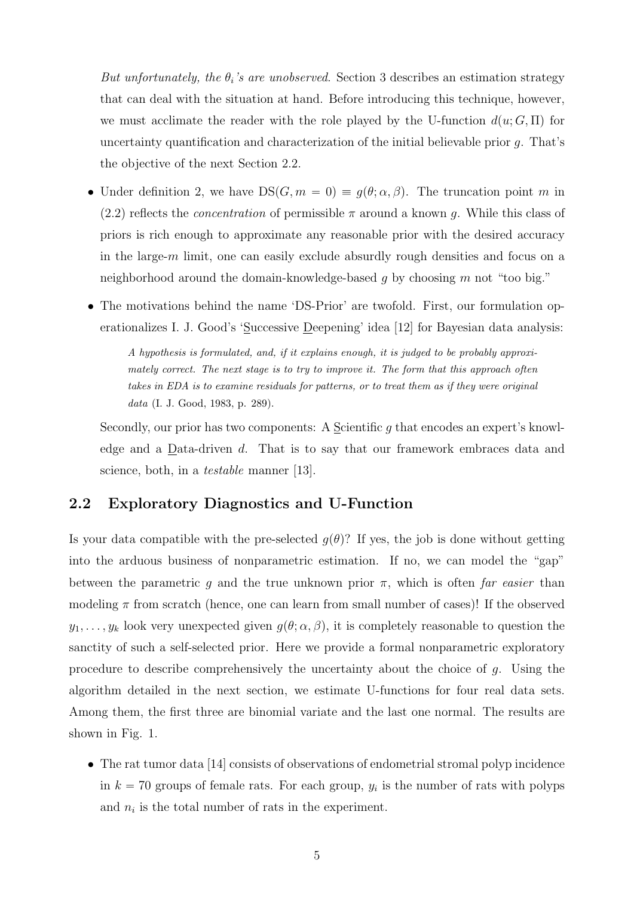*But unfortunately, the $\theta_i$'s are unobserved*. Section 3 describes an estimation strategy that can deal with the situation at hand. Before introducing this technique, however, we must acclimate the reader with the role played by the U-function $d(u; G, \Pi)$ for uncertainty quantification and characterization of the initial believable prior $g$. That's the objective of the next Section 2.2.

- Under definition 2, we have $\mathrm{DS}(G, m = 0) \equiv g(\theta; \alpha, \beta)$. The truncation point $m$ in (2.2) reflects the *concentration* of permissible $\pi$ around a known $g$. While this class of priors is rich enough to approximate any reasonable prior with the desired accuracy in the large-$m$ limit, one can easily exclude absurdly rough densities and focus on a neighborhood around the domain-knowledge-based $g$ by choosing $m$ not "too big."

- The motivations behind the name 'DS-Prior' are twofold. First, our formulation operationalizes I. J. Good's 'Successive Deepening' idea [12] for Bayesian data analysis:

  > *A hypothesis is formulated, and, if it explains enough, it is judged to be probably approximately correct. The next stage is to try to improve it. The form that this approach often takes in EDA is to examine residuals for patterns, or to treat them as if they were original data* (I. J. Good, 1983, p. 289).

  Secondly, our prior has two components: A Scientific $g$ that encodes an expert's knowledge and a Data-driven $d$. That is to say that our framework embraces data and science, both, in a *testable* manner [13].

## 2.2 Exploratory Diagnostics and U-Function

Is your data compatible with the pre-selected $g(\theta)$? If yes, the job is done without getting into the arduous business of nonparametric estimation. If no, we can model the "gap" between the parametric $g$ and the true unknown prior $\pi$, which is often *far easier* than modeling $\pi$ from scratch (hence, one can learn from small number of cases)! If the observed $y_1, \ldots, y_k$ look very unexpected given $g(\theta; \alpha, \beta)$, it is completely reasonable to question the sanctity of such a self-selected prior. Here we provide a formal nonparametric exploratory procedure to describe comprehensively the uncertainty about the choice of $g$. Using the algorithm detailed in the next section, we estimate U-functions for four real data sets. Among them, the first three are binomial variate and the last one normal. The results are shown in Fig. 1.

- The rat tumor data [14] consists of observations of endometrial stromal polyp incidence in $k = 70$ groups of female rats. For each group, $y_i$ is the number of rats with polyps and $n_i$ is the total number of rats in the experiment.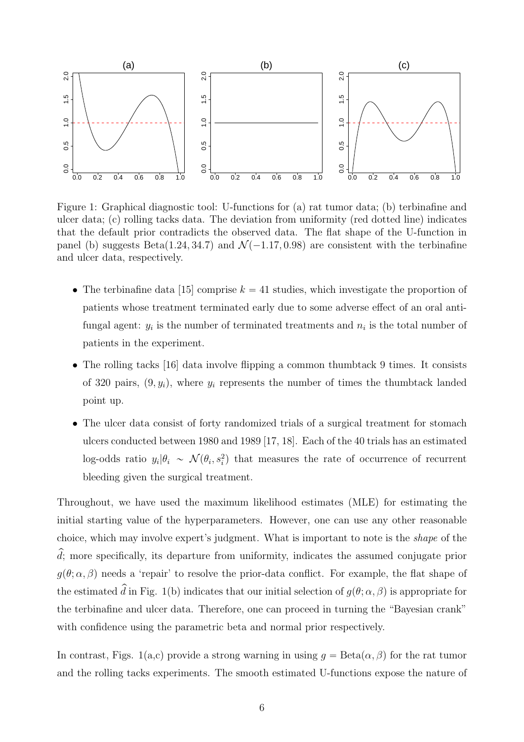Figure 1: Graphical diagnostic tool: U-functions for (a) rat tumor data; (b) terbinafine and ulcer data; (c) rolling tacks data. The deviation from uniformity (red dotted line) indicates that the default prior contradicts the observed data. The flat shape of the U-function in panel (b) suggests Beta(1.24, 34.7) and $\mathcal{N}(-1.17, 0.98)$ are consistent with the terbinafine and ulcer data, respectively.

- The terbinafine data [15] comprise $k = 41$ studies, which investigate the proportion of patients whose treatment terminated early due to some adverse effect of an oral anti-fungal agent: $y_i$ is the number of terminated treatments and $n_i$ is the total number of patients in the experiment.
- The rolling tacks [16] data involve flipping a common thumbtack 9 times. It consists of 320 pairs, $(9, y_i)$, where $y_i$ represents the number of times the thumbtack landed point up.
- The ulcer data consist of forty randomized trials of a surgical treatment for stomach ulcers conducted between 1980 and 1989 [17, 18]. Each of the 40 trials has an estimated log-odds ratio $y_i|\theta_i \sim \mathcal{N}(\theta_i, s_i^2)$ that measures the rate of occurrence of recurrent bleeding given the surgical treatment.

Throughout, we have used the maximum likelihood estimates (MLE) for estimating the initial starting value of the hyperparameters. However, one can use any other reasonable choice, which may involve expert's judgment. What is important to note is the *shape* of the $\widehat{d}$; more specifically, its departure from uniformity, indicates the assumed conjugate prior $g(\theta; \alpha, \beta)$ needs a 'repair' to resolve the prior-data conflict. For example, the flat shape of the estimated $\widehat{d}$ in Fig. 1(b) indicates that our initial selection of $g(\theta; \alpha, \beta)$ is appropriate for the terbinafine and ulcer data. Therefore, one can proceed in turning the "Bayesian crank" with confidence using the parametric beta and normal prior respectively.

In contrast, Figs. 1(a,c) provide a strong warning in using $g = \text{Beta}(\alpha, \beta)$ for the rat tumor and the rolling tacks experiments. The smooth estimated U-functions expose the nature of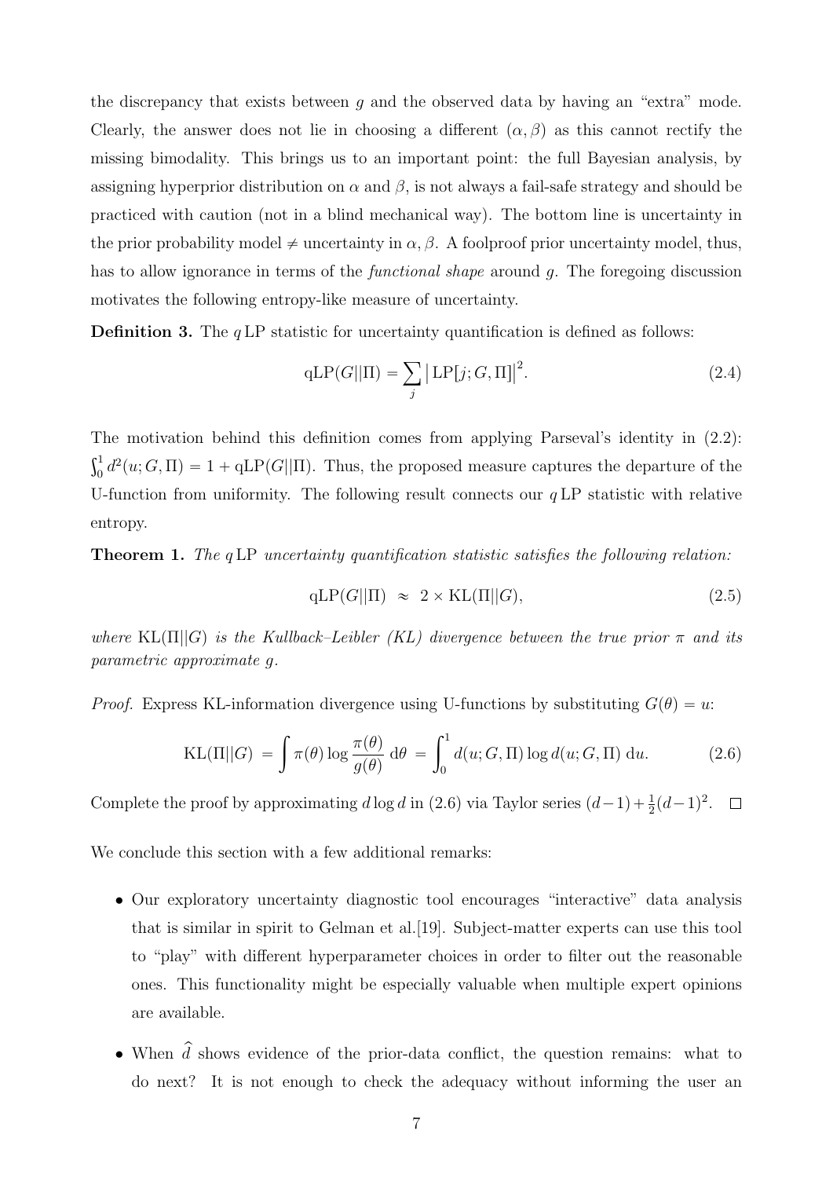the discrepancy that exists between $g$ and the observed data by having an "extra" mode. Clearly, the answer does not lie in choosing a different $(\alpha, \beta)$ as this cannot rectify the missing bimodality. This brings us to an important point: the full Bayesian analysis, by assigning hyperprior distribution on $\alpha$ and $\beta$, is not always a fail-safe strategy and should be practiced with caution (not in a blind mechanical way). The bottom line is uncertainty in the prior probability model $\neq$ uncertainty in $\alpha, \beta$. A foolproof prior uncertainty model, thus, has to allow ignorance in terms of the *functional shape* around $g$. The foregoing discussion motivates the following entropy-like measure of uncertainty.

**Definition 3.** The $q\,$LP statistic for uncertainty quantification is defined as follows:

$$\mathrm{qLP}(G||\Pi) = \sum_j \big|\,\mathrm{LP}[j; G, \Pi]\big|^2. \tag{2.4}$$

The motivation behind this definition comes from applying Parseval's identity in (2.2): $\int_0^1 d^2(u; G, \Pi) = 1 + \mathrm{qLP}(G||\Pi)$. Thus, the proposed measure captures the departure of the U-function from uniformity. The following result connects our $q\,$LP statistic with relative entropy.

**Theorem 1.** *The $q\,$LP uncertainty quantification statistic satisfies the following relation:*

$$\mathrm{qLP}(G||\Pi) \;\approx\; 2 \times \mathrm{KL}(\Pi||G), \tag{2.5}$$

*where $\mathrm{KL}(\Pi||G)$ is the Kullback–Leibler (KL) divergence between the true prior $\pi$ and its parametric approximate $g$.*

*Proof.* Express KL-information divergence using U-functions by substituting $G(\theta) = u$:

$$\mathrm{KL}(\Pi||G) \;=\; \int \pi(\theta) \log \frac{\pi(\theta)}{g(\theta)}\, \mathrm{d}\theta \;=\; \int_0^1 d(u; G, \Pi) \log d(u; G, \Pi)\, \mathrm{d}u. \tag{2.6}$$

Complete the proof by approximating $d \log d$ in (2.6) via Taylor series $(d-1) + \frac{1}{2}(d-1)^2$. $\square$

We conclude this section with a few additional remarks:

- Our exploratory uncertainty diagnostic tool encourages "interactive" data analysis that is similar in spirit to Gelman et al.[19]. Subject-matter experts can use this tool to "play" with different hyperparameter choices in order to filter out the reasonable ones. This functionality might be especially valuable when multiple expert opinions are available.
- When $\widehat{d}$ shows evidence of the prior-data conflict, the question remains: what to do next? It is not enough to check the adequacy without informing the user an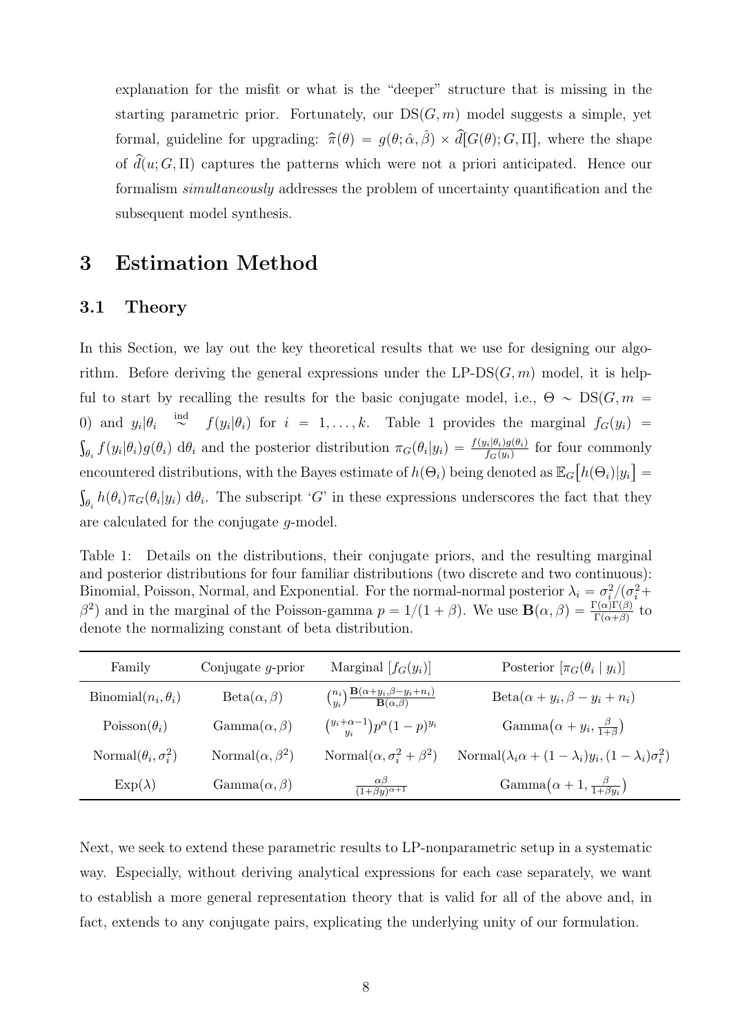explanation for the misfit or what is the "deeper" structure that is missing in the starting parametric prior. Fortunately, our $\mathrm{DS}(G, m)$ model suggests a simple, yet formal, guideline for upgrading: $\widehat{\pi}(\theta) = g(\theta; \hat{\alpha}, \hat{\beta}) \times \widehat{d}[G(\theta); G, \Pi]$, where the shape of $\widehat{d}(u; G, \Pi)$ captures the patterns which were not a priori anticipated. Hence our formalism *simultaneously* addresses the problem of uncertainty quantification and the subsequent model synthesis.

# 3 Estimation Method

## 3.1 Theory

In this Section, we lay out the key theoretical results that we use for designing our algorithm. Before deriving the general expressions under the LP-$\mathrm{DS}(G, m)$ model, it is helpful to start by recalling the results for the basic conjugate model, i.e., $\Theta \sim \mathrm{DS}(G, m = 0)$ and $y_i|\theta_i \overset{\text{ind}}{\sim} f(y_i|\theta_i)$ for $i = 1, \ldots, k$. Table 1 provides the marginal $f_G(y_i) = \int_{\theta_i} f(y_i|\theta_i) g(\theta_i)\, \mathrm{d}\theta_i$ and the posterior distribution $\pi_G(\theta_i|y_i) = \frac{f(y_i|\theta_i)g(\theta_i)}{f_G(y_i)}$ for four commonly encountered distributions, with the Bayes estimate of $h(\Theta_i)$ being denoted as $\mathbb{E}_G\big[h(\Theta_i)|y_i\big] = \int_{\theta_i} h(\theta_i)\pi_G(\theta_i|y_i)\, \mathrm{d}\theta_i$. The subscript '$G$' in these expressions underscores the fact that they are calculated for the conjugate $g$-model.

Table 1: Details on the distributions, their conjugate priors, and the resulting marginal and posterior distributions for four familiar distributions (two discrete and two continuous): Binomial, Poisson, Normal, and Exponential. For the normal-normal posterior $\lambda_i = \sigma_i^2/(\sigma_i^2 + \beta^2)$ and in the marginal of the Poisson-gamma $p = 1/(1+\beta)$. We use $\mathbf{B}(\alpha, \beta) = \frac{\Gamma(\alpha)\Gamma(\beta)}{\Gamma(\alpha+\beta)}$ to denote the normalizing constant of beta distribution.

| Family | Conjugate $g$-prior | Marginal $[f_G(y_i)]$ | Posterior $[\pi_G(\theta_i \mid y_i)]$ |
|---|---|---|---|
| $\mathrm{Binomial}(n_i, \theta_i)$ | $\mathrm{Beta}(\alpha, \beta)$ | $\binom{n_i}{y_i} \frac{\mathbf{B}(\alpha + y_i, \beta - y_i + n_i)}{\mathbf{B}(\alpha, \beta)}$ | $\mathrm{Beta}(\alpha + y_i, \beta - y_i + n_i)$ |
| $\mathrm{Poisson}(\theta_i)$ | $\mathrm{Gamma}(\alpha, \beta)$ | $\binom{y_i + \alpha - 1}{y_i} p^{\alpha}(1-p)^{y_i}$ | $\mathrm{Gamma}\big(\alpha + y_i, \frac{\beta}{1+\beta}\big)$ |
| $\mathrm{Normal}(\theta_i, \sigma_i^2)$ | $\mathrm{Normal}(\alpha, \beta^2)$ | $\mathrm{Normal}(\alpha, \sigma_i^2 + \beta^2)$ | $\mathrm{Normal}(\lambda_i \alpha + (1 - \lambda_i) y_i, (1 - \lambda_i)\sigma_i^2)$ |
| $\mathrm{Exp}(\lambda)$ | $\mathrm{Gamma}(\alpha, \beta)$ | $\frac{\alpha\beta}{(1+\beta y)^{\alpha+1}}$ | $\mathrm{Gamma}\big(\alpha + 1, \frac{\beta}{1+\beta y_i}\big)$ |

Next, we seek to extend these parametric results to LP-nonparametric setup in a systematic way. Especially, without deriving analytical expressions for each case separately, we want to establish a more general representation theory that is valid for all of the above and, in fact, extends to any conjugate pairs, explicating the underlying unity of our formulation.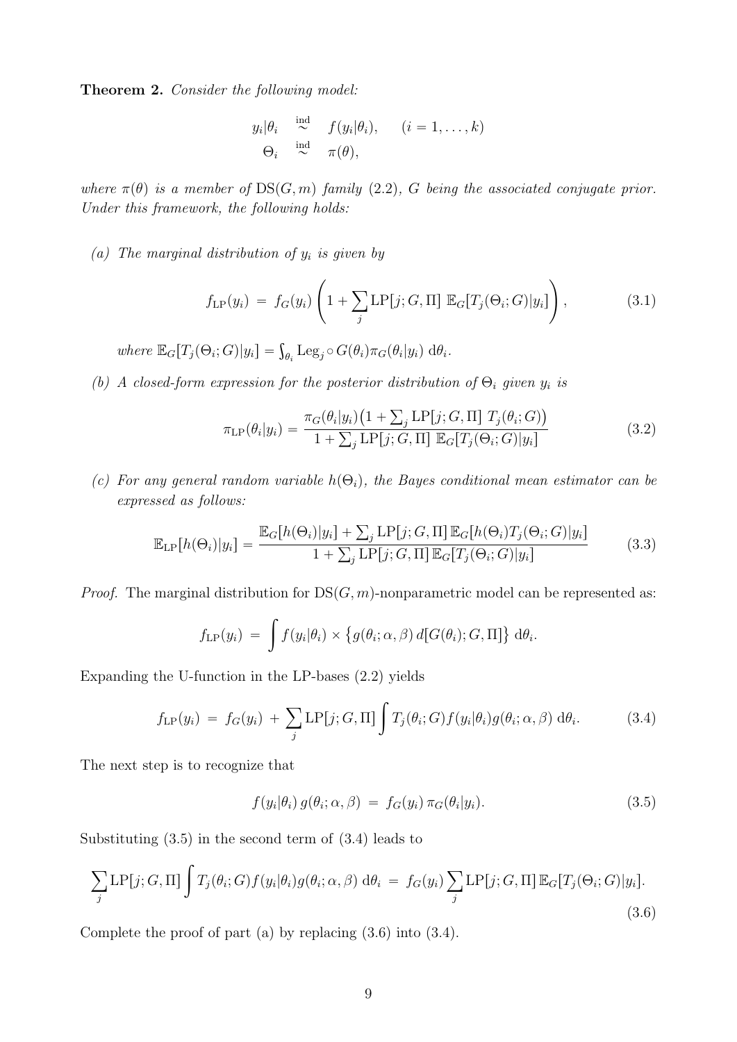**Theorem 2.** *Consider the following model:*

$$
\begin{aligned}
y_i|\theta_i &\overset{\text{ind}}{\sim} f(y_i|\theta_i), \qquad (i = 1, \ldots, k) \\
\Theta_i &\overset{\text{ind}}{\sim} \pi(\theta),
\end{aligned}
$$

*where $\pi(\theta)$ is a member of $\mathrm{DS}(G, m)$ family (2.2), $G$ being the associated conjugate prior. Under this framework, the following holds:*

*(a) The marginal distribution of $y_i$ is given by*

$$
f_{\mathrm{LP}}(y_i) \;=\; f_G(y_i) \left( 1 + \sum_j \mathrm{LP}[j; G, \Pi] \;\mathbb{E}_G[T_j(\Theta_i; G)|y_i] \right), \tag{3.1}
$$

*where $\mathbb{E}_G[T_j(\Theta_i; G)|y_i] = \int_{\theta_i} \mathrm{Leg}_j \circ G(\theta_i) \pi_G(\theta_i|y_i)\, \mathrm{d}\theta_i$.*

*(b) A closed-form expression for the posterior distribution of $\Theta_i$ given $y_i$ is*

$$
\pi_{\mathrm{LP}}(\theta_i|y_i) = \frac{\pi_G(\theta_i|y_i)\big(1 + \sum_j \mathrm{LP}[j; G, \Pi]\; T_j(\theta_i; G)\big)}{1 + \sum_j \mathrm{LP}[j; G, \Pi]\; \mathbb{E}_G[T_j(\Theta_i; G)|y_i]} \tag{3.2}
$$

*(c) For any general random variable $h(\Theta_i)$, the Bayes conditional mean estimator can be expressed as follows:*

$$
\mathbb{E}_{\mathrm{LP}}[h(\Theta_i)|y_i] = \frac{\mathbb{E}_G[h(\Theta_i)|y_i] + \sum_j \mathrm{LP}[j; G, \Pi]\, \mathbb{E}_G[h(\Theta_i) T_j(\Theta_i; G)|y_i]}{1 + \sum_j \mathrm{LP}[j; G, \Pi]\, \mathbb{E}_G[T_j(\Theta_i; G)|y_i]} \tag{3.3}
$$

*Proof.* The marginal distribution for $\mathrm{DS}(G, m)$-nonparametric model can be represented as:

$$
f_{\mathrm{LP}}(y_i) \;=\; \int f(y_i|\theta_i) \times \big\{ g(\theta_i; \alpha, \beta)\, d[G(\theta_i); G, \Pi] \big\}\; \mathrm{d}\theta_i.
$$

Expanding the U-function in the LP-bases (2.2) yields

$$
f_{\mathrm{LP}}(y_i) \;=\; f_G(y_i) \;+\; \sum_j \mathrm{LP}[j; G, \Pi] \int T_j(\theta_i; G) f(y_i|\theta_i) g(\theta_i; \alpha, \beta)\; \mathrm{d}\theta_i. \tag{3.4}
$$

The next step is to recognize that

$$
f(y_i|\theta_i)\, g(\theta_i; \alpha, \beta) \;=\; f_G(y_i)\, \pi_G(\theta_i|y_i). \tag{3.5}
$$

Substituting (3.5) in the second term of (3.4) leads to

$$
\sum_j \mathrm{LP}[j; G, \Pi] \int T_j(\theta_i; G) f(y_i|\theta_i) g(\theta_i; \alpha, \beta)\; \mathrm{d}\theta_i \;=\; f_G(y_i) \sum_j \mathrm{LP}[j; G, \Pi]\, \mathbb{E}_G[T_j(\Theta_i; G)|y_i]. \tag{3.6}
$$

Complete the proof of part (a) by replacing (3.6) into (3.4).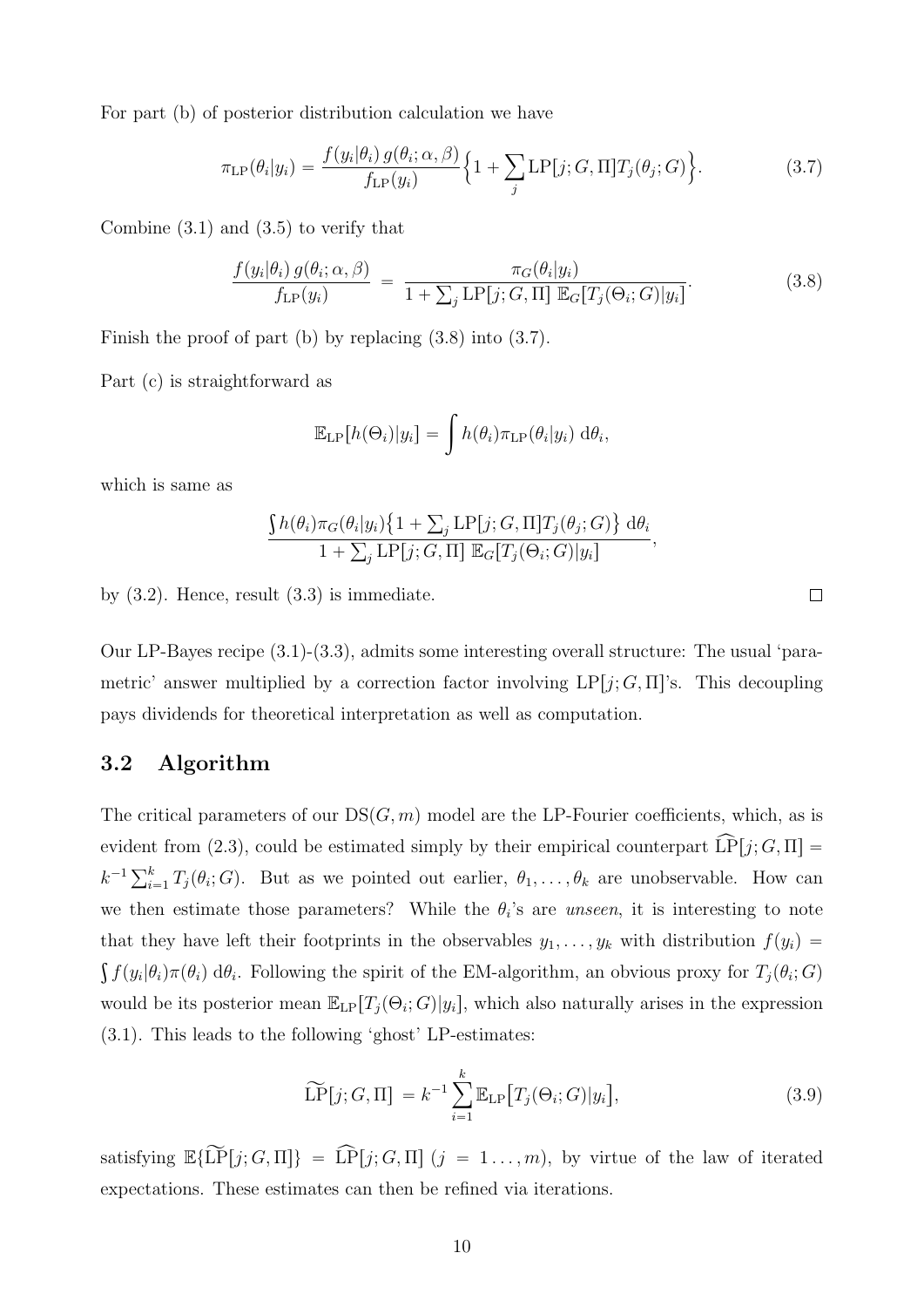For part (b) of posterior distribution calculation we have

$$\pi_{\mathrm{LP}}(\theta_i|y_i) = \frac{f(y_i|\theta_i)\, g(\theta_i;\alpha,\beta)}{f_{\mathrm{LP}}(y_i)}\Big\{1 + \sum_j \mathrm{LP}[j;G,\Pi]T_j(\theta_j;G)\Big\}. \tag{3.7}$$

Combine (3.1) and (3.5) to verify that

$$\frac{f(y_i|\theta_i)\, g(\theta_i;\alpha,\beta)}{f_{\mathrm{LP}}(y_i)} \;=\; \frac{\pi_G(\theta_i|y_i)}{1 + \sum_j \mathrm{LP}[j;G,\Pi]\ \mathbb{E}_G[T_j(\Theta_i;G)|y_i]}. \tag{3.8}$$

Finish the proof of part (b) by replacing (3.8) into (3.7).

Part (c) is straightforward as

$$\mathbb{E}_{\mathrm{LP}}[h(\Theta_i)|y_i] = \int h(\theta_i)\pi_{\mathrm{LP}}(\theta_i|y_i)\ \mathrm{d}\theta_i,$$

which is same as

$$\frac{\int h(\theta_i)\pi_G(\theta_i|y_i)\big\{1 + \sum_j \mathrm{LP}[j;G,\Pi]T_j(\theta_j;G)\big\}\ \mathrm{d}\theta_i}{1 + \sum_j \mathrm{LP}[j;G,\Pi]\ \mathbb{E}_G[T_j(\Theta_i;G)|y_i]},$$

by (3.2). Hence, result (3.3) is immediate. $\square$

Our LP-Bayes recipe (3.1)-(3.3), admits some interesting overall structure: The usual 'parametric' answer multiplied by a correction factor involving $\mathrm{LP}[j;G,\Pi]$'s. This decoupling pays dividends for theoretical interpretation as well as computation.

## 3.2 Algorithm

The critical parameters of our $\mathrm{DS}(G,m)$ model are the LP-Fourier coefficients, which, as is evident from (2.3), could be estimated simply by their empirical counterpart $\widehat{\mathrm{LP}}[j;G,\Pi] = k^{-1}\sum_{i=1}^{k} T_j(\theta_i;G)$. But as we pointed out earlier, $\theta_1,\ldots,\theta_k$ are unobservable. How can we then estimate those parameters? While the $\theta_i$'s are *unseen*, it is interesting to note that they have left their footprints in the observables $y_1,\ldots,y_k$ with distribution $f(y_i) = \int f(y_i|\theta_i)\pi(\theta_i)\ \mathrm{d}\theta_i$. Following the spirit of the EM-algorithm, an obvious proxy for $T_j(\theta_i;G)$ would be its posterior mean $\mathbb{E}_{\mathrm{LP}}[T_j(\Theta_i;G)|y_i]$, which also naturally arises in the expression (3.1). This leads to the following 'ghost' LP-estimates:

$$\widetilde{\mathrm{LP}}[j;G,\Pi] \;= k^{-1}\sum_{i=1}^{k}\mathbb{E}_{\mathrm{LP}}\big[T_j(\Theta_i;G)|y_i\big], \tag{3.9}$$

satisfying $\mathbb{E}\{\widetilde{\mathrm{LP}}[j;G,\Pi]\} = \widehat{\mathrm{LP}}[j;G,\Pi]$ $(j = 1\ldots,m)$, by virtue of the law of iterated expectations. These estimates can then be refined via iterations.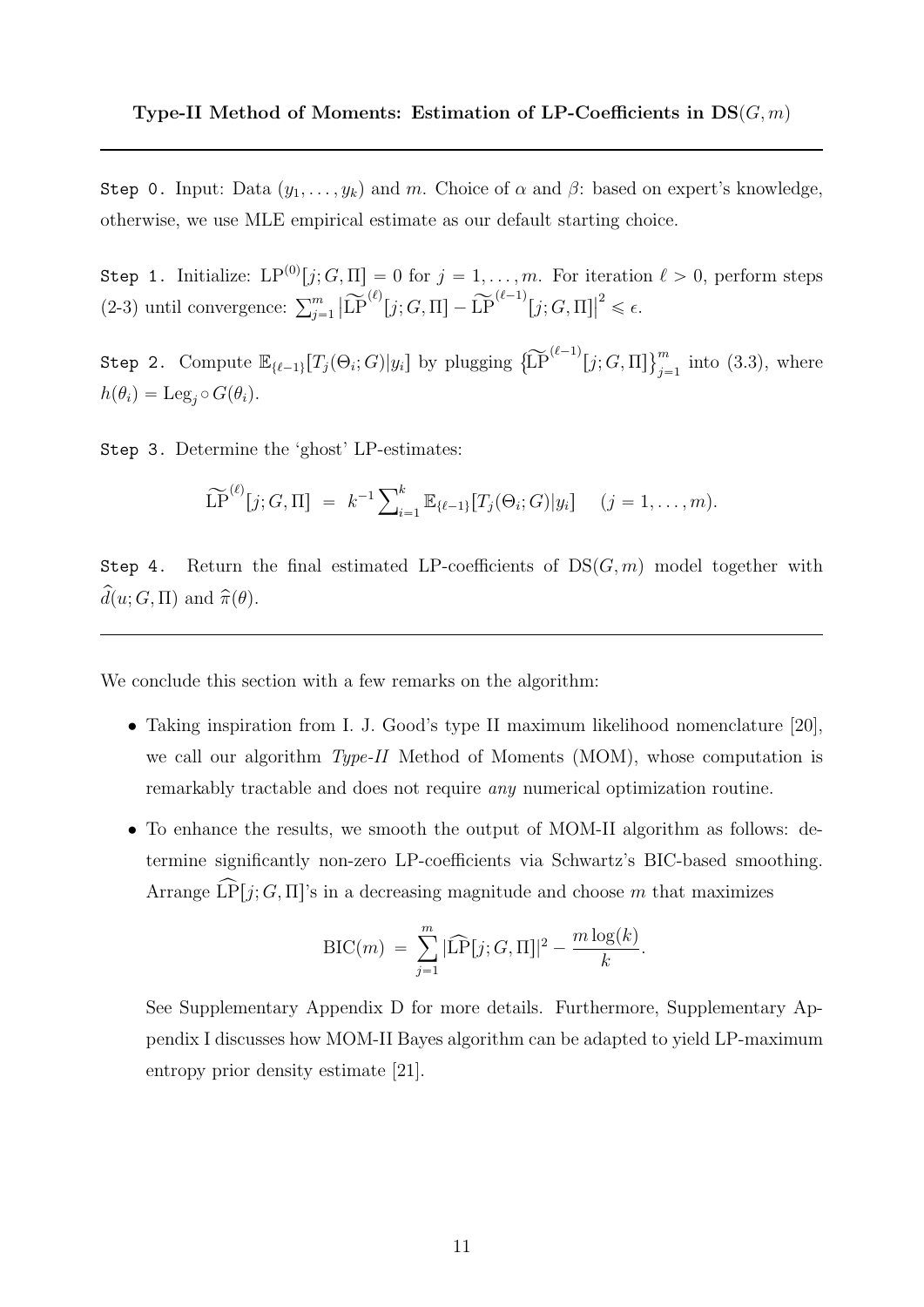**Type-II Method of Moments: Estimation of LP-Coefficients in DS$(G, m)$**

---

`Step 0.` Input: Data $(y_1, \ldots, y_k)$ and $m$. Choice of $\alpha$ and $\beta$: based on expert's knowledge, otherwise, we use MLE empirical estimate as our default starting choice.

`Step 1.` Initialize: $\mathrm{LP}^{(0)}[j; G, \Pi] = 0$ for $j = 1, \ldots, m$. For iteration $\ell > 0$, perform steps (2-3) until convergence: $\sum_{j=1}^{m} \big|\widetilde{\mathrm{LP}}^{(\ell)}[j; G, \Pi] - \widetilde{\mathrm{LP}}^{(\ell-1)}[j; G, \Pi]\big|^2 \leqslant \epsilon$.

`Step 2.` Compute $\mathbb{E}_{\{\ell-1\}}[T_j(\Theta_i; G)|y_i]$ by plugging $\big\{\widetilde{\mathrm{LP}}^{(\ell-1)}[j; G, \Pi]\big\}_{j=1}^{m}$ into (3.3), where $h(\theta_i) = \mathrm{Leg}_j \circ G(\theta_i)$.

`Step 3.` Determine the 'ghost' LP-estimates:

$$\widetilde{\mathrm{LP}}^{(\ell)}[j; G, \Pi] \;=\; k^{-1} \sum\nolimits_{i=1}^{k} \mathbb{E}_{\{\ell-1\}}[T_j(\Theta_i; G)|y_i] \quad (j = 1, \ldots, m).$$

`Step 4.` Return the final estimated LP-coefficients of $\mathrm{DS}(G, m)$ model together with $\widehat{d}(u; G, \Pi)$ and $\widehat{\pi}(\theta)$.

---

We conclude this section with a few remarks on the algorithm:

- Taking inspiration from I. J. Good's type II maximum likelihood nomenclature [20], we call our algorithm *Type-II* Method of Moments (MOM), whose computation is remarkably tractable and does not require *any* numerical optimization routine.
- To enhance the results, we smooth the output of MOM-II algorithm as follows: determine significantly non-zero LP-coefficients via Schwartz's BIC-based smoothing. Arrange $\widehat{\mathrm{LP}}[j; G, \Pi]$'s in a decreasing magnitude and choose $m$ that maximizes

$$\mathrm{BIC}(m) \;=\; \sum_{j=1}^{m} |\widehat{\mathrm{LP}}[j; G, \Pi]|^2 - \frac{m \log(k)}{k}.$$

  See Supplementary Appendix D for more details. Furthermore, Supplementary Appendix I discusses how MOM-II Bayes algorithm can be adapted to yield LP-maximum entropy prior density estimate [21].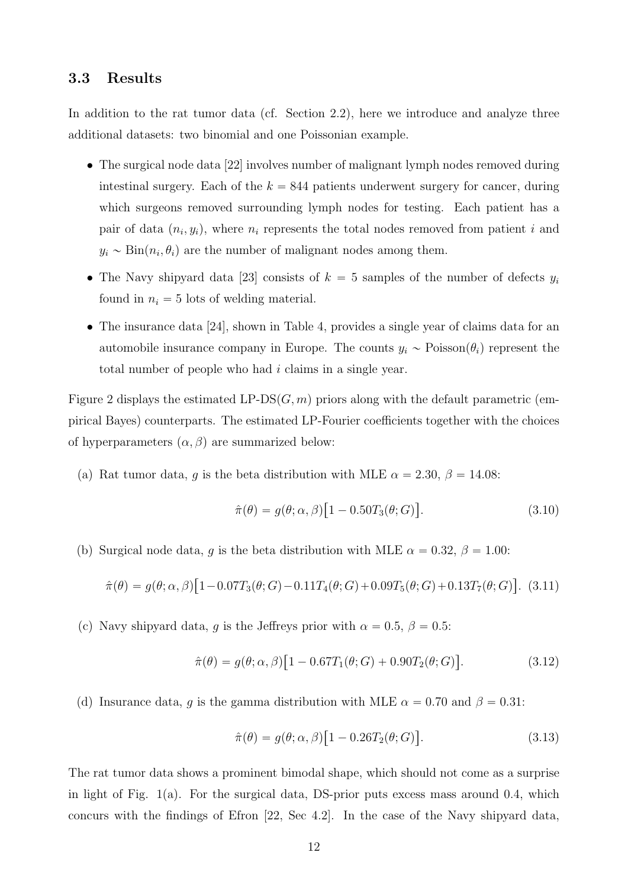### 3.3 Results

In addition to the rat tumor data (cf. Section 2.2), here we introduce and analyze three additional datasets: two binomial and one Poissonian example.

- The surgical node data [22] involves number of malignant lymph nodes removed during intestinal surgery. Each of the $k = 844$ patients underwent surgery for cancer, during which surgeons removed surrounding lymph nodes for testing. Each patient has a pair of data $(n_i, y_i)$, where $n_i$ represents the total nodes removed from patient $i$ and $y_i \sim \text{Bin}(n_i, \theta_i)$ are the number of malignant nodes among them.
- The Navy shipyard data [23] consists of $k = 5$ samples of the number of defects $y_i$ found in $n_i = 5$ lots of welding material.
- The insurance data [24], shown in Table 4, provides a single year of claims data for an automobile insurance company in Europe. The counts $y_i \sim \text{Poisson}(\theta_i)$ represent the total number of people who had $i$ claims in a single year.

Figure 2 displays the estimated LP-DS$(G, m)$ priors along with the default parametric (empirical Bayes) counterparts. The estimated LP-Fourier coefficients together with the choices of hyperparameters $(\alpha, \beta)$ are summarized below:

(a) Rat tumor data, $g$ is the beta distribution with MLE $\alpha = 2.30$, $\beta = 14.08$:

$$\hat{\pi}(\theta) = g(\theta; \alpha, \beta)\big[1 - 0.50T_3(\theta; G)\big]. \tag{3.10}$$

(b) Surgical node data, $g$ is the beta distribution with MLE $\alpha = 0.32$, $\beta = 1.00$:

$$\hat{\pi}(\theta) = g(\theta; \alpha, \beta)\big[1 - 0.07T_3(\theta; G) - 0.11T_4(\theta; G) + 0.09T_5(\theta; G) + 0.13T_7(\theta; G)\big]. \tag{3.11}$$

(c) Navy shipyard data, $g$ is the Jeffreys prior with $\alpha = 0.5$, $\beta = 0.5$:

$$\hat{\pi}(\theta) = g(\theta; \alpha, \beta)\big[1 - 0.67T_1(\theta; G) + 0.90T_2(\theta; G)\big]. \tag{3.12}$$

(d) Insurance data, $g$ is the gamma distribution with MLE $\alpha = 0.70$ and $\beta = 0.31$:

$$\hat{\pi}(\theta) = g(\theta; \alpha, \beta)\big[1 - 0.26T_2(\theta; G)\big]. \tag{3.13}$$

The rat tumor data shows a prominent bimodal shape, which should not come as a surprise in light of Fig. 1(a). For the surgical data, DS-prior puts excess mass around 0.4, which concurs with the findings of Efron [22, Sec 4.2]. In the case of the Navy shipyard data,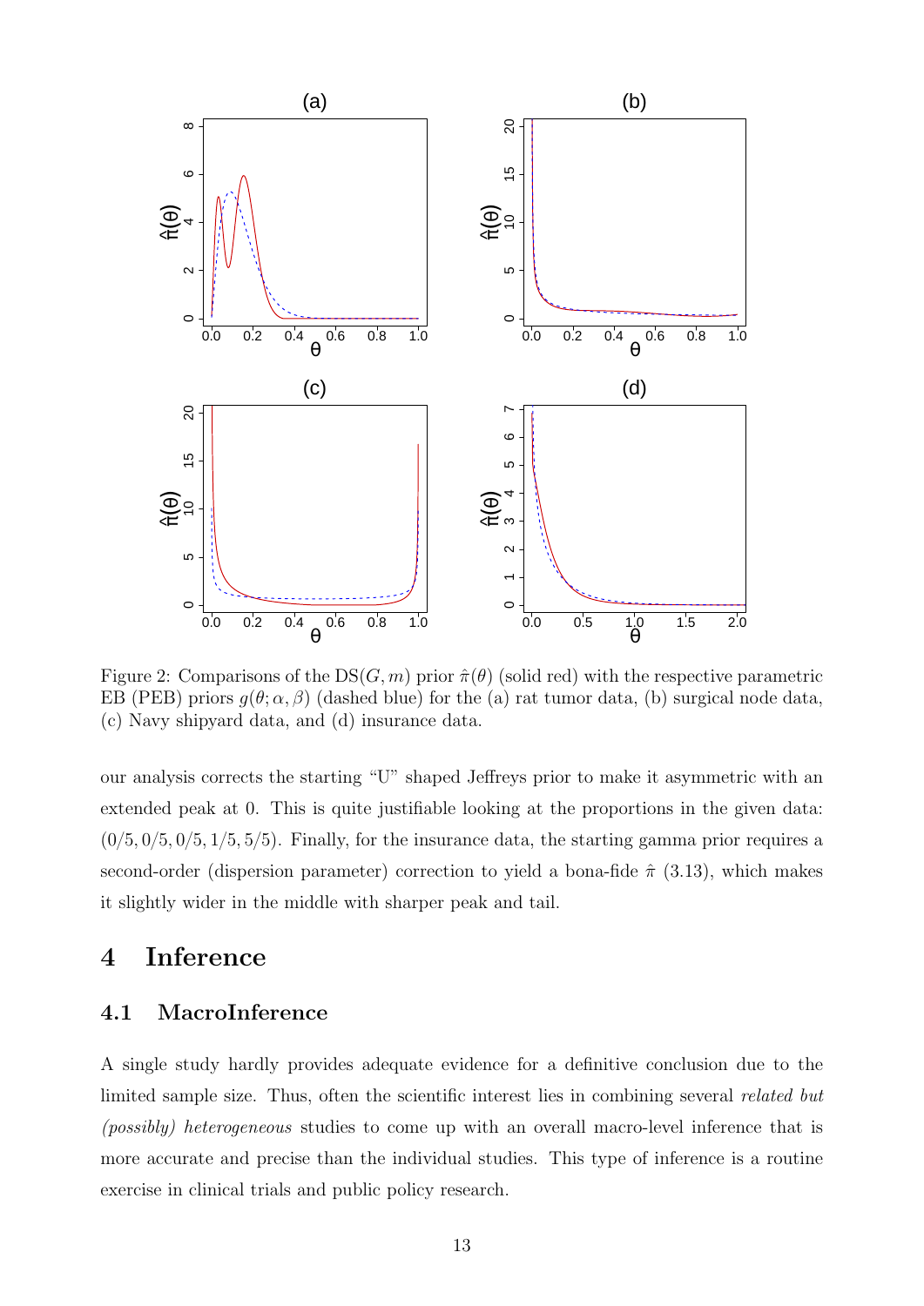Figure 2: Comparisons of the DS$(G, m)$ prior $\hat{\pi}(\theta)$ (solid red) with the respective parametric EB (PEB) priors $g(\theta; \alpha, \beta)$ (dashed blue) for the (a) rat tumor data, (b) surgical node data, (c) Navy shipyard data, and (d) insurance data.

our analysis corrects the starting "U" shaped Jeffreys prior to make it asymmetric with an extended peak at 0. This is quite justifiable looking at the proportions in the given data: $(0/5, 0/5, 0/5, 1/5, 5/5)$. Finally, for the insurance data, the starting gamma prior requires a second-order (dispersion parameter) correction to yield a bona-fide $\hat{\pi}$ (3.13), which makes it slightly wider in the middle with sharper peak and tail.

# 4 Inference

## 4.1 MacroInference

A single study hardly provides adequate evidence for a definitive conclusion due to the limited sample size. Thus, often the scientific interest lies in combining several *related but (possibly) heterogeneous* studies to come up with an overall macro-level inference that is more accurate and precise than the individual studies. This type of inference is a routine exercise in clinical trials and public policy research.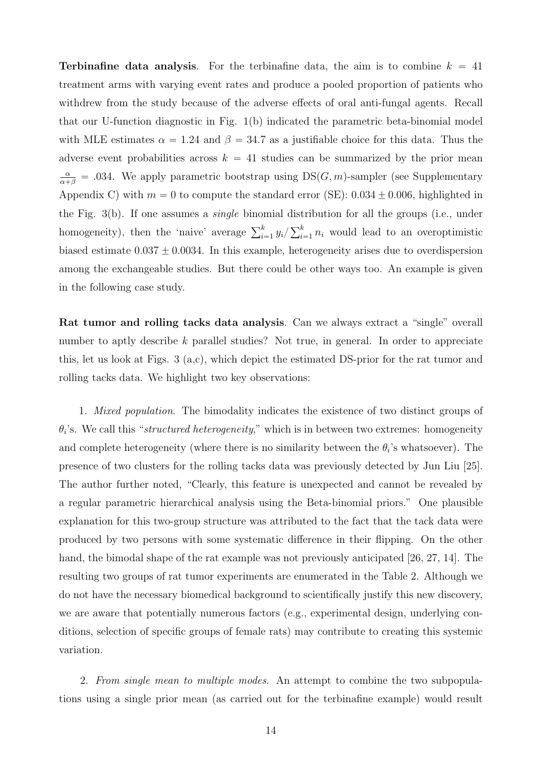**Terbinafine data analysis**. For the terbinafine data, the aim is to combine $k = 41$ treatment arms with varying event rates and produce a pooled proportion of patients who withdrew from the study because of the adverse effects of oral anti-fungal agents. Recall that our U-function diagnostic in Fig. 1(b) indicated the parametric beta-binomial model with MLE estimates $\alpha = 1.24$ and $\beta = 34.7$ as a justifiable choice for this data. Thus the adverse event probabilities across $k = 41$ studies can be summarized by the prior mean $\frac{\alpha}{\alpha+\beta} = .034$. We apply parametric bootstrap using $\text{DS}(G, m)$-sampler (see Supplementary Appendix C) with $m = 0$ to compute the standard error (SE): $0.034 \pm 0.006$, highlighted in the Fig. 3(b). If one assumes a *single* binomial distribution for all the groups (i.e., under homogeneity), then the 'naive' average $\sum_{i=1}^{k} y_i / \sum_{i=1}^{k} n_i$ would lead to an overoptimistic biased estimate $0.037 \pm 0.0034$. In this example, heterogeneity arises due to overdispersion among the exchangeable studies. But there could be other ways too. An example is given in the following case study.

**Rat tumor and rolling tacks data analysis**. Can we always extract a "single" overall number to aptly describe $k$ parallel studies? Not true, in general. In order to appreciate this, let us look at Figs. 3 (a,c), which depict the estimated DS-prior for the rat tumor and rolling tacks data. We highlight two key observations:

1. *Mixed population*. The bimodality indicates the existence of two distinct groups of $\theta_i$'s. We call this "*structured heterogeneity*," which is in between two extremes: homogeneity and complete heterogeneity (where there is no similarity between the $\theta_i$'s whatsoever). The presence of two clusters for the rolling tacks data was previously detected by Jun Liu [25]. The author further noted, "Clearly, this feature is unexpected and cannot be revealed by a regular parametric hierarchical analysis using the Beta-binomial priors." One plausible explanation for this two-group structure was attributed to the fact that the tack data were produced by two persons with some systematic difference in their flipping. On the other hand, the bimodal shape of the rat example was not previously anticipated [26, 27, 14]. The resulting two groups of rat tumor experiments are enumerated in the Table 2. Although we do not have the necessary biomedical background to scientifically justify this new discovery, we are aware that potentially numerous factors (e.g., experimental design, underlying conditions, selection of specific groups of female rats) may contribute to creating this systemic variation.

2. *From single mean to multiple modes*. An attempt to combine the two subpopulations using a single prior mean (as carried out for the terbinafine example) would result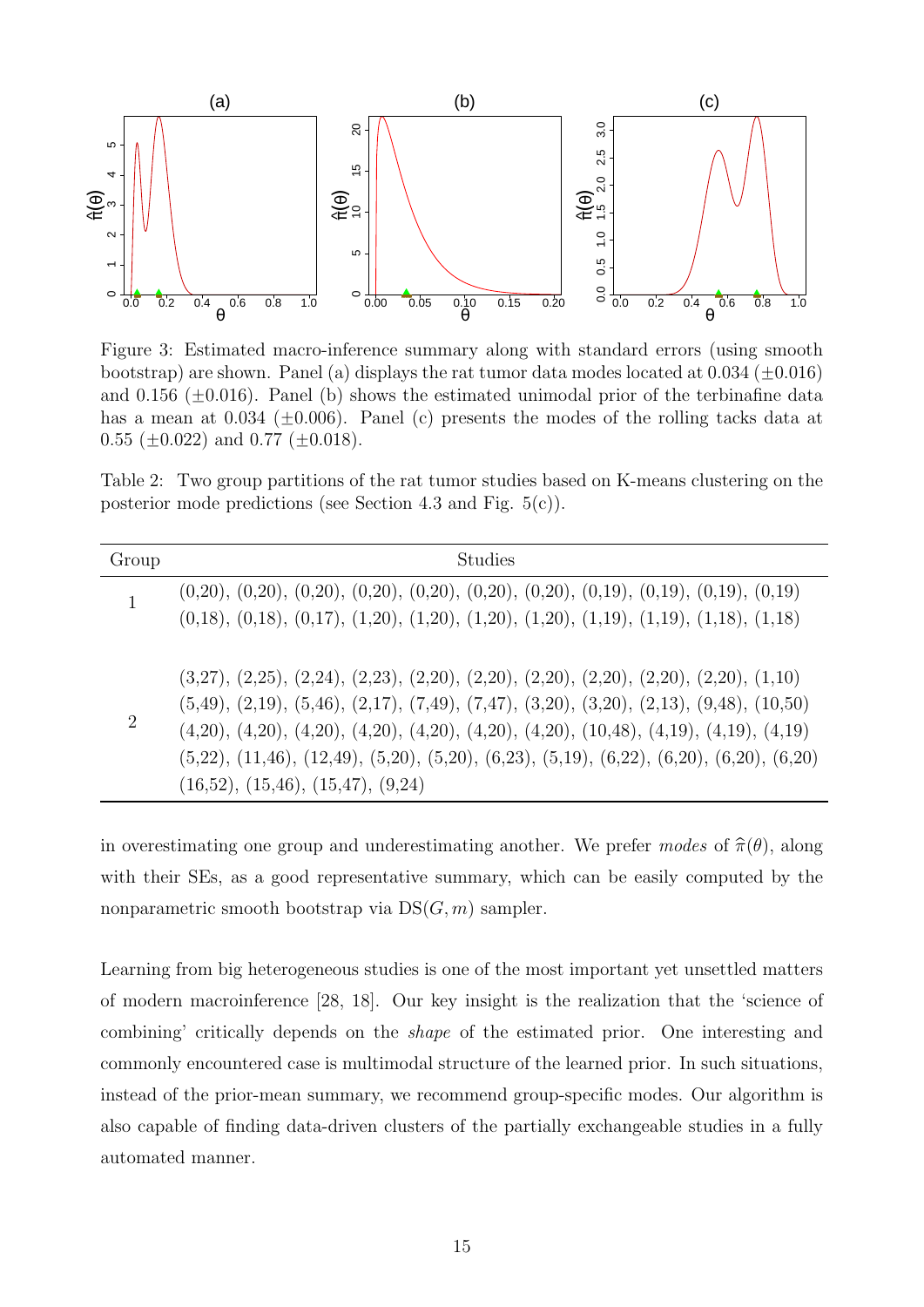Figure 3: Estimated macro-inference summary along with standard errors (using smooth bootstrap) are shown. Panel (a) displays the rat tumor data modes located at 0.034 ($\pm$0.016) and 0.156 ($\pm$0.016). Panel (b) shows the estimated unimodal prior of the terbinafine data has a mean at 0.034 ($\pm$0.006). Panel (c) presents the modes of the rolling tacks data at 0.55 ($\pm$0.022) and 0.77 ($\pm$0.018).

Table 2: Two group partitions of the rat tumor studies based on K-means clustering on the posterior mode predictions (see Section 4.3 and Fig. 5(c)).

| Group | Studies |
|---|---|
| 1 | (0,20), (0,20), (0,20), (0,20), (0,20), (0,20), (0,20), (0,19), (0,19), (0,19), (0,19) (0,18), (0,18), (0,17), (1,20), (1,20), (1,20), (1,20), (1,19), (1,19), (1,18), (1,18) |
| 2 | (3,27), (2,25), (2,24), (2,23), (2,20), (2,20), (2,20), (2,20), (2,20), (2,20), (1,10) (5,49), (2,19), (5,46), (2,17), (7,49), (7,47), (3,20), (3,20), (2,13), (9,48), (10,50) (4,20), (4,20), (4,20), (4,20), (4,20), (4,20), (4,20), (10,48), (4,19), (4,19), (4,19) (5,22), (11,46), (12,49), (5,20), (5,20), (6,23), (5,19), (6,22), (6,20), (6,20), (6,20) (16,52), (15,46), (15,47), (9,24) |

in overestimating one group and underestimating another. We prefer *modes* of $\widehat{\pi}(\theta)$, along with their SEs, as a good representative summary, which can be easily computed by the nonparametric smooth bootstrap via $\mathrm{DS}(G, m)$ sampler.

Learning from big heterogeneous studies is one of the most important yet unsettled matters of modern macroinference [28, 18]. Our key insight is the realization that the 'science of combining' critically depends on the *shape* of the estimated prior. One interesting and commonly encountered case is multimodal structure of the learned prior. In such situations, instead of the prior-mean summary, we recommend group-specific modes. Our algorithm is also capable of finding data-driven clusters of the partially exchangeable studies in a fully automated manner.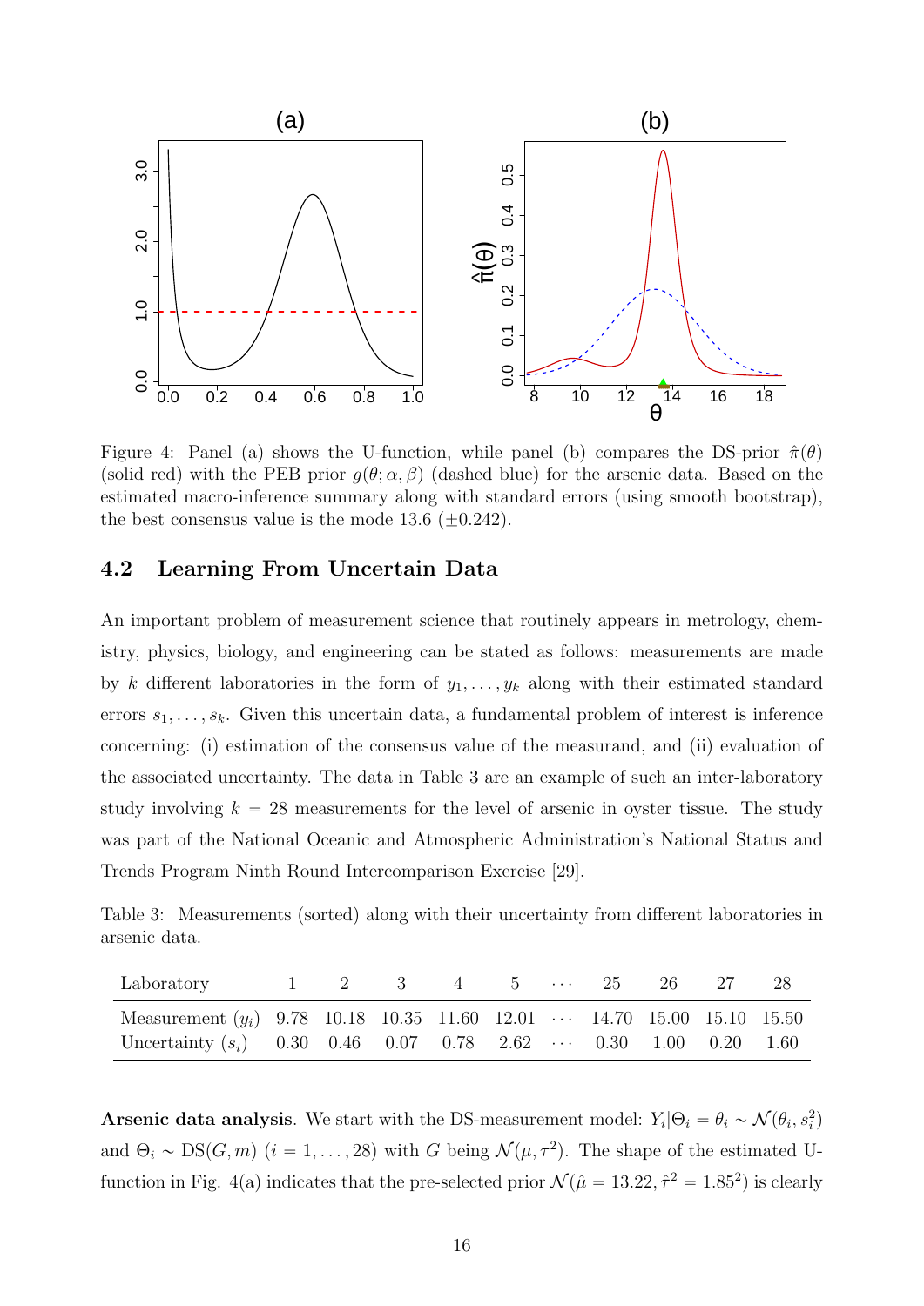Figure 4: Panel (a) shows the U-function, while panel (b) compares the DS-prior $\hat{\pi}(\theta)$ (solid red) with the PEB prior $g(\theta; \alpha, \beta)$ (dashed blue) for the arsenic data. Based on the estimated macro-inference summary along with standard errors (using smooth bootstrap), the best consensus value is the mode 13.6 ($\pm 0.242$).

### 4.2 Learning From Uncertain Data

An important problem of measurement science that routinely appears in metrology, chemistry, physics, biology, and engineering can be stated as follows: measurements are made by $k$ different laboratories in the form of $y_1, \ldots, y_k$ along with their estimated standard errors $s_1, \ldots, s_k$. Given this uncertain data, a fundamental problem of interest is inference concerning: (i) estimation of the consensus value of the measurand, and (ii) evaluation of the associated uncertainty. The data in Table 3 are an example of such an inter-laboratory study involving $k = 28$ measurements for the level of arsenic in oyster tissue. The study was part of the National Oceanic and Atmospheric Administration's National Status and Trends Program Ninth Round Intercomparison Exercise [29].

Table 3: Measurements (sorted) along with their uncertainty from different laboratories in arsenic data.

| Laboratory | 1 | 2 | 3 | 4 | 5 | $\cdots$ | 25 | 26 | 27 | 28 |
|---|---|---|---|---|---|---|---|---|---|---|
| Measurement ($y_i$) | 9.78 | 10.18 | 10.35 | 11.60 | 12.01 | $\cdots$ | 14.70 | 15.00 | 15.10 | 15.50 |
| Uncertainty ($s_i$) | 0.30 | 0.46 | 0.07 | 0.78 | 2.62 | $\cdots$ | 0.30 | 1.00 | 0.20 | 1.60 |

**Arsenic data analysis**. We start with the DS-measurement model: $Y_i|\Theta_i = \theta_i \sim \mathcal{N}(\theta_i, s_i^2)$ and $\Theta_i \sim \mathrm{DS}(G, m)$ ($i = 1, \ldots, 28$) with $G$ being $\mathcal{N}(\mu, \tau^2)$. The shape of the estimated U-function in Fig. 4(a) indicates that the pre-selected prior $\mathcal{N}(\hat{\mu} = 13.22, \hat{\tau}^2 = 1.85^2)$ is clearly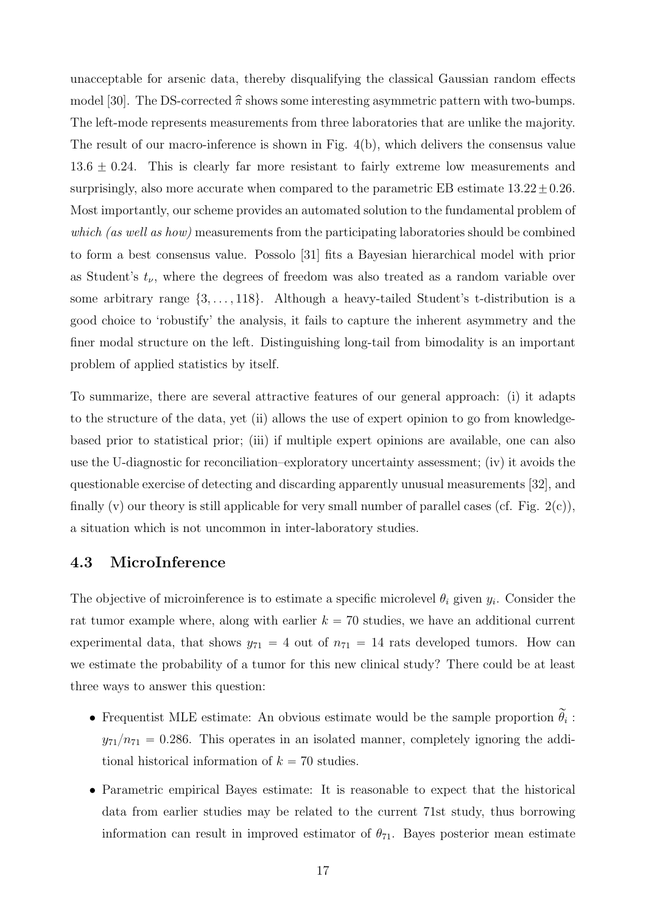unacceptable for arsenic data, thereby disqualifying the classical Gaussian random effects model [30]. The DS-corrected $\widehat{\pi}$ shows some interesting asymmetric pattern with two-bumps. The left-mode represents measurements from three laboratories that are unlike the majority. The result of our macro-inference is shown in Fig. 4(b), which delivers the consensus value $13.6 \pm 0.24$. This is clearly far more resistant to fairly extreme low measurements and surprisingly, also more accurate when compared to the parametric EB estimate $13.22 \pm 0.26$. Most importantly, our scheme provides an automated solution to the fundamental problem of *which (as well as how)* measurements from the participating laboratories should be combined to form a best consensus value. Possolo [31] fits a Bayesian hierarchical model with prior as Student's $t_\nu$, where the degrees of freedom was also treated as a random variable over some arbitrary range $\{3, \ldots, 118\}$. Although a heavy-tailed Student's t-distribution is a good choice to 'robustify' the analysis, it fails to capture the inherent asymmetry and the finer modal structure on the left. Distinguishing long-tail from bimodality is an important problem of applied statistics by itself.

To summarize, there are several attractive features of our general approach: (i) it adapts to the structure of the data, yet (ii) allows the use of expert opinion to go from knowledge-based prior to statistical prior; (iii) if multiple expert opinions are available, one can also use the U-diagnostic for reconciliation–exploratory uncertainty assessment; (iv) it avoids the questionable exercise of detecting and discarding apparently unusual measurements [32], and finally (v) our theory is still applicable for very small number of parallel cases (cf. Fig. 2(c)), a situation which is not uncommon in inter-laboratory studies.

### 4.3 MicroInference

The objective of microinference is to estimate a specific microlevel $\theta_i$ given $y_i$. Consider the rat tumor example where, along with earlier $k = 70$ studies, we have an additional current experimental data, that shows $y_{71} = 4$ out of $n_{71} = 14$ rats developed tumors. How can we estimate the probability of a tumor for this new clinical study? There could be at least three ways to answer this question:

- Frequentist MLE estimate: An obvious estimate would be the sample proportion $\widetilde{\theta}_i$ : $y_{71}/n_{71} = 0.286$. This operates in an isolated manner, completely ignoring the additional historical information of $k = 70$ studies.
- Parametric empirical Bayes estimate: It is reasonable to expect that the historical data from earlier studies may be related to the current 71st study, thus borrowing information can result in improved estimator of $\theta_{71}$. Bayes posterior mean estimate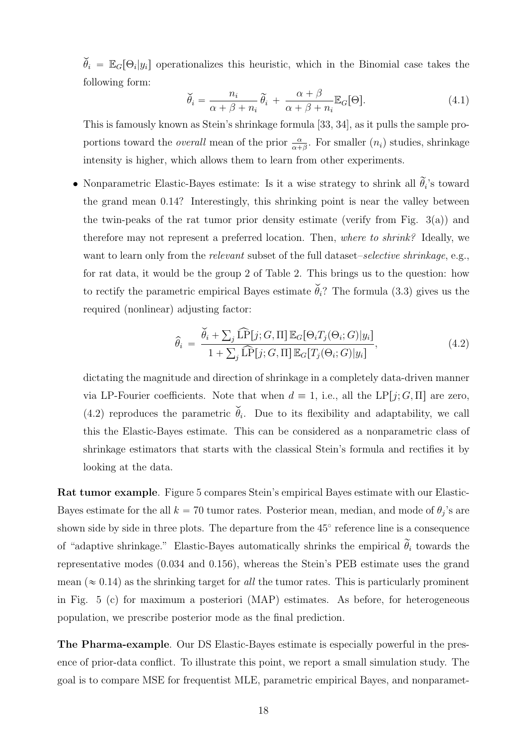$\breve{\theta}_i = \mathbb{E}_G[\Theta_i|y_i]$ operationalizes this heuristic, which in the Binomial case takes the following form:

$$\breve{\theta}_i = \frac{n_i}{\alpha + \beta + n_i}\,\widetilde{\theta}_i \,+\, \frac{\alpha + \beta}{\alpha + \beta + n_i}\mathbb{E}_G[\Theta]. \tag{4.1}$$

This is famously known as Stein's shrinkage formula [33, 34], as it pulls the sample proportions toward the *overall* mean of the prior $\frac{\alpha}{\alpha+\beta}$. For smaller ($n_i$) studies, shrinkage intensity is higher, which allows them to learn from other experiments.

- Nonparametric Elastic-Bayes estimate: Is it a wise strategy to shrink all $\widetilde{\theta}_i$'s toward the grand mean 0.14? Interestingly, this shrinking point is near the valley between the twin-peaks of the rat tumor prior density estimate (verify from Fig. 3(a)) and therefore may not represent a preferred location. Then, *where to shrink?* Ideally, we want to learn only from the *relevant* subset of the full dataset–*selective shrinkage*, e.g., for rat data, it would be the group 2 of Table 2. This brings us to the question: how to rectify the parametric empirical Bayes estimate $\breve{\theta}_i$? The formula (3.3) gives us the required (nonlinear) adjusting factor:

$$\widehat{\theta}_i \;=\; \frac{\breve{\theta}_i + \sum_j \widehat{\mathrm{LP}}[j;G,\Pi]\,\mathbb{E}_G[\Theta_i T_j(\Theta_i;G)|y_i]}{1 + \sum_j \widehat{\mathrm{LP}}[j;G,\Pi]\,\mathbb{E}_G[T_j(\Theta_i;G)|y_i]}, \tag{4.2}$$

  dictating the magnitude and direction of shrinkage in a completely data-driven manner via LP-Fourier coefficients. Note that when $d \equiv 1$, i.e., all the $\mathrm{LP}[j;G,\Pi]$ are zero, (4.2) reproduces the parametric $\breve{\theta}_i$. Due to its flexibility and adaptability, we call this the Elastic-Bayes estimate. This can be considered as a nonparametric class of shrinkage estimators that starts with the classical Stein's formula and rectifies it by looking at the data.

**Rat tumor example**. Figure 5 compares Stein's empirical Bayes estimate with our Elastic-Bayes estimate for the all $k = 70$ tumor rates. Posterior mean, median, and mode of $\theta_j$'s are shown side by side in three plots. The departure from the $45^{\circ}$ reference line is a consequence of "adaptive shrinkage." Elastic-Bayes automatically shrinks the empirical $\widetilde{\theta}_i$ towards the representative modes (0.034 and 0.156), whereas the Stein's PEB estimate uses the grand mean ($\approx 0.14$) as the shrinking target for *all* the tumor rates. This is particularly prominent in Fig. 5 (c) for maximum a posteriori (MAP) estimates. As before, for heterogeneous population, we prescribe posterior mode as the final prediction.

**The Pharma-example**. Our DS Elastic-Bayes estimate is especially powerful in the presence of prior-data conflict. To illustrate this point, we report a small simulation study. The goal is to compare MSE for frequentist MLE, parametric empirical Bayes, and nonparamet-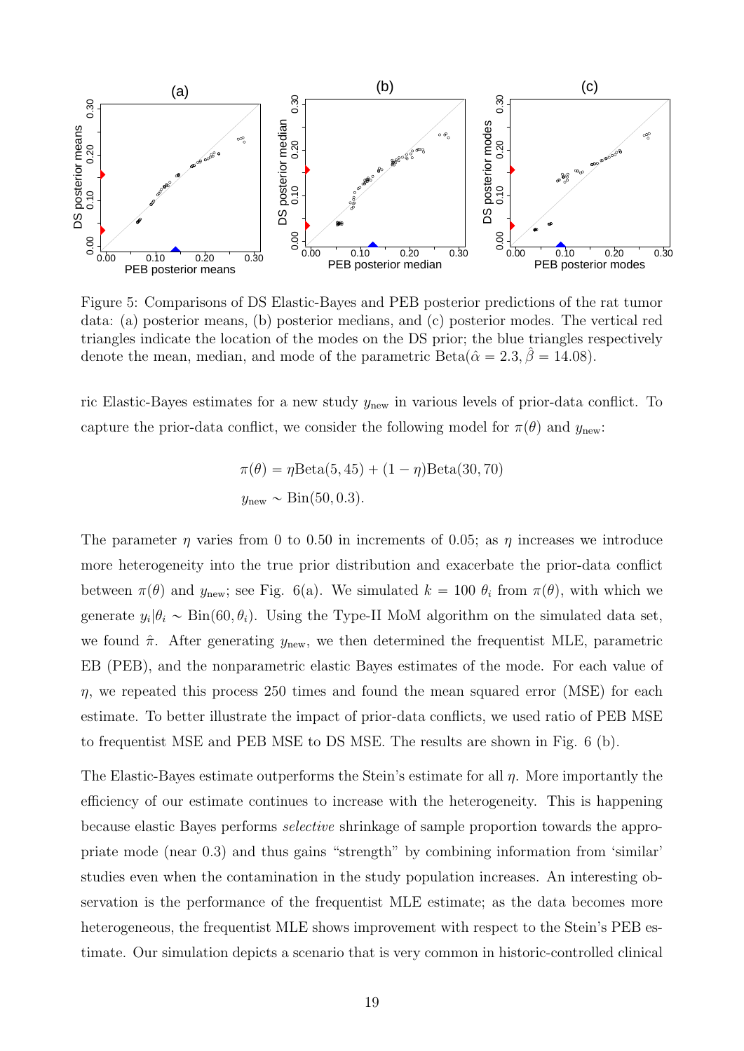Figure 5: Comparisons of DS Elastic-Bayes and PEB posterior predictions of the rat tumor data: (a) posterior means, (b) posterior medians, and (c) posterior modes. The vertical red triangles indicate the location of the modes on the DS prior; the blue triangles respectively denote the mean, median, and mode of the parametric Beta($\hat{\alpha} = 2.3, \hat{\beta} = 14.08$).

ric Elastic-Bayes estimates for a new study $y_{\text{new}}$ in various levels of prior-data conflict. To capture the prior-data conflict, we consider the following model for $\pi(\theta)$ and $y_{\text{new}}$:

$$\pi(\theta) = \eta \text{Beta}(5, 45) + (1 - \eta)\text{Beta}(30, 70)$$

$$y_{\text{new}} \sim \text{Bin}(50, 0.3).$$

The parameter $\eta$ varies from 0 to 0.50 in increments of 0.05; as $\eta$ increases we introduce more heterogeneity into the true prior distribution and exacerbate the prior-data conflict between $\pi(\theta)$ and $y_{\text{new}}$; see Fig. 6(a). We simulated $k = 100$ $\theta_i$ from $\pi(\theta)$, with which we generate $y_i|\theta_i \sim \text{Bin}(60, \theta_i)$. Using the Type-II MoM algorithm on the simulated data set, we found $\hat{\pi}$. After generating $y_{\text{new}}$, we then determined the frequentist MLE, parametric EB (PEB), and the nonparametric elastic Bayes estimates of the mode. For each value of $\eta$, we repeated this process 250 times and found the mean squared error (MSE) for each estimate. To better illustrate the impact of prior-data conflicts, we used ratio of PEB MSE to frequentist MSE and PEB MSE to DS MSE. The results are shown in Fig. 6 (b).

The Elastic-Bayes estimate outperforms the Stein's estimate for all $\eta$. More importantly the efficiency of our estimate continues to increase with the heterogeneity. This is happening because elastic Bayes performs *selective* shrinkage of sample proportion towards the appropriate mode (near 0.3) and thus gains "strength" by combining information from 'similar' studies even when the contamination in the study population increases. An interesting observation is the performance of the frequentist MLE estimate; as the data becomes more heterogeneous, the frequentist MLE shows improvement with respect to the Stein's PEB estimate. Our simulation depicts a scenario that is very common in historic-controlled clinical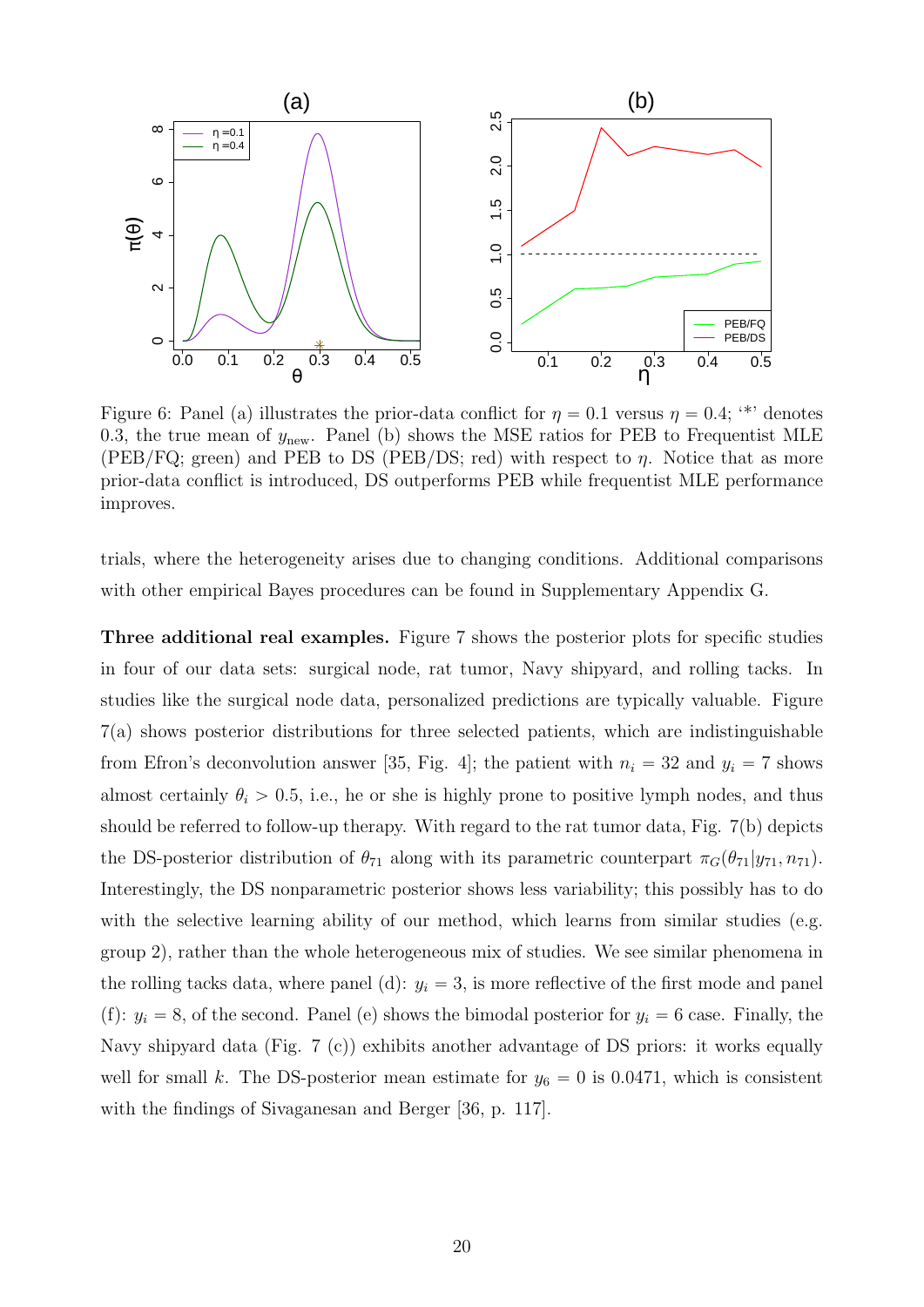Figure 6: Panel (a) illustrates the prior-data conflict for $\eta = 0.1$ versus $\eta = 0.4$; '*' denotes 0.3, the true mean of $y_{\text{new}}$. Panel (b) shows the MSE ratios for PEB to Frequentist MLE (PEB/FQ; green) and PEB to DS (PEB/DS; red) with respect to $\eta$. Notice that as more prior-data conflict is introduced, DS outperforms PEB while frequentist MLE performance improves.

trials, where the heterogeneity arises due to changing conditions. Additional comparisons with other empirical Bayes procedures can be found in Supplementary Appendix G.

**Three additional real examples.** Figure 7 shows the posterior plots for specific studies in four of our data sets: surgical node, rat tumor, Navy shipyard, and rolling tacks. In studies like the surgical node data, personalized predictions are typically valuable. Figure 7(a) shows posterior distributions for three selected patients, which are indistinguishable from Efron's deconvolution answer [35, Fig. 4]; the patient with $n_i = 32$ and $y_i = 7$ shows almost certainly $\theta_i > 0.5$, i.e., he or she is highly prone to positive lymph nodes, and thus should be referred to follow-up therapy. With regard to the rat tumor data, Fig. 7(b) depicts the DS-posterior distribution of $\theta_{71}$ along with its parametric counterpart $\pi_G(\theta_{71}|y_{71}, n_{71})$. Interestingly, the DS nonparametric posterior shows less variability; this possibly has to do with the selective learning ability of our method, which learns from similar studies (e.g. group 2), rather than the whole heterogeneous mix of studies. We see similar phenomena in the rolling tacks data, where panel (d): $y_i = 3$, is more reflective of the first mode and panel (f): $y_i = 8$, of the second. Panel (e) shows the bimodal posterior for $y_i = 6$ case. Finally, the Navy shipyard data (Fig. 7 (c)) exhibits another advantage of DS priors: it works equally well for small $k$. The DS-posterior mean estimate for $y_6 = 0$ is 0.0471, which is consistent with the findings of Sivaganesan and Berger [36, p. 117].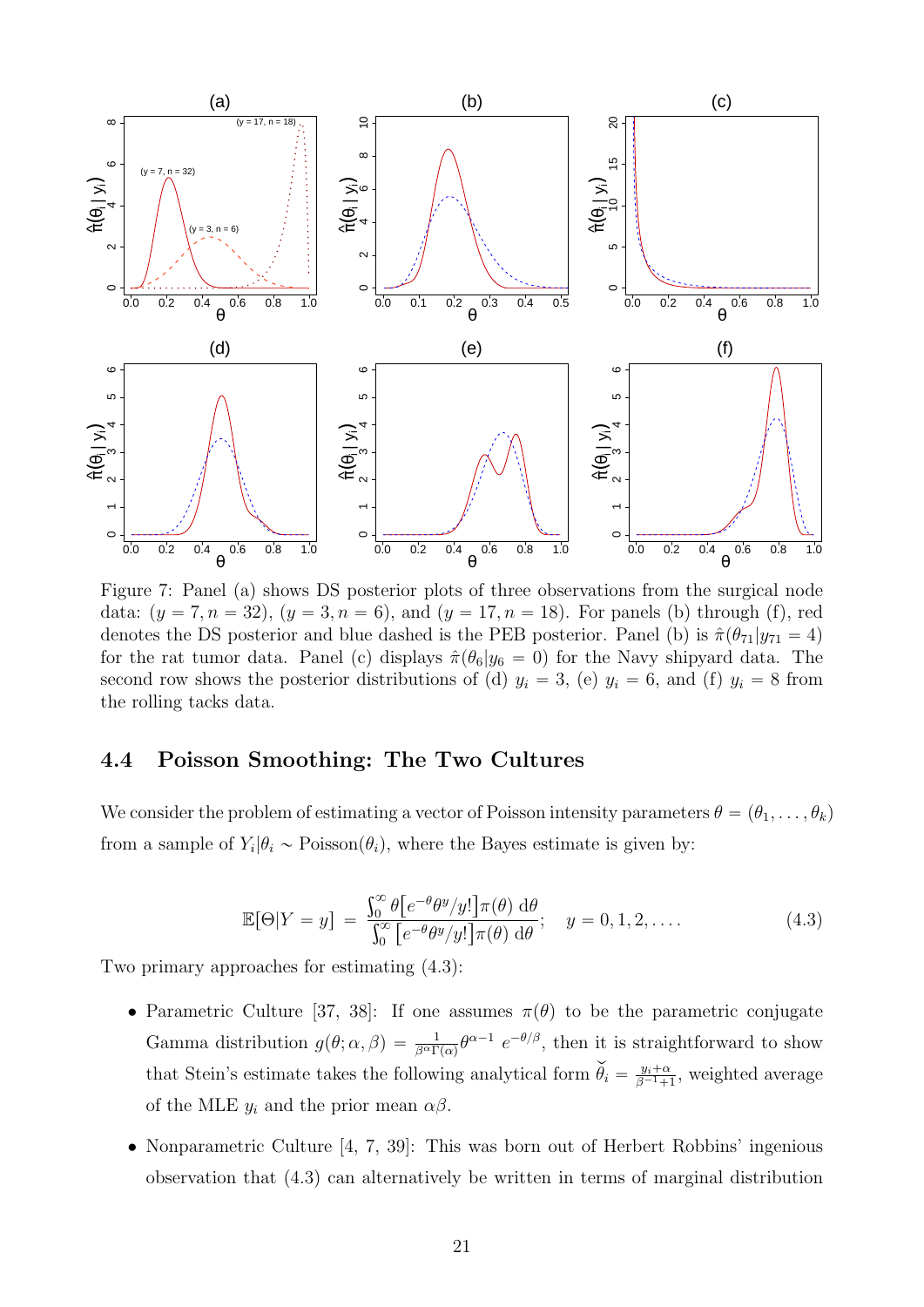Figure 7: Panel (a) shows DS posterior plots of three observations from the surgical node data: $(y = 7, n = 32)$, $(y = 3, n = 6)$, and $(y = 17, n = 18)$. For panels (b) through (f), red denotes the DS posterior and blue dashed is the PEB posterior. Panel (b) is $\hat{\pi}(\theta_{71}|y_{71} = 4)$ for the rat tumor data. Panel (c) displays $\hat{\pi}(\theta_6|y_6 = 0)$ for the Navy shipyard data. The second row shows the posterior distributions of (d) $y_i = 3$, (e) $y_i = 6$, and (f) $y_i = 8$ from the rolling tacks data.

### 4.4 Poisson Smoothing: The Two Cultures

We consider the problem of estimating a vector of Poisson intensity parameters $\theta = (\theta_1, \ldots, \theta_k)$ from a sample of $Y_i|\theta_i \sim \text{Poisson}(\theta_i)$, where the Bayes estimate is given by:

$$\mathbb{E}[\Theta|Y = y] = \frac{\int_0^\infty \theta\big[e^{-\theta}\theta^y/y!\big]\pi(\theta)\,\mathrm{d}\theta}{\int_0^\infty \big[e^{-\theta}\theta^y/y!\big]\pi(\theta)\,\mathrm{d}\theta}; \quad y = 0, 1, 2, \ldots. \tag{4.3}$$

Two primary approaches for estimating (4.3):

- Parametric Culture [37, 38]: If one assumes $\pi(\theta)$ to be the parametric conjugate Gamma distribution $g(\theta; \alpha, \beta) = \frac{1}{\beta^\alpha \Gamma(\alpha)} \theta^{\alpha-1}\, e^{-\theta/\beta}$, then it is straightforward to show that Stein's estimate takes the following analytical form $\breve{\theta}_i = \frac{y_i + \alpha}{\beta^{-1} + 1}$, weighted average of the MLE $y_i$ and the prior mean $\alpha\beta$.
- Nonparametric Culture [4, 7, 39]: This was born out of Herbert Robbins' ingenious observation that (4.3) can alternatively be written in terms of marginal distribution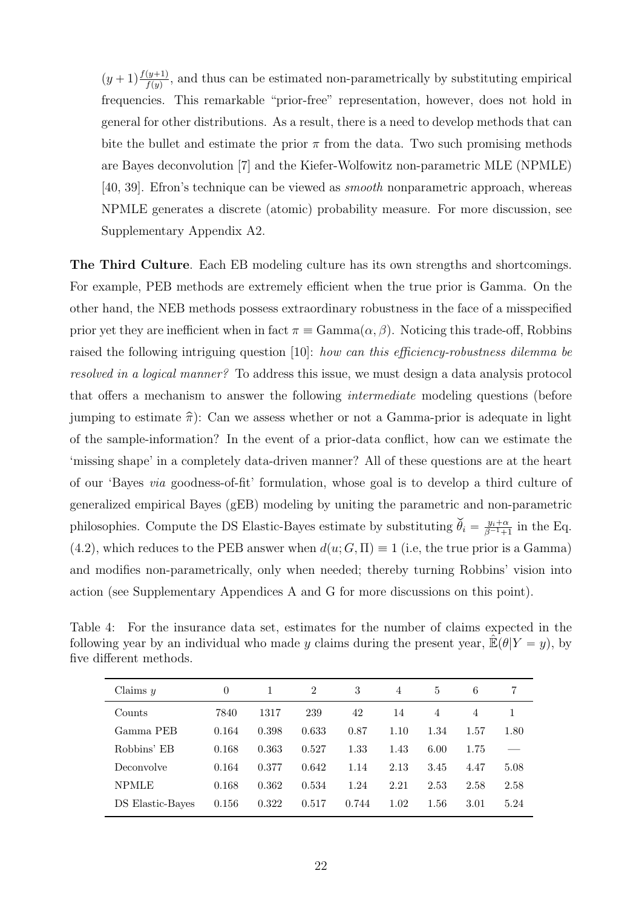$(y+1)\frac{f(y+1)}{f(y)}$, and thus can be estimated non-parametrically by substituting empirical frequencies. This remarkable "prior-free" representation, however, does not hold in general for other distributions. As a result, there is a need to develop methods that can bite the bullet and estimate the prior $\pi$ from the data. Two such promising methods are Bayes deconvolution [7] and the Kiefer-Wolfowitz non-parametric MLE (NPMLE) [40, 39]. Efron's technique can be viewed as *smooth* nonparametric approach, whereas NPMLE generates a discrete (atomic) probability measure. For more discussion, see Supplementary Appendix A2.

**The Third Culture**. Each EB modeling culture has its own strengths and shortcomings. For example, PEB methods are extremely efficient when the true prior is Gamma. On the other hand, the NEB methods possess extraordinary robustness in the face of a misspecified prior yet they are inefficient when in fact $\pi \equiv \text{Gamma}(\alpha, \beta)$. Noticing this trade-off, Robbins raised the following intriguing question [10]: *how can this efficiency-robustness dilemma be resolved in a logical manner?* To address this issue, we must design a data analysis protocol that offers a mechanism to answer the following *intermediate* modeling questions (before jumping to estimate $\widehat{\pi}$): Can we assess whether or not a Gamma-prior is adequate in light of the sample-information? In the event of a prior-data conflict, how can we estimate the 'missing shape' in a completely data-driven manner? All of these questions are at the heart of our 'Bayes *via* goodness-of-fit' formulation, whose goal is to develop a third culture of generalized empirical Bayes (gEB) modeling by uniting the parametric and non-parametric philosophies. Compute the DS Elastic-Bayes estimate by substituting $\breve{\theta}_i = \frac{y_i+\alpha}{\beta^{-1}+1}$ in the Eq. (4.2), which reduces to the PEB answer when $d(u; G, \Pi) \equiv 1$ (i.e, the true prior is a Gamma) and modifies non-parametrically, only when needed; thereby turning Robbins' vision into action (see Supplementary Appendices A and G for more discussions on this point).

Table 4: For the insurance data set, estimates for the number of claims expected in the following year by an individual who made $y$ claims during the present year, $\hat{\mathbb{E}}(\theta|Y = y)$, by five different methods.

| Claims $y$ | 0 | 1 | 2 | 3 | 4 | 5 | 6 | 7 |
|---|---|---|---|---|---|---|---|---|
| Counts | 7840 | 1317 | 239 | 42 | 14 | 4 | 4 | 1 |
| Gamma PEB | 0.164 | 0.398 | 0.633 | 0.87 | 1.10 | 1.34 | 1.57 | 1.80 |
| Robbins' EB | 0.168 | 0.363 | 0.527 | 1.33 | 1.43 | 6.00 | 1.75 | — |
| Deconvolve | 0.164 | 0.377 | 0.642 | 1.14 | 2.13 | 3.45 | 4.47 | 5.08 |
| NPMLE | 0.168 | 0.362 | 0.534 | 1.24 | 2.21 | 2.53 | 2.58 | 2.58 |
| DS Elastic-Bayes | 0.156 | 0.322 | 0.517 | 0.744 | 1.02 | 1.56 | 3.01 | 5.24 |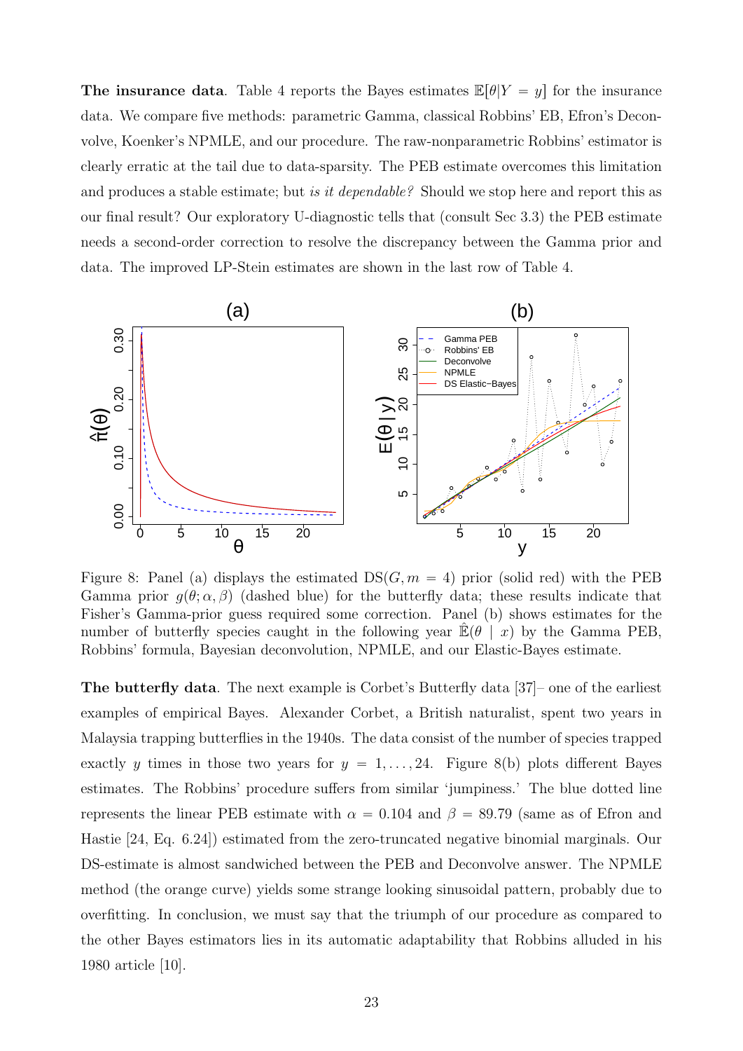**The insurance data**. Table 4 reports the Bayes estimates $\mathbb{E}[\theta|Y = y]$ for the insurance data. We compare five methods: parametric Gamma, classical Robbins' EB, Efron's Deconvolve, Koenker's NPMLE, and our procedure. The raw-nonparametric Robbins' estimator is clearly erratic at the tail due to data-sparsity. The PEB estimate overcomes this limitation and produces a stable estimate; but *is it dependable?* Should we stop here and report this as our final result? Our exploratory U-diagnostic tells that (consult Sec 3.3) the PEB estimate needs a second-order correction to resolve the discrepancy between the Gamma prior and data. The improved LP-Stein estimates are shown in the last row of Table 4.

Figure 8: Panel (a) displays the estimated DS$(G, m = 4)$ prior (solid red) with the PEB Gamma prior $g(\theta; \alpha, \beta)$ (dashed blue) for the butterfly data; these results indicate that Fisher's Gamma-prior guess required some correction. Panel (b) shows estimates for the number of butterfly species caught in the following year $\hat{\mathbb{E}}(\theta \mid x)$ by the Gamma PEB, Robbins' formula, Bayesian deconvolution, NPMLE, and our Elastic-Bayes estimate.

**The butterfly data**. The next example is Corbet's Butterfly data [37]– one of the earliest examples of empirical Bayes. Alexander Corbet, a British naturalist, spent two years in Malaysia trapping butterflies in the 1940s. The data consist of the number of species trapped exactly $y$ times in those two years for $y = 1, \ldots, 24$. Figure 8(b) plots different Bayes estimates. The Robbins' procedure suffers from similar 'jumpiness.' The blue dotted line represents the linear PEB estimate with $\alpha = 0.104$ and $\beta = 89.79$ (same as of Efron and Hastie [24, Eq. 6.24]) estimated from the zero-truncated negative binomial marginals. Our DS-estimate is almost sandwiched between the PEB and Deconvolve answer. The NPMLE method (the orange curve) yields some strange looking sinusoidal pattern, probably due to overfitting. In conclusion, we must say that the triumph of our procedure as compared to the other Bayes estimators lies in its automatic adaptability that Robbins alluded in his 1980 article [10].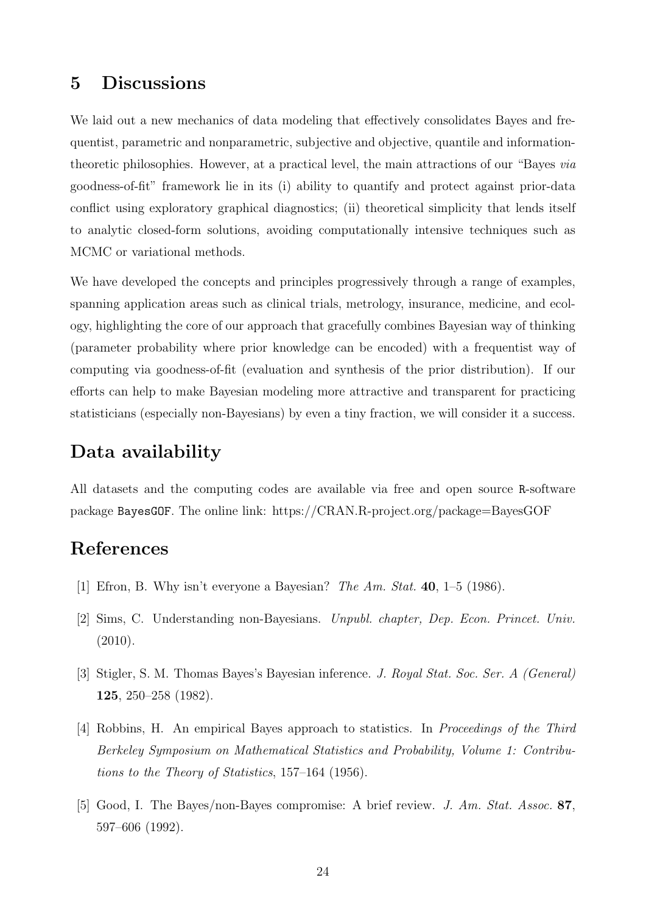## 5 Discussions

We laid out a new mechanics of data modeling that effectively consolidates Bayes and frequentist, parametric and nonparametric, subjective and objective, quantile and information-theoretic philosophies. However, at a practical level, the main attractions of our "Bayes *via* goodness-of-fit" framework lie in its (i) ability to quantify and protect against prior-data conflict using exploratory graphical diagnostics; (ii) theoretical simplicity that lends itself to analytic closed-form solutions, avoiding computationally intensive techniques such as MCMC or variational methods.

We have developed the concepts and principles progressively through a range of examples, spanning application areas such as clinical trials, metrology, insurance, medicine, and ecology, highlighting the core of our approach that gracefully combines Bayesian way of thinking (parameter probability where prior knowledge can be encoded) with a frequentist way of computing via goodness-of-fit (evaluation and synthesis of the prior distribution). If our efforts can help to make Bayesian modeling more attractive and transparent for practicing statisticians (especially non-Bayesians) by even a tiny fraction, we will consider it a success.

## Data availability

All datasets and the computing codes are available via free and open source `R`-software package `BayesGOF`. The online link: https://CRAN.R-project.org/package=BayesGOF

## References

[1] Efron, B. Why isn't everyone a Bayesian? *The Am. Stat.* **40**, 1–5 (1986).

[2] Sims, C. Understanding non-Bayesians. *Unpubl. chapter, Dep. Econ. Princet. Univ.* (2010).

[3] Stigler, S. M. Thomas Bayes's Bayesian inference. *J. Royal Stat. Soc. Ser. A (General)* **125**, 250–258 (1982).

[4] Robbins, H. An empirical Bayes approach to statistics. In *Proceedings of the Third Berkeley Symposium on Mathematical Statistics and Probability, Volume 1: Contributions to the Theory of Statistics*, 157–164 (1956).

[5] Good, I. The Bayes/non-Bayes compromise: A brief review. *J. Am. Stat. Assoc.* **87**, 597–606 (1992).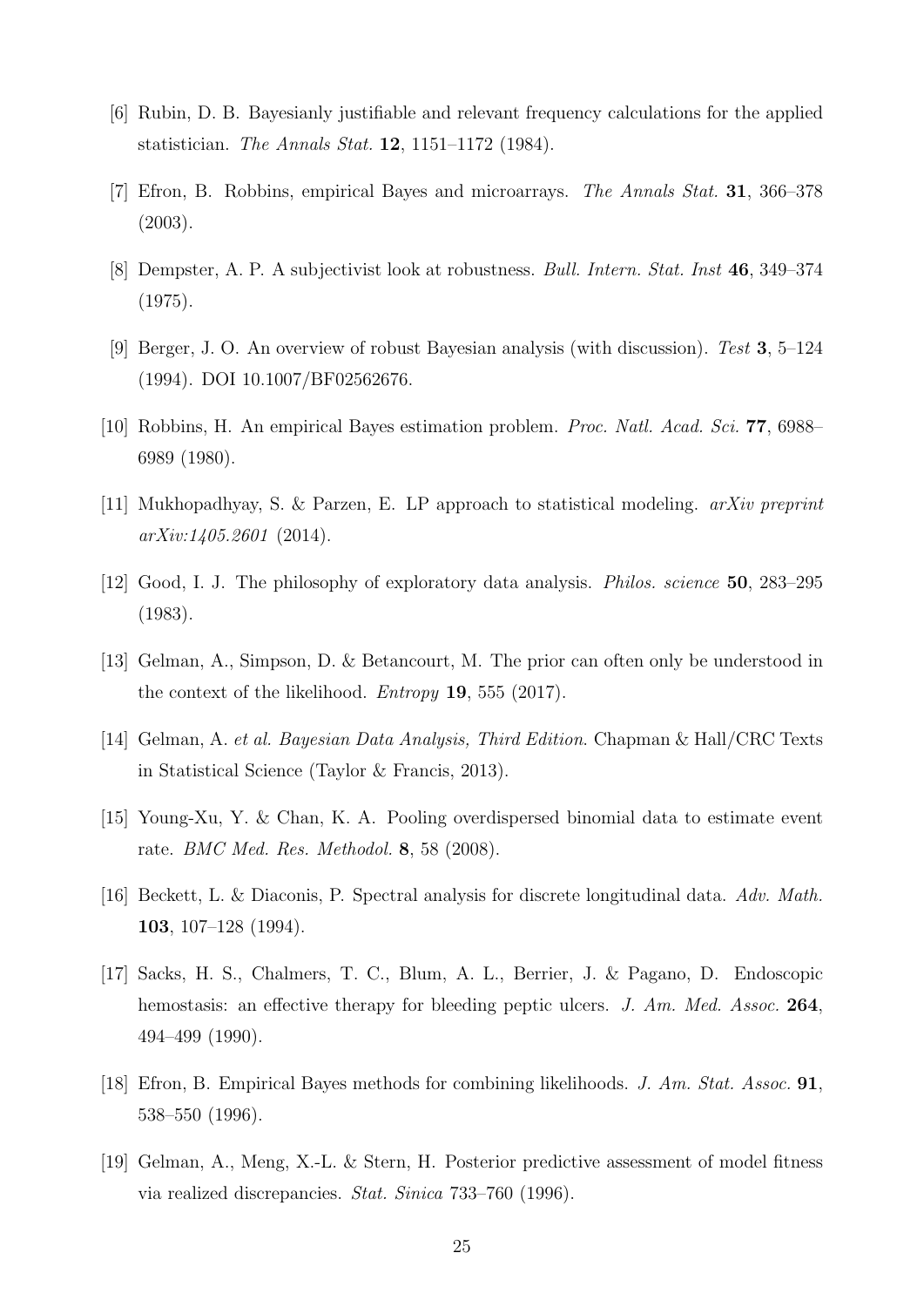[6] Rubin, D. B. Bayesianly justifiable and relevant frequency calculations for the applied statistician. *The Annals Stat.* **12**, 1151–1172 (1984).

[7] Efron, B. Robbins, empirical Bayes and microarrays. *The Annals Stat.* **31**, 366–378 (2003).

[8] Dempster, A. P. A subjectivist look at robustness. *Bull. Intern. Stat. Inst* **46**, 349–374 (1975).

[9] Berger, J. O. An overview of robust Bayesian analysis (with discussion). *Test* **3**, 5–124 (1994). DOI 10.1007/BF02562676.

[10] Robbins, H. An empirical Bayes estimation problem. *Proc. Natl. Acad. Sci.* **77**, 6988–6989 (1980).

[11] Mukhopadhyay, S. & Parzen, E. LP approach to statistical modeling. *arXiv preprint arXiv:1405.2601* (2014).

[12] Good, I. J. The philosophy of exploratory data analysis. *Philos. science* **50**, 283–295 (1983).

[13] Gelman, A., Simpson, D. & Betancourt, M. The prior can often only be understood in the context of the likelihood. *Entropy* **19**, 555 (2017).

[14] Gelman, A. *et al. Bayesian Data Analysis, Third Edition*. Chapman & Hall/CRC Texts in Statistical Science (Taylor & Francis, 2013).

[15] Young-Xu, Y. & Chan, K. A. Pooling overdispersed binomial data to estimate event rate. *BMC Med. Res. Methodol.* **8**, 58 (2008).

[16] Beckett, L. & Diaconis, P. Spectral analysis for discrete longitudinal data. *Adv. Math.* **103**, 107–128 (1994).

[17] Sacks, H. S., Chalmers, T. C., Blum, A. L., Berrier, J. & Pagano, D. Endoscopic hemostasis: an effective therapy for bleeding peptic ulcers. *J. Am. Med. Assoc.* **264**, 494–499 (1990).

[18] Efron, B. Empirical Bayes methods for combining likelihoods. *J. Am. Stat. Assoc.* **91**, 538–550 (1996).

[19] Gelman, A., Meng, X.-L. & Stern, H. Posterior predictive assessment of model fitness via realized discrepancies. *Stat. Sinica* 733–760 (1996).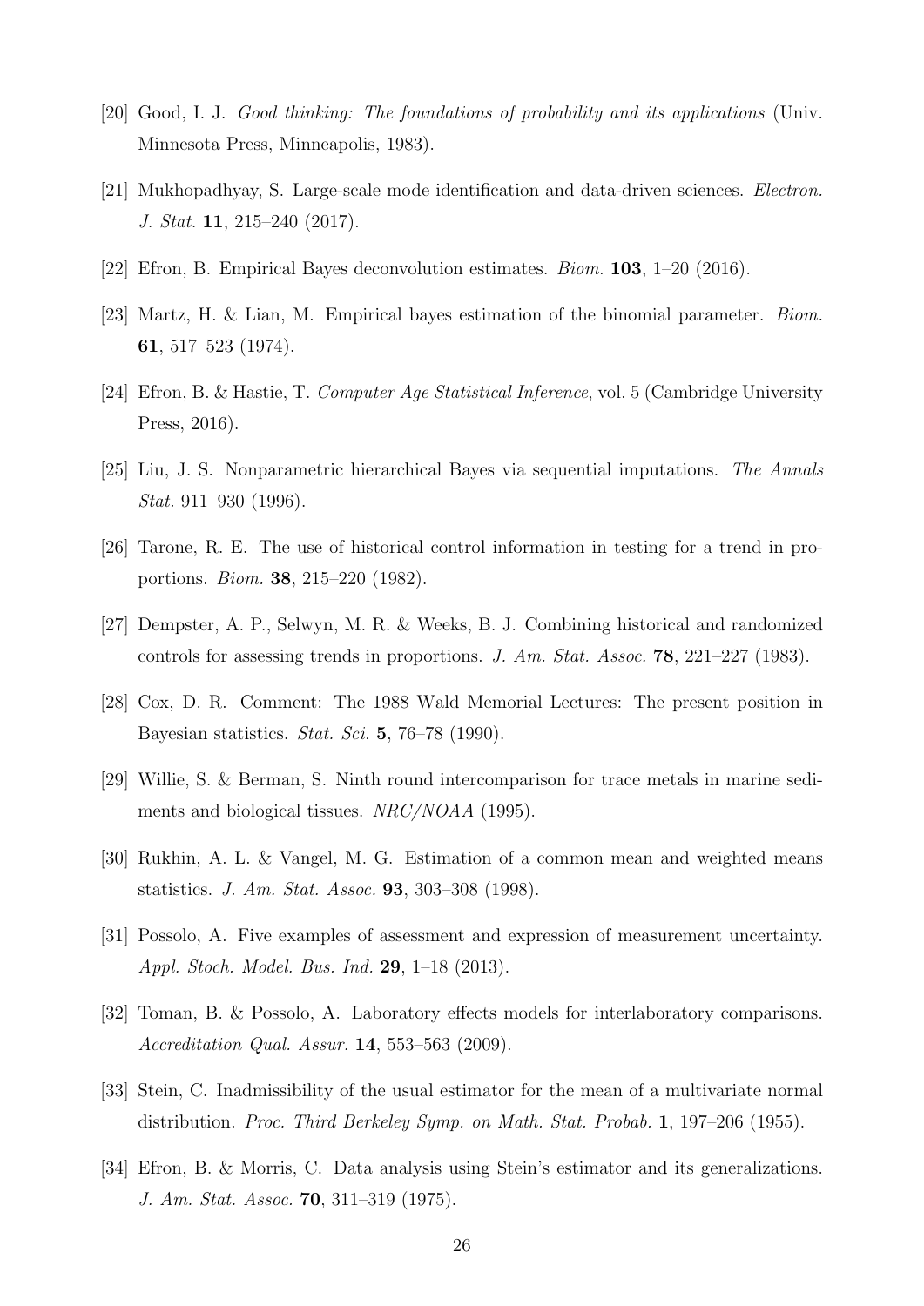[20] Good, I. J. *Good thinking: The foundations of probability and its applications* (Univ. Minnesota Press, Minneapolis, 1983).

[21] Mukhopadhyay, S. Large-scale mode identification and data-driven sciences. *Electron. J. Stat.* **11**, 215–240 (2017).

[22] Efron, B. Empirical Bayes deconvolution estimates. *Biom.* **103**, 1–20 (2016).

[23] Martz, H. & Lian, M. Empirical bayes estimation of the binomial parameter. *Biom.* **61**, 517–523 (1974).

[24] Efron, B. & Hastie, T. *Computer Age Statistical Inference*, vol. 5 (Cambridge University Press, 2016).

[25] Liu, J. S. Nonparametric hierarchical Bayes via sequential imputations. *The Annals Stat.* 911–930 (1996).

[26] Tarone, R. E. The use of historical control information in testing for a trend in proportions. *Biom.* **38**, 215–220 (1982).

[27] Dempster, A. P., Selwyn, M. R. & Weeks, B. J. Combining historical and randomized controls for assessing trends in proportions. *J. Am. Stat. Assoc.* **78**, 221–227 (1983).

[28] Cox, D. R. Comment: The 1988 Wald Memorial Lectures: The present position in Bayesian statistics. *Stat. Sci.* **5**, 76–78 (1990).

[29] Willie, S. & Berman, S. Ninth round intercomparison for trace metals in marine sediments and biological tissues. *NRC/NOAA* (1995).

[30] Rukhin, A. L. & Vangel, M. G. Estimation of a common mean and weighted means statistics. *J. Am. Stat. Assoc.* **93**, 303–308 (1998).

[31] Possolo, A. Five examples of assessment and expression of measurement uncertainty. *Appl. Stoch. Model. Bus. Ind.* **29**, 1–18 (2013).

[32] Toman, B. & Possolo, A. Laboratory effects models for interlaboratory comparisons. *Accreditation Qual. Assur.* **14**, 553–563 (2009).

[33] Stein, C. Inadmissibility of the usual estimator for the mean of a multivariate normal distribution. *Proc. Third Berkeley Symp. on Math. Stat. Probab.* **1**, 197–206 (1955).

[34] Efron, B. & Morris, C. Data analysis using Stein's estimator and its generalizations. *J. Am. Stat. Assoc.* **70**, 311–319 (1975).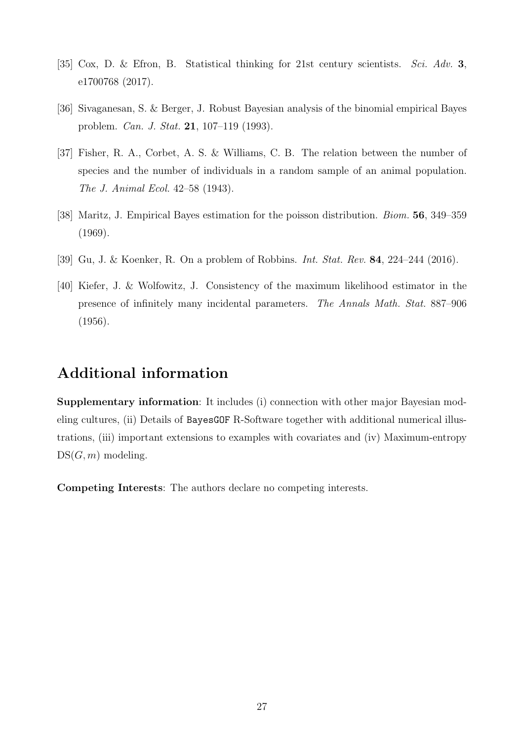[35] Cox, D. & Efron, B. Statistical thinking for 21st century scientists. *Sci. Adv.* **3**, e1700768 (2017).

[36] Sivaganesan, S. & Berger, J. Robust Bayesian analysis of the binomial empirical Bayes problem. *Can. J. Stat.* **21**, 107–119 (1993).

[37] Fisher, R. A., Corbet, A. S. & Williams, C. B. The relation between the number of species and the number of individuals in a random sample of an animal population. *The J. Animal Ecol.* 42–58 (1943).

[38] Maritz, J. Empirical Bayes estimation for the poisson distribution. *Biom.* **56**, 349–359 (1969).

[39] Gu, J. & Koenker, R. On a problem of Robbins. *Int. Stat. Rev.* **84**, 224–244 (2016).

[40] Kiefer, J. & Wolfowitz, J. Consistency of the maximum likelihood estimator in the presence of infinitely many incidental parameters. *The Annals Math. Stat.* 887–906 (1956).

## Additional information

**Supplementary information**: It includes (i) connection with other major Bayesian modeling cultures, (ii) Details of BayesGOF R-Software together with additional numerical illustrations, (iii) important extensions to examples with covariates and (iv) Maximum-entropy $\text{DS}(G, m)$ modeling.

**Competing Interests**: The authors declare no competing interests.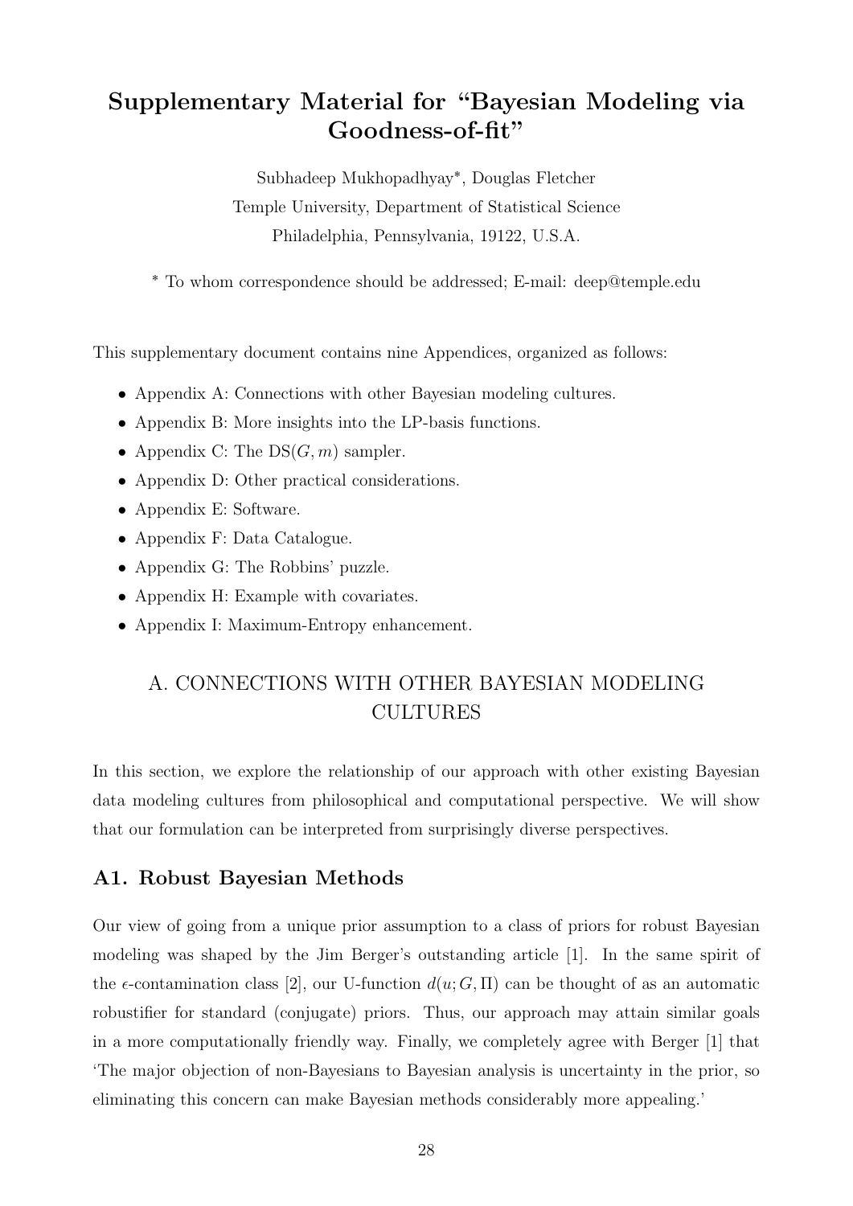# Supplementary Material for "Bayesian Modeling via Goodness-of-fit"

Subhadeep Mukhopadhyay*, Douglas Fletcher

Temple University, Department of Statistical Science

Philadelphia, Pennsylvania, 19122, U.S.A.

* To whom correspondence should be addressed; E-mail: deep@temple.edu

This supplementary document contains nine Appendices, organized as follows:

- Appendix A: Connections with other Bayesian modeling cultures.
- Appendix B: More insights into the LP-basis functions.
- Appendix C: The $\mathrm{DS}(G, m)$ sampler.
- Appendix D: Other practical considerations.
- Appendix E: Software.
- Appendix F: Data Catalogue.
- Appendix G: The Robbins' puzzle.
- Appendix H: Example with covariates.
- Appendix I: Maximum-Entropy enhancement.

## A. CONNECTIONS WITH OTHER BAYESIAN MODELING CULTURES

In this section, we explore the relationship of our approach with other existing Bayesian data modeling cultures from philosophical and computational perspective. We will show that our formulation can be interpreted from surprisingly diverse perspectives.

### A1. Robust Bayesian Methods

Our view of going from a unique prior assumption to a class of priors for robust Bayesian modeling was shaped by the Jim Berger's outstanding article [1]. In the same spirit of the $\epsilon$-contamination class [2], our U-function $d(u; G, \Pi)$ can be thought of as an automatic robustifier for standard (conjugate) priors. Thus, our approach may attain similar goals in a more computationally friendly way. Finally, we completely agree with Berger [1] that 'The major objection of non-Bayesians to Bayesian analysis is uncertainty in the prior, so eliminating this concern can make Bayesian methods considerably more appealing.'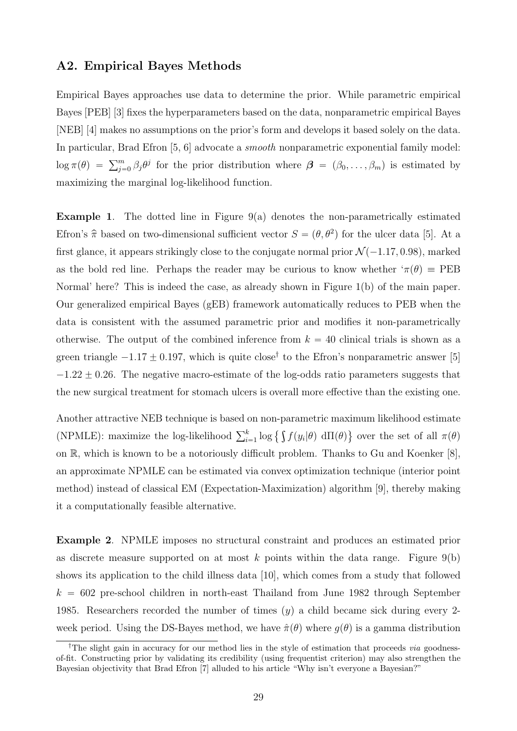## A2. Empirical Bayes Methods

Empirical Bayes approaches use data to determine the prior. While parametric empirical Bayes [PEB] [3] fixes the hyperparameters based on the data, nonparametric empirical Bayes [NEB] [4] makes no assumptions on the prior's form and develops it based solely on the data. In particular, Brad Efron [5, 6] advocate a *smooth* nonparametric exponential family model: $\log \pi(\theta) = \sum_{j=0}^{m} \beta_j \theta^j$ for the prior distribution where $\boldsymbol{\beta} = (\beta_0, \ldots, \beta_m)$ is estimated by maximizing the marginal log-likelihood function.

**Example 1**. The dotted line in Figure 9(a) denotes the non-parametrically estimated Efron's $\widehat{\pi}$ based on two-dimensional sufficient vector $S = (\theta, \theta^2)$ for the ulcer data [5]. At a first glance, it appears strikingly close to the conjugate normal prior $\mathcal{N}(-1.17, 0.98)$, marked as the bold red line. Perhaps the reader may be curious to know whether '$\pi(\theta) \equiv$ PEB Normal' here? This is indeed the case, as already shown in Figure 1(b) of the main paper. Our generalized empirical Bayes (gEB) framework automatically reduces to PEB when the data is consistent with the assumed parametric prior and modifies it non-parametrically otherwise. The output of the combined inference from $k = 40$ clinical trials is shown as a green triangle $-1.17 \pm 0.197$, which is quite close[†] to the Efron's nonparametric answer [5] $-1.22 \pm 0.26$. The negative macro-estimate of the log-odds ratio parameters suggests that the new surgical treatment for stomach ulcers is overall more effective than the existing one.

Another attractive NEB technique is based on non-parametric maximum likelihood estimate (NPMLE): maximize the log-likelihood $\sum_{i=1}^{k} \log \left\{ \int f(y_i|\theta) \, d\Pi(\theta) \right\}$ over the set of all $\pi(\theta)$ on $\mathbb{R}$, which is known to be a notoriously difficult problem. Thanks to Gu and Koenker [8], an approximate NPMLE can be estimated via convex optimization technique (interior point method) instead of classical EM (Expectation-Maximization) algorithm [9], thereby making it a computationally feasible alternative.

**Example 2**. NPMLE imposes no structural constraint and produces an estimated prior as discrete measure supported on at most $k$ points within the data range. Figure 9(b) shows its application to the child illness data [10], which comes from a study that followed $k = 602$ pre-school children in north-east Thailand from June 1982 through September 1985. Researchers recorded the number of times ($y$) a child became sick during every 2-week period. Using the DS-Bayes method, we have $\hat{\pi}(\theta)$ where $g(\theta)$ is a gamma distribution

[†]The slight gain in accuracy for our method lies in the style of estimation that proceeds *via* goodness-of-fit. Constructing prior by validating its credibility (using frequentist criterion) may also strengthen the Bayesian objectivity that Brad Efron [7] alluded to his article "Why isn't everyone a Bayesian?"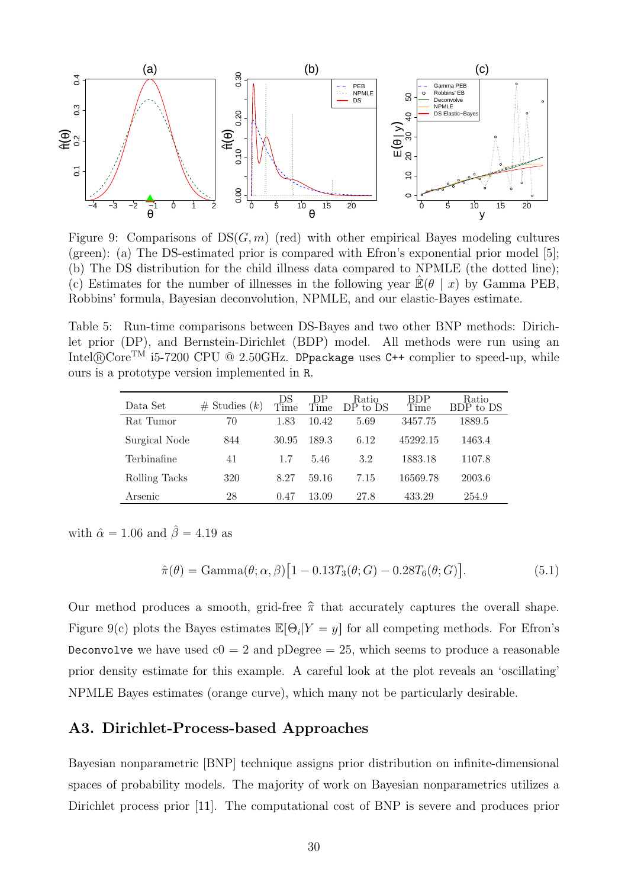Figure 9: Comparisons of DS$(G, m)$ (red) with other empirical Bayes modeling cultures (green): (a) The DS-estimated prior is compared with Efron's exponential prior model [5]; (b) The DS distribution for the child illness data compared to NPMLE (the dotted line); (c) Estimates for the number of illnesses in the following year $\hat{\mathbb{E}}(\theta \mid x)$ by Gamma PEB, Robbins' formula, Bayesian deconvolution, NPMLE, and our elastic-Bayes estimate.

Table 5: Run-time comparisons between DS-Bayes and two other BNP methods: Dirichlet prior (DP), and Bernstein-Dirichlet (BDP) model. All methods were run using an Intel®Core™ i5-7200 CPU @ 2.50GHz. `DPpackage` uses `C++` complier to speed-up, while ours is a prototype version implemented in `R`.

| Data Set | # Studies ($k$) | DS Time | DP Time | Ratio DP to DS | BDP Time | Ratio BDP to DS |
|---|---|---|---|---|---|---|
| Rat Tumor | 70 | 1.83 | 10.42 | 5.69 | 3457.75 | 1889.5 |
| Surgical Node | 844 | 30.95 | 189.3 | 6.12 | 45292.15 | 1463.4 |
| Terbinafine | 41 | 1.7 | 5.46 | 3.2 | 1883.18 | 1107.8 |
| Rolling Tacks | 320 | 8.27 | 59.16 | 7.15 | 16569.78 | 2003.6 |
| Arsenic | 28 | 0.47 | 13.09 | 27.8 | 433.29 | 254.9 |

with $\hat{\alpha} = 1.06$ and $\hat{\beta} = 4.19$ as

$$\hat{\pi}(\theta) = \text{Gamma}(\theta; \alpha, \beta)\big[1 - 0.13T_3(\theta; G) - 0.28T_6(\theta; G)\big]. \tag{5.1}$$

Our method produces a smooth, grid-free $\hat{\pi}$ that accurately captures the overall shape. Figure 9(c) plots the Bayes estimates $\mathbb{E}[\Theta_i | Y = y]$ for all competing methods. For Efron's `Deconvolve` we have used c0 = 2 and pDegree = 25, which seems to produce a reasonable prior density estimate for this example. A careful look at the plot reveals an 'oscillating' NPMLE Bayes estimates (orange curve), which many not be particularly desirable.

## A3. Dirichlet-Process-based Approaches

Bayesian nonparametric [BNP] technique assigns prior distribution on infinite-dimensional spaces of probability models. The majority of work on Bayesian nonparametrics utilizes a Dirichlet process prior [11]. The computational cost of BNP is severe and produces prior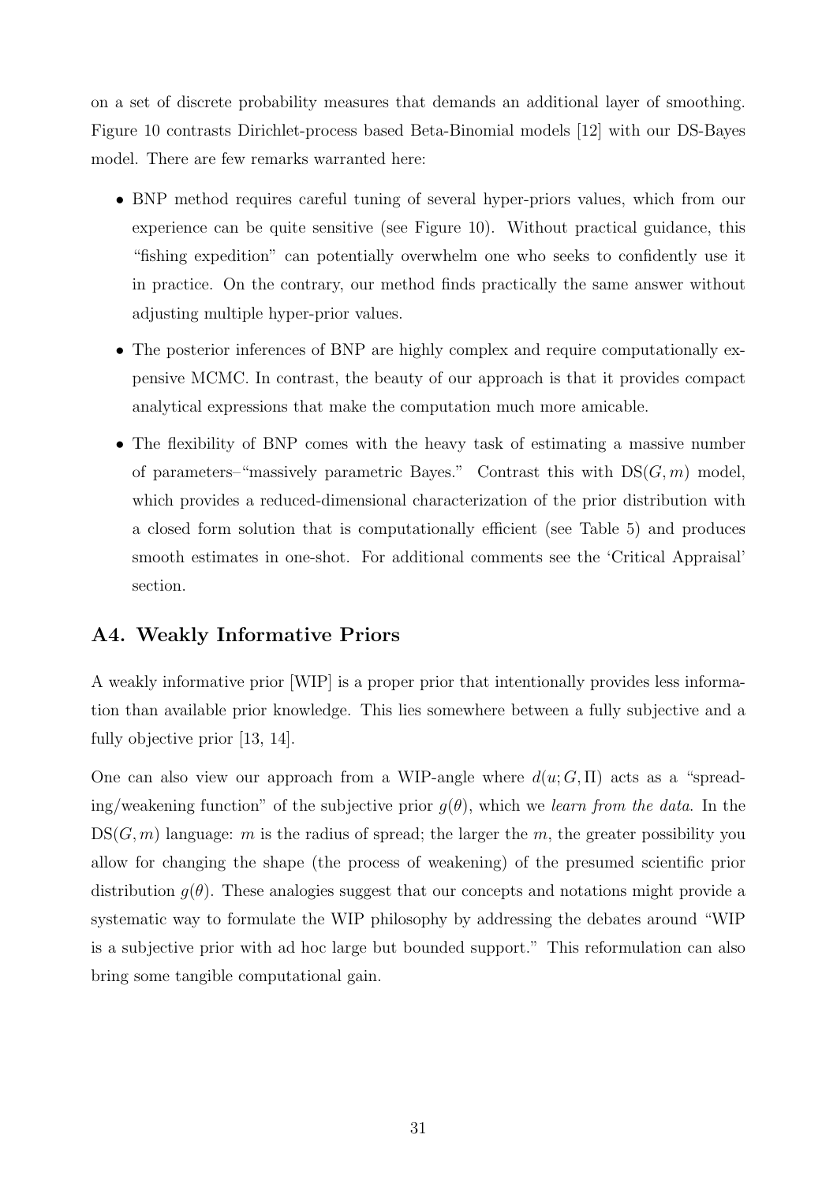on a set of discrete probability measures that demands an additional layer of smoothing. Figure 10 contrasts Dirichlet-process based Beta-Binomial models [12] with our DS-Bayes model. There are few remarks warranted here:

- BNP method requires careful tuning of several hyper-priors values, which from our experience can be quite sensitive (see Figure 10). Without practical guidance, this "fishing expedition" can potentially overwhelm one who seeks to confidently use it in practice. On the contrary, our method finds practically the same answer without adjusting multiple hyper-prior values.
- The posterior inferences of BNP are highly complex and require computationally expensive MCMC. In contrast, the beauty of our approach is that it provides compact analytical expressions that make the computation much more amicable.
- The flexibility of BNP comes with the heavy task of estimating a massive number of parameters–"massively parametric Bayes." Contrast this with $\mathrm{DS}(G,m)$ model, which provides a reduced-dimensional characterization of the prior distribution with a closed form solution that is computationally efficient (see Table 5) and produces smooth estimates in one-shot. For additional comments see the 'Critical Appraisal' section.

## A4. Weakly Informative Priors

A weakly informative prior [WIP] is a proper prior that intentionally provides less information than available prior knowledge. This lies somewhere between a fully subjective and a fully objective prior [13, 14].

One can also view our approach from a WIP-angle where $d(u;G,\Pi)$ acts as a "spreading/weakening function" of the subjective prior $g(\theta)$, which we *learn from the data*. In the $\mathrm{DS}(G,m)$ language: $m$ is the radius of spread; the larger the $m$, the greater possibility you allow for changing the shape (the process of weakening) of the presumed scientific prior distribution $g(\theta)$. These analogies suggest that our concepts and notations might provide a systematic way to formulate the WIP philosophy by addressing the debates around "WIP is a subjective prior with ad hoc large but bounded support." This reformulation can also bring some tangible computational gain.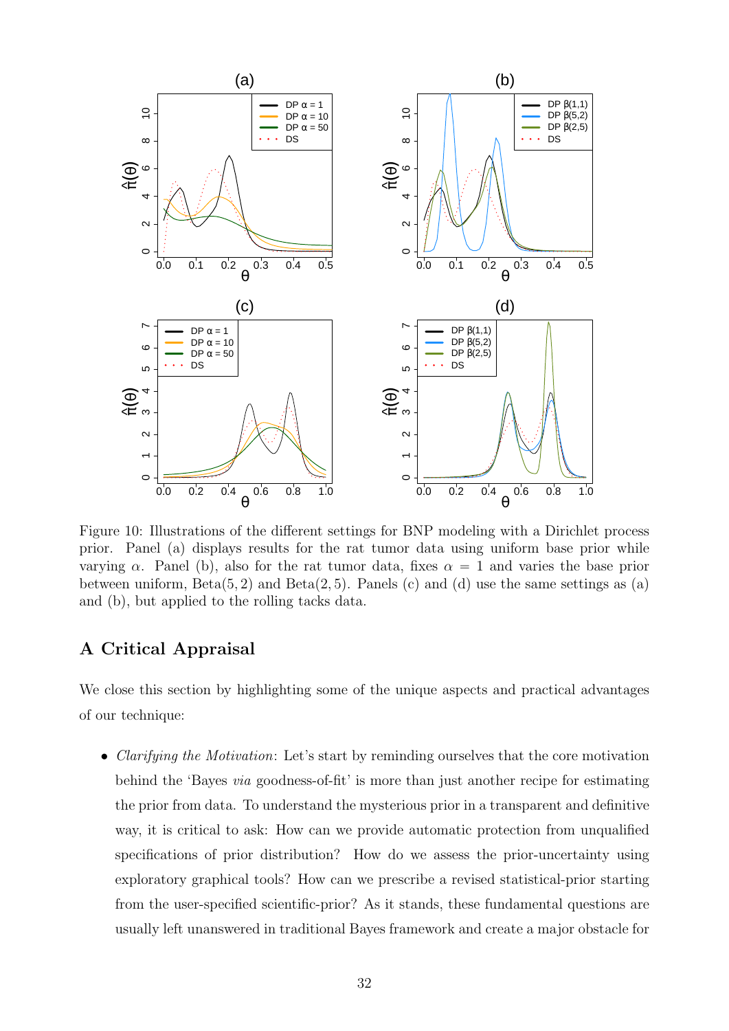Figure 10: Illustrations of the different settings for BNP modeling with a Dirichlet process prior. Panel (a) displays results for the rat tumor data using uniform base prior while varying $\alpha$. Panel (b), also for the rat tumor data, fixes $\alpha = 1$ and varies the base prior between uniform, Beta$(5, 2)$ and Beta$(2, 5)$. Panels (c) and (d) use the same settings as (a) and (b), but applied to the rolling tacks data.

## A Critical Appraisal

We close this section by highlighting some of the unique aspects and practical advantages of our technique:

- *Clarifying the Motivation*: Let's start by reminding ourselves that the core motivation behind the 'Bayes *via* goodness-of-fit' is more than just another recipe for estimating the prior from data. To understand the mysterious prior in a transparent and definitive way, it is critical to ask: How can we provide automatic protection from unqualified specifications of prior distribution? How do we assess the prior-uncertainty using exploratory graphical tools? How can we prescribe a revised statistical-prior starting from the user-specified scientific-prior? As it stands, these fundamental questions are usually left unanswered in traditional Bayes framework and create a major obstacle for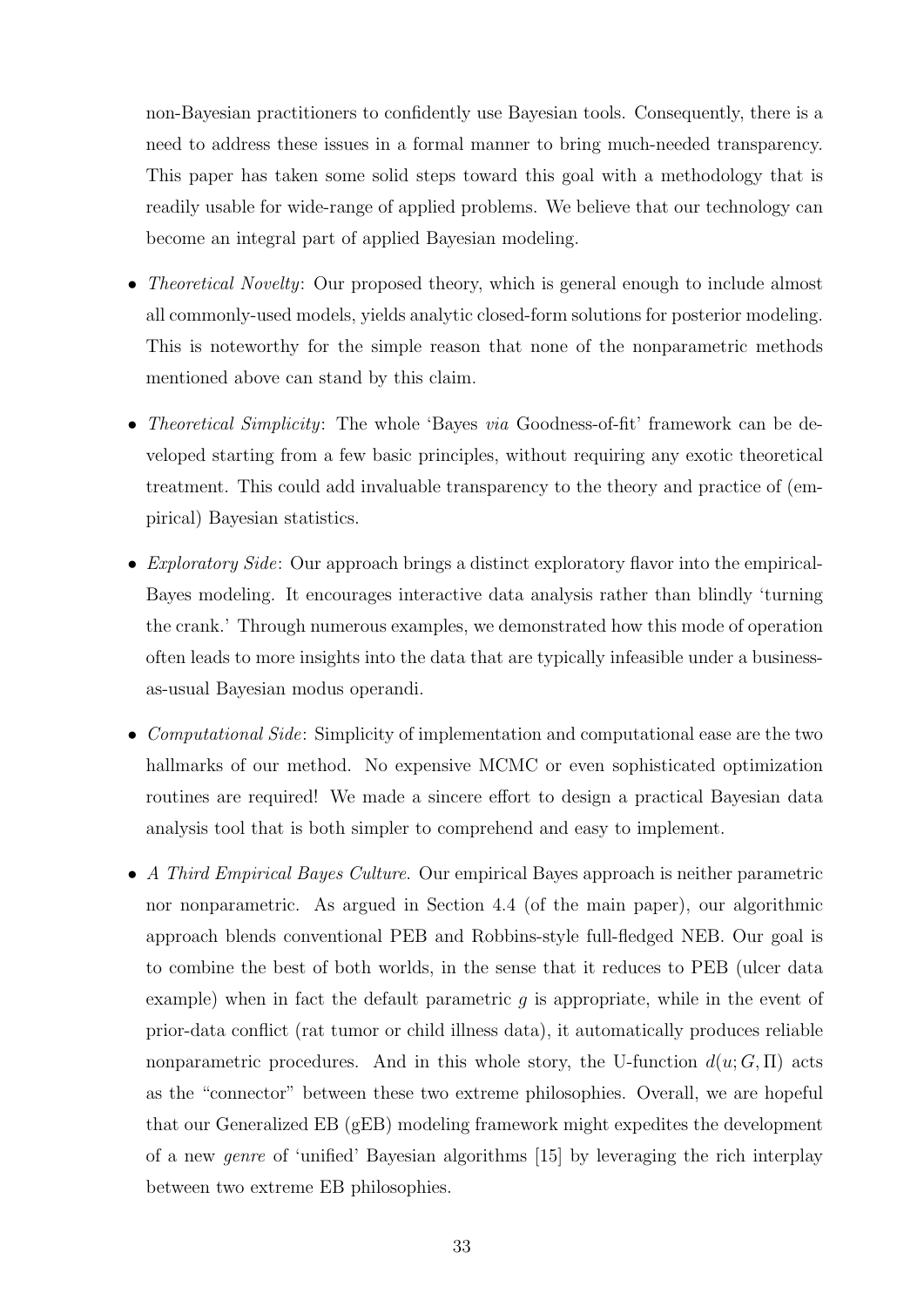non-Bayesian practitioners to confidently use Bayesian tools. Consequently, there is a need to address these issues in a formal manner to bring much-needed transparency. This paper has taken some solid steps toward this goal with a methodology that is readily usable for wide-range of applied problems. We believe that our technology can become an integral part of applied Bayesian modeling.

- *Theoretical Novelty*: Our proposed theory, which is general enough to include almost all commonly-used models, yields analytic closed-form solutions for posterior modeling. This is noteworthy for the simple reason that none of the nonparametric methods mentioned above can stand by this claim.

- *Theoretical Simplicity*: The whole 'Bayes *via* Goodness-of-fit' framework can be developed starting from a few basic principles, without requiring any exotic theoretical treatment. This could add invaluable transparency to the theory and practice of (empirical) Bayesian statistics.

- *Exploratory Side*: Our approach brings a distinct exploratory flavor into the empirical-Bayes modeling. It encourages interactive data analysis rather than blindly 'turning the crank.' Through numerous examples, we demonstrated how this mode of operation often leads to more insights into the data that are typically infeasible under a business-as-usual Bayesian modus operandi.

- *Computational Side*: Simplicity of implementation and computational ease are the two hallmarks of our method. No expensive MCMC or even sophisticated optimization routines are required! We made a sincere effort to design a practical Bayesian data analysis tool that is both simpler to comprehend and easy to implement.

- *A Third Empirical Bayes Culture*. Our empirical Bayes approach is neither parametric nor nonparametric. As argued in Section 4.4 (of the main paper), our algorithmic approach blends conventional PEB and Robbins-style full-fledged NEB. Our goal is to combine the best of both worlds, in the sense that it reduces to PEB (ulcer data example) when in fact the default parametric $g$ is appropriate, while in the event of prior-data conflict (rat tumor or child illness data), it automatically produces reliable nonparametric procedures. And in this whole story, the U-function $d(u; G, \Pi)$ acts as the "connector" between these two extreme philosophies. Overall, we are hopeful that our Generalized EB (gEB) modeling framework might expedites the development of a new *genre* of 'unified' Bayesian algorithms [15] by leveraging the rich interplay between two extreme EB philosophies.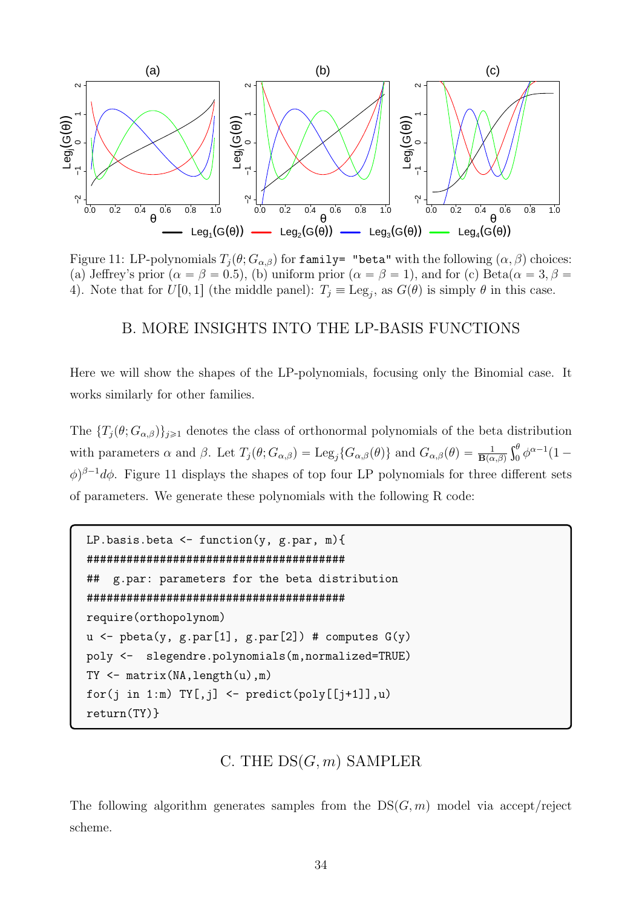Figure 11: LP-polynomials $T_j(\theta; G_{\alpha,\beta})$ for `family= "beta"` with the following $(\alpha, \beta)$ choices: (a) Jeffrey's prior ($\alpha = \beta = 0.5$), (b) uniform prior ($\alpha = \beta = 1$), and for (c) Beta($\alpha = 3, \beta = 4$). Note that for $U[0, 1]$ (the middle panel): $T_j \equiv \text{Leg}_j$, as $G(\theta)$ is simply $\theta$ in this case.

## B. MORE INSIGHTS INTO THE LP-BASIS FUNCTIONS

Here we will show the shapes of the LP-polynomials, focusing only the Binomial case. It works similarly for other families.

The $\{T_j(\theta; G_{\alpha,\beta})\}_{j \geqslant 1}$ denotes the class of orthonormal polynomials of the beta distribution with parameters $\alpha$ and $\beta$. Let $T_j(\theta; G_{\alpha,\beta}) = \text{Leg}_j\{G_{\alpha,\beta}(\theta)\}$ and $G_{\alpha,\beta}(\theta) = \frac{1}{\mathbf{B}(\alpha,\beta)} \int_0^\theta \phi^{\alpha-1}(1-\phi)^{\beta-1} d\phi$. Figure 11 displays the shapes of top four LP polynomials for three different sets of parameters. We generate these polynomials with the following R code:

```
LP.basis.beta <- function(y, g.par, m){
########################################
##  g.par: parameters for the beta distribution
########################################
require(orthopolynom)
u <- pbeta(y, g.par[1], g.par[2]) # computes G(y)
poly <-  slegendre.polynomials(m,normalized=TRUE)
TY <- matrix(NA,length(u),m)
for(j in 1:m) TY[,j] <- predict(poly[[j+1]],u)
return(TY)}
```

## C. THE DS$(G, m)$ SAMPLER

The following algorithm generates samples from the DS$(G, m)$ model via accept/reject scheme.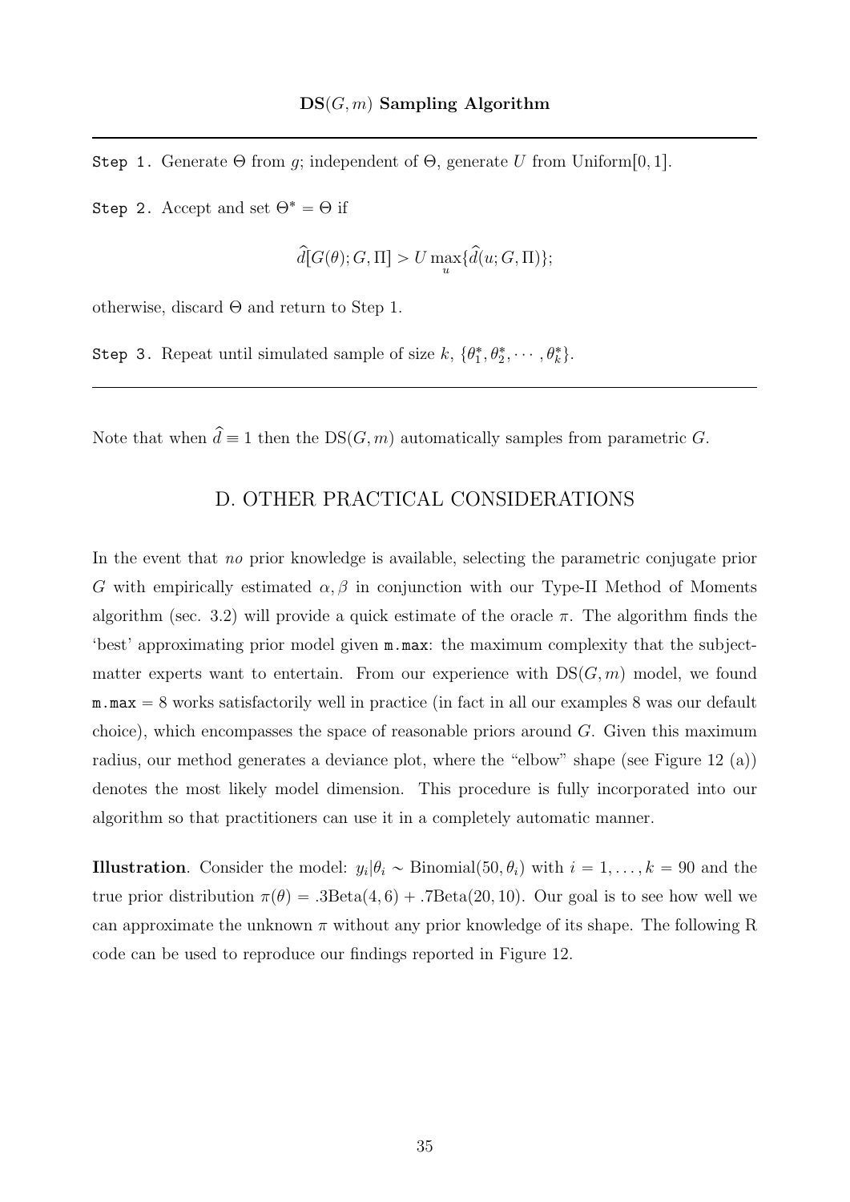**DS$(G, m)$ Sampling Algorithm**

---

`Step 1.` Generate $\Theta$ from $g$; independent of $\Theta$, generate $U$ from Uniform$[0, 1]$.

`Step 2.` Accept and set $\Theta^* = \Theta$ if

$$\widehat{d}[G(\theta); G, \Pi] > U \max_u \{\widehat{d}(u; G, \Pi)\};$$

otherwise, discard $\Theta$ and return to Step 1.

`Step 3.` Repeat until simulated sample of size $k$, $\{\theta_1^*, \theta_2^*, \cdots, \theta_k^*\}$.

---

Note that when $\widehat{d} \equiv 1$ then the DS$(G, m)$ automatically samples from parametric $G$.

## D. OTHER PRACTICAL CONSIDERATIONS

In the event that *no* prior knowledge is available, selecting the parametric conjugate prior $G$ with empirically estimated $\alpha, \beta$ in conjunction with our Type-II Method of Moments algorithm (sec. 3.2) will provide a quick estimate of the oracle $\pi$. The algorithm finds the 'best' approximating prior model given `m.max`: the maximum complexity that the subject-matter experts want to entertain. From our experience with DS$(G, m)$ model, we found `m.max` = 8 works satisfactorily well in practice (in fact in all our examples 8 was our default choice), which encompasses the space of reasonable priors around $G$. Given this maximum radius, our method generates a deviance plot, where the "elbow" shape (see Figure 12 (a)) denotes the most likely model dimension. This procedure is fully incorporated into our algorithm so that practitioners can use it in a completely automatic manner.

**Illustration**. Consider the model: $y_i|\theta_i \sim$ Binomial$(50, \theta_i)$ with $i = 1, \ldots, k = 90$ and the true prior distribution $\pi(\theta) = .3\text{Beta}(4, 6) + .7\text{Beta}(20, 10)$. Our goal is to see how well we can approximate the unknown $\pi$ without any prior knowledge of its shape. The following R code can be used to reproduce our findings reported in Figure 12.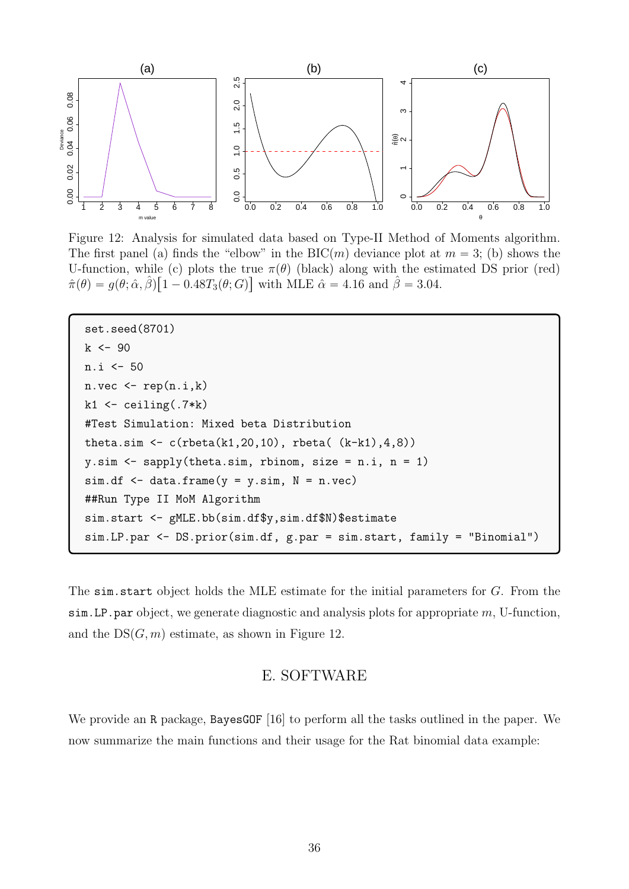Figure 12: Analysis for simulated data based on Type-II Method of Moments algorithm. The first panel (a) finds the "elbow" in the BIC($m$) deviance plot at $m = 3$; (b) shows the U-function, while (c) plots the true $\pi(\theta)$ (black) along with the estimated DS prior (red) $\hat{\pi}(\theta) = g(\theta; \hat{\alpha}, \hat{\beta})\big[1 - 0.48T_3(\theta; G)\big]$ with MLE $\hat{\alpha} = 4.16$ and $\hat{\beta} = 3.04$.

```
set.seed(8701)
k <- 90
n.i <- 50
n.vec <- rep(n.i,k)
k1 <- ceiling(.7*k)
#Test Simulation: Mixed beta Distribution
theta.sim <- c(rbeta(k1,20,10), rbeta( (k-k1),4,8))
y.sim <- sapply(theta.sim, rbinom, size = n.i, n = 1)
sim.df <- data.frame(y = y.sim, N = n.vec)
##Run Type II MoM Algorithm
sim.start <- gMLE.bb(sim.df$y,sim.df$N)$estimate
sim.LP.par <- DS.prior(sim.df, g.par = sim.start, family = "Binomial")
```

The `sim.start` object holds the MLE estimate for the initial parameters for $G$. From the `sim.LP.par` object, we generate diagnostic and analysis plots for appropriate $m$, U-function, and the DS$(G, m)$ estimate, as shown in Figure 12.

## E. SOFTWARE

We provide an `R` package, `BayesGOF` [16] to perform all the tasks outlined in the paper. We now summarize the main functions and their usage for the Rat binomial data example: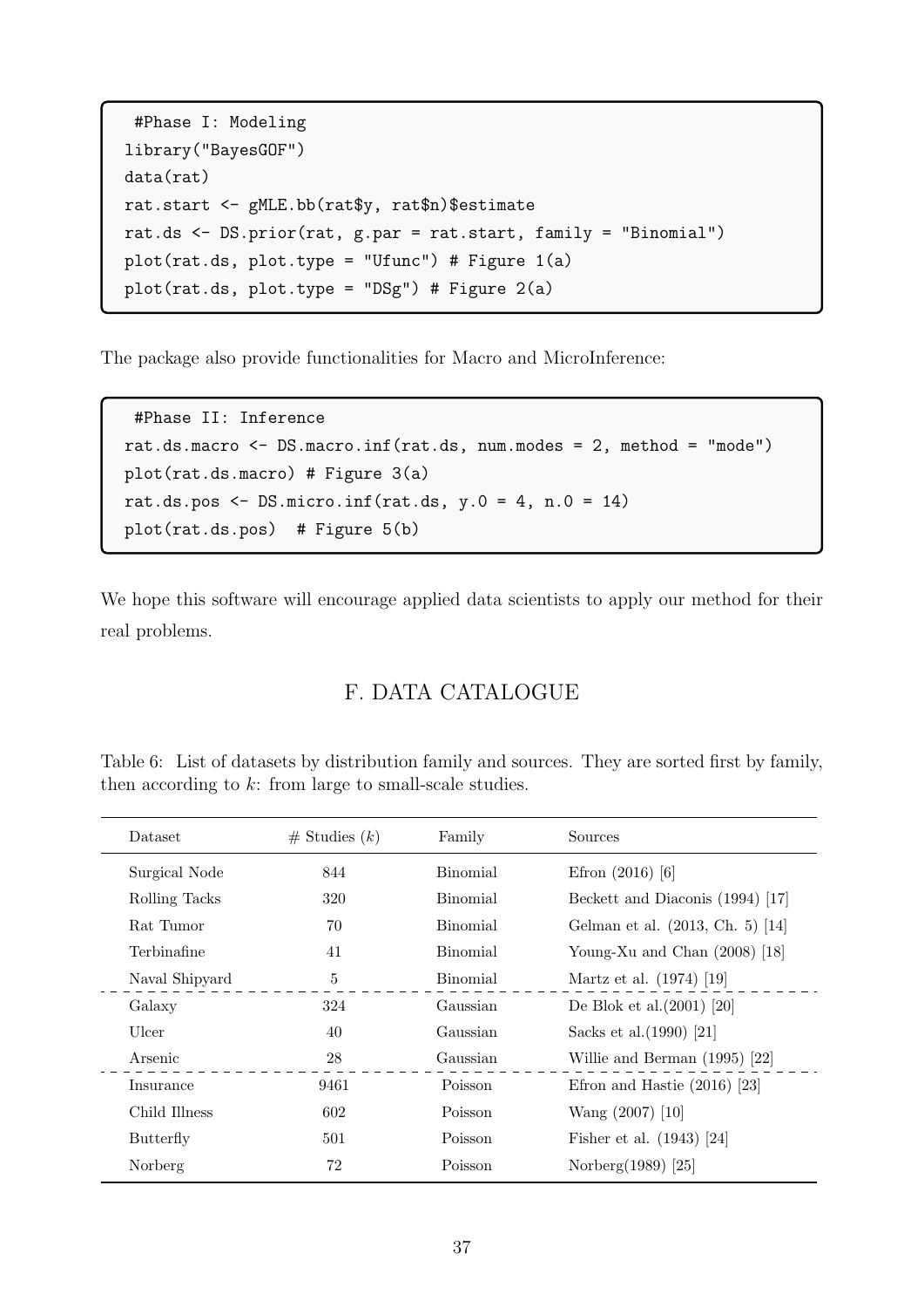```
 #Phase I: Modeling
library("BayesGOF")
data(rat)
rat.start <- gMLE.bb(rat$y, rat$n)$estimate
rat.ds <- DS.prior(rat, g.par = rat.start, family = "Binomial")
plot(rat.ds, plot.type = "Ufunc") # Figure 1(a)
plot(rat.ds, plot.type = "DSg") # Figure 2(a)
```

The package also provide functionalities for Macro and MicroInference:

```
 #Phase II: Inference
rat.ds.macro <- DS.macro.inf(rat.ds, num.modes = 2, method = "mode")
plot(rat.ds.macro) # Figure 3(a)
rat.ds.pos <- DS.micro.inf(rat.ds, y.0 = 4, n.0 = 14)
plot(rat.ds.pos)  # Figure 5(b)
```

We hope this software will encourage applied data scientists to apply our method for their real problems.

## F. DATA CATALOGUE

Table 6: List of datasets by distribution family and sources. They are sorted first by family, then according to $k$: from large to small-scale studies.

| Dataset | # Studies ($k$) | Family | Sources |
|---|---|---|---|
| Surgical Node | 844 | Binomial | Efron (2016) [6] |
| Rolling Tacks | 320 | Binomial | Beckett and Diaconis (1994) [17] |
| Rat Tumor | 70 | Binomial | Gelman et al. (2013, Ch. 5) [14] |
| Terbinafine | 41 | Binomial | Young-Xu and Chan (2008) [18] |
| Naval Shipyard | 5 | Binomial | Martz et al. (1974) [19] |
| Galaxy | 324 | Gaussian | De Blok et al.(2001) [20] |
| Ulcer | 40 | Gaussian | Sacks et al.(1990) [21] |
| Arsenic | 28 | Gaussian | Willie and Berman (1995) [22] |
| Insurance | 9461 | Poisson | Efron and Hastie (2016) [23] |
| Child Illness | 602 | Poisson | Wang (2007) [10] |
| Butterfly | 501 | Poisson | Fisher et al. (1943) [24] |
| Norberg | 72 | Poisson | Norberg(1989) [25] |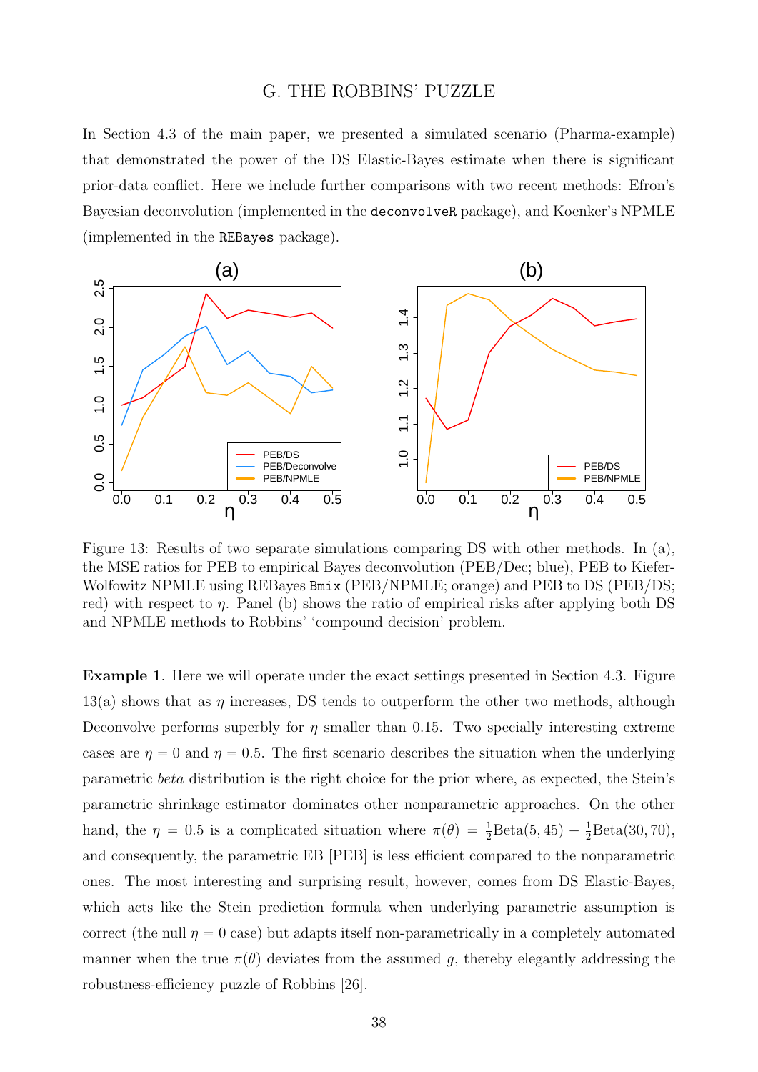# G. THE ROBBINS' PUZZLE

In Section 4.3 of the main paper, we presented a simulated scenario (Pharma-example) that demonstrated the power of the DS Elastic-Bayes estimate when there is significant prior-data conflict. Here we include further comparisons with two recent methods: Efron's Bayesian deconvolution (implemented in the `deconvolveR` package), and Koenker's NPMLE (implemented in the `REBayes` package).

Figure 13: Results of two separate simulations comparing DS with other methods. In (a), the MSE ratios for PEB to empirical Bayes deconvolution (PEB/Dec; blue), PEB to Kiefer-Wolfowitz NPMLE using REBayes `Bmix` (PEB/NPMLE; orange) and PEB to DS (PEB/DS; red) with respect to $\eta$. Panel (b) shows the ratio of empirical risks after applying both DS and NPMLE methods to Robbins' 'compound decision' problem.

**Example 1**. Here we will operate under the exact settings presented in Section 4.3. Figure 13(a) shows that as $\eta$ increases, DS tends to outperform the other two methods, although Deconvolve performs superbly for $\eta$ smaller than 0.15. Two specially interesting extreme cases are $\eta = 0$ and $\eta = 0.5$. The first scenario describes the situation when the underlying parametric *beta* distribution is the right choice for the prior where, as expected, the Stein's parametric shrinkage estimator dominates other nonparametric approaches. On the other hand, the $\eta = 0.5$ is a complicated situation where $\pi(\theta) = \frac{1}{2}\text{Beta}(5, 45) + \frac{1}{2}\text{Beta}(30, 70)$, and consequently, the parametric EB [PEB] is less efficient compared to the nonparametric ones. The most interesting and surprising result, however, comes from DS Elastic-Bayes, which acts like the Stein prediction formula when underlying parametric assumption is correct (the null $\eta = 0$ case) but adapts itself non-parametrically in a completely automated manner when the true $\pi(\theta)$ deviates from the assumed $g$, thereby elegantly addressing the robustness-efficiency puzzle of Robbins [26].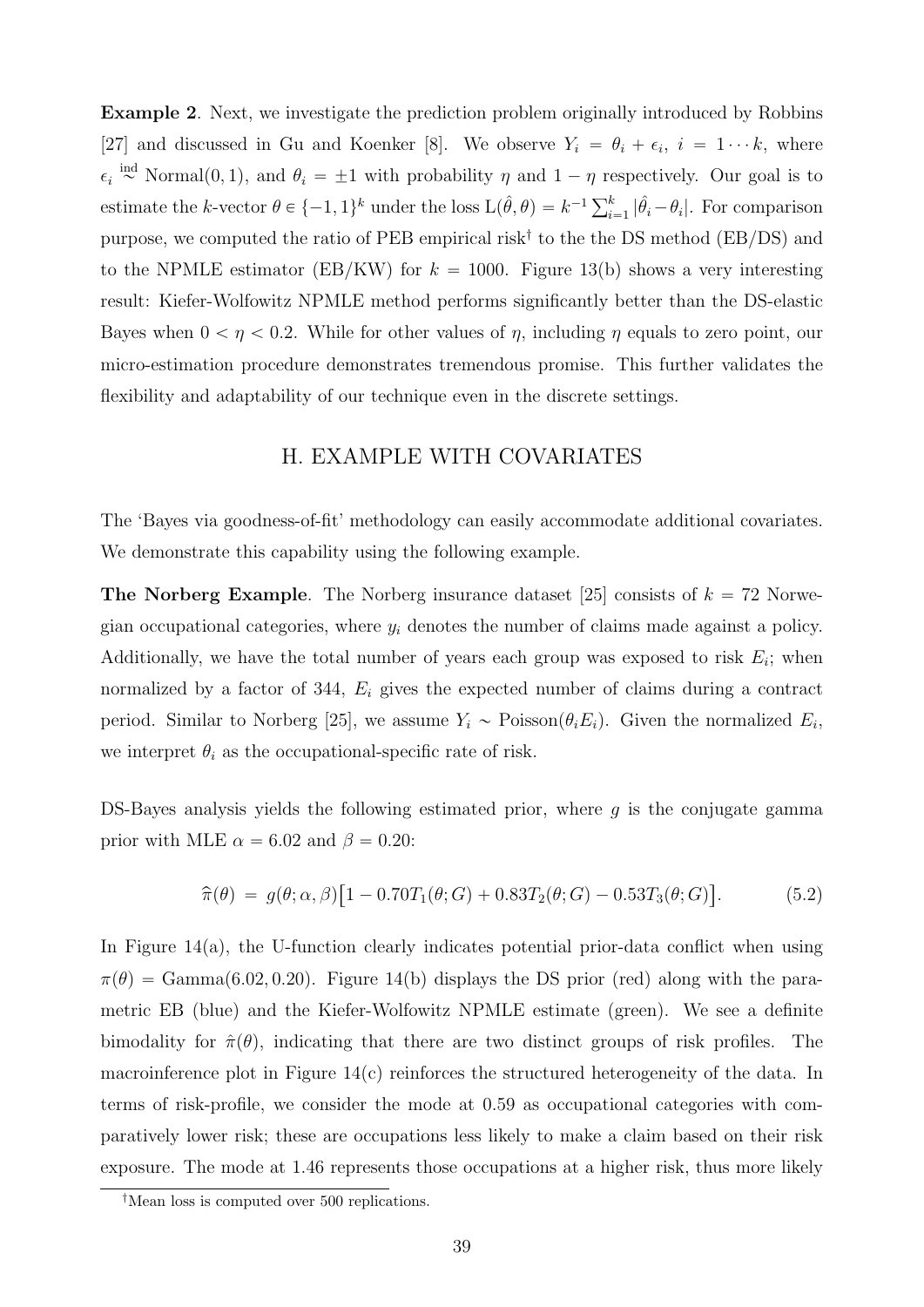**Example 2**. Next, we investigate the prediction problem originally introduced by Robbins [27] and discussed in Gu and Koenker [8]. We observe $Y_i = \theta_i + \epsilon_i,\ i = 1 \cdots k$, where $\epsilon_i \overset{\text{ind}}{\sim} \text{Normal}(0,1)$, and $\theta_i = \pm 1$ with probability $\eta$ and $1-\eta$ respectively. Our goal is to estimate the $k$-vector $\theta \in \{-1,1\}^k$ under the loss $\text{L}(\hat{\theta},\theta) = k^{-1}\sum_{i=1}^{k}|\hat{\theta}_i - \theta_i|$. For comparison purpose, we computed the ratio of PEB empirical risk† to the the DS method (EB/DS) and to the NPMLE estimator (EB/KW) for $k = 1000$. Figure 13(b) shows a very interesting result: Kiefer-Wolfowitz NPMLE method performs significantly better than the DS-elastic Bayes when $0 < \eta < 0.2$. While for other values of $\eta$, including $\eta$ equals to zero point, our micro-estimation procedure demonstrates tremendous promise. This further validates the flexibility and adaptability of our technique even in the discrete settings.

## H. EXAMPLE WITH COVARIATES

The 'Bayes via goodness-of-fit' methodology can easily accommodate additional covariates. We demonstrate this capability using the following example.

**The Norberg Example**. The Norberg insurance dataset [25] consists of $k = 72$ Norwegian occupational categories, where $y_i$ denotes the number of claims made against a policy. Additionally, we have the total number of years each group was exposed to risk $E_i$; when normalized by a factor of 344, $E_i$ gives the expected number of claims during a contract period. Similar to Norberg [25], we assume $Y_i \sim \text{Poisson}(\theta_i E_i)$. Given the normalized $E_i$, we interpret $\theta_i$ as the occupational-specific rate of risk.

DS-Bayes analysis yields the following estimated prior, where $g$ is the conjugate gamma prior with MLE $\alpha = 6.02$ and $\beta = 0.20$:

$$\widehat{\pi}(\theta) \;=\; g(\theta;\alpha,\beta)\big[1 - 0.70T_1(\theta;G) + 0.83T_2(\theta;G) - 0.53T_3(\theta;G)\big]. \tag{5.2}$$

In Figure 14(a), the U-function clearly indicates potential prior-data conflict when using $\pi(\theta) = \text{Gamma}(6.02, 0.20)$. Figure 14(b) displays the DS prior (red) along with the parametric EB (blue) and the Kiefer-Wolfowitz NPMLE estimate (green). We see a definite bimodality for $\hat{\pi}(\theta)$, indicating that there are two distinct groups of risk profiles. The macroinference plot in Figure 14(c) reinforces the structured heterogeneity of the data. In terms of risk-profile, we consider the mode at 0.59 as occupational categories with comparatively lower risk; these are occupations less likely to make a claim based on their risk exposure. The mode at 1.46 represents those occupations at a higher risk, thus more likely

†Mean loss is computed over 500 replications.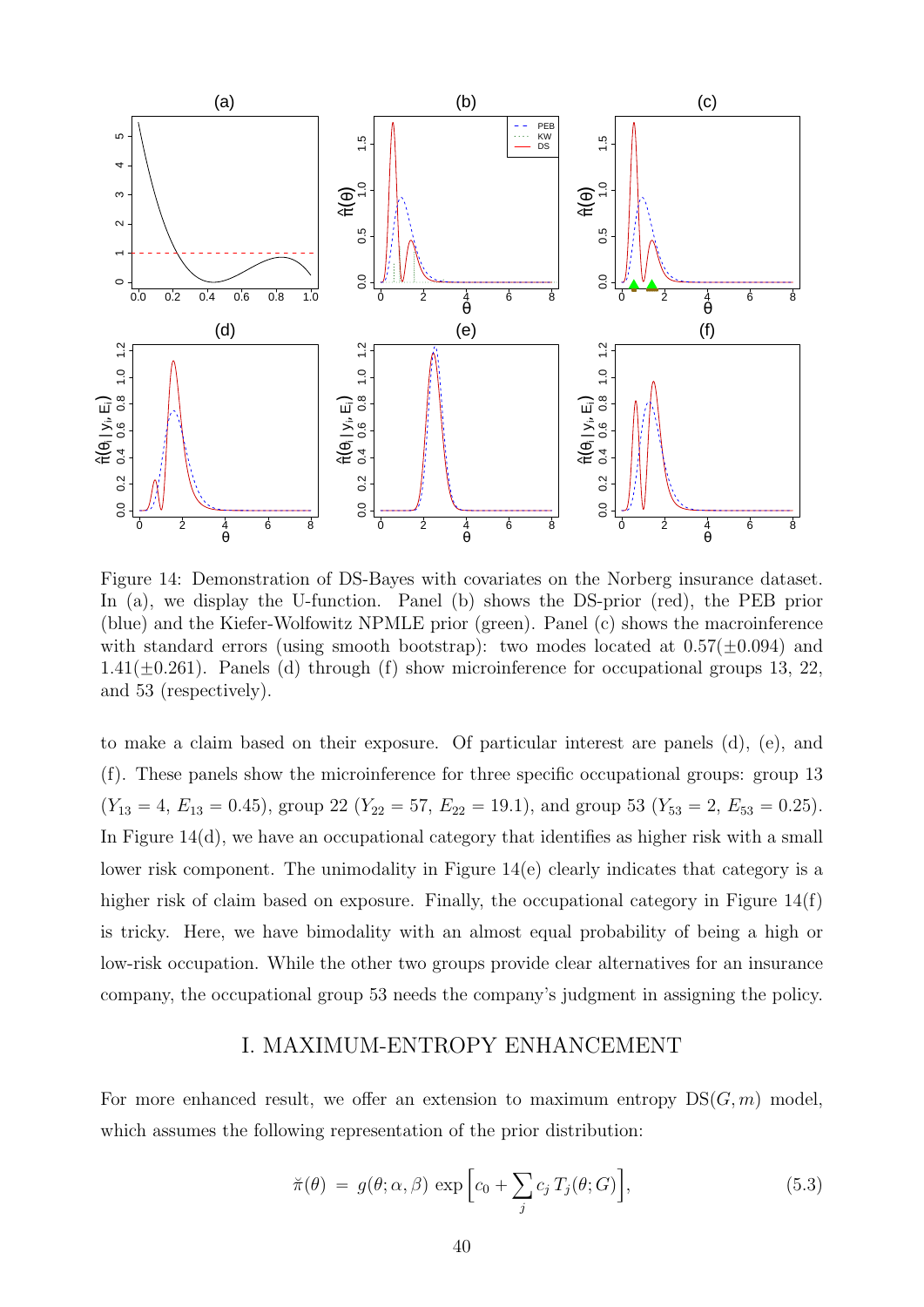Figure 14: Demonstration of DS-Bayes with covariates on the Norberg insurance dataset. In (a), we display the U-function. Panel (b) shows the DS-prior (red), the PEB prior (blue) and the Kiefer-Wolfowitz NPMLE prior (green). Panel (c) shows the macroinference with standard errors (using smooth bootstrap): two modes located at $0.57(\pm 0.094)$ and $1.41(\pm 0.261)$. Panels (d) through (f) show microinference for occupational groups 13, 22, and 53 (respectively).

to make a claim based on their exposure. Of particular interest are panels (d), (e), and (f). These panels show the microinference for three specific occupational groups: group 13 ($Y_{13} = 4$, $E_{13} = 0.45$), group 22 ($Y_{22} = 57$, $E_{22} = 19.1$), and group 53 ($Y_{53} = 2$, $E_{53} = 0.25$). In Figure 14(d), we have an occupational category that identifies as higher risk with a small lower risk component. The unimodality in Figure 14(e) clearly indicates that category is a higher risk of claim based on exposure. Finally, the occupational category in Figure 14(f) is tricky. Here, we have bimodality with an almost equal probability of being a high or low-risk occupation. While the other two groups provide clear alternatives for an insurance company, the occupational group 53 needs the company's judgment in assigning the policy.

## I. MAXIMUM-ENTROPY ENHANCEMENT

For more enhanced result, we offer an extension to maximum entropy $\mathrm{DS}(G, m)$ model, which assumes the following representation of the prior distribution:

$$\breve{\pi}(\theta) \;=\; g(\theta;\alpha,\beta)\, \exp\Big[c_0 + \sum_j c_j\, T_j(\theta; G)\Big], \tag{5.3}$$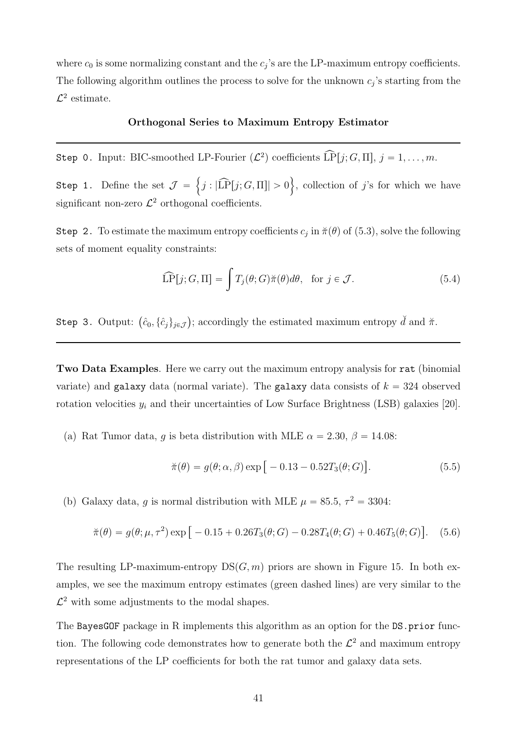where $c_0$ is some normalizing constant and the $c_j$'s are the LP-maximum entropy coefficients. The following algorithm outlines the process to solve for the unknown $c_j$'s starting from the $\mathcal{L}^2$ estimate.

**Orthogonal Series to Maximum Entropy Estimator**

---

`Step 0.` Input: BIC-smoothed LP-Fourier ($\mathcal{L}^2$) coefficients $\widehat{\mathrm{LP}}[j; G, \Pi]$, $j = 1, \ldots, m$.

`Step 1.` Define the set $\mathcal{J} = \Big\{ j : |\widehat{\mathrm{LP}}[j; G, \Pi]| > 0 \Big\}$, collection of $j$'s for which we have significant non-zero $\mathcal{L}^2$ orthogonal coefficients.

`Step 2.` To estimate the maximum entropy coefficients $c_j$ in $\breve{\pi}(\theta)$ of (5.3), solve the following sets of moment equality constraints:

$$\widehat{\mathrm{LP}}[j; G, \Pi] = \int T_j(\theta; G) \breve{\pi}(\theta) d\theta, \quad \text{for } j \in \mathcal{J}. \tag{5.4}$$

`Step 3.` Output: $\big(\hat{c}_0, \{\hat{c}_j\}_{j \in \mathcal{J}}\big)$; accordingly the estimated maximum entropy $\breve{d}$ and $\breve{\pi}$.

---

**Two Data Examples**. Here we carry out the maximum entropy analysis for `rat` (binomial variate) and `galaxy` data (normal variate). The `galaxy` data consists of $k = 324$ observed rotation velocities $y_i$ and their uncertainties of Low Surface Brightness (LSB) galaxies [20].

(a) Rat Tumor data, $g$ is beta distribution with MLE $\alpha = 2.30$, $\beta = 14.08$:

$$\breve{\pi}(\theta) = g(\theta; \alpha, \beta) \exp\big[ -0.13 - 0.52 T_3(\theta; G) \big]. \tag{5.5}$$

(b) Galaxy data, $g$ is normal distribution with MLE $\mu = 85.5$, $\tau^2 = 3304$:

$$\breve{\pi}(\theta) = g(\theta; \mu, \tau^2) \exp\big[ -0.15 + 0.26 T_3(\theta; G) - 0.28 T_4(\theta; G) + 0.46 T_5(\theta; G) \big]. \tag{5.6}$$

The resulting LP-maximum-entropy $\mathrm{DS}(G, m)$ priors are shown in Figure 15. In both examples, we see the maximum entropy estimates (green dashed lines) are very similar to the $\mathcal{L}^2$ with some adjustments to the modal shapes.

The `BayesGOF` package in R implements this algorithm as an option for the `DS.prior` function. The following code demonstrates how to generate both the $\mathcal{L}^2$ and maximum entropy representations of the LP coefficients for both the rat tumor and galaxy data sets.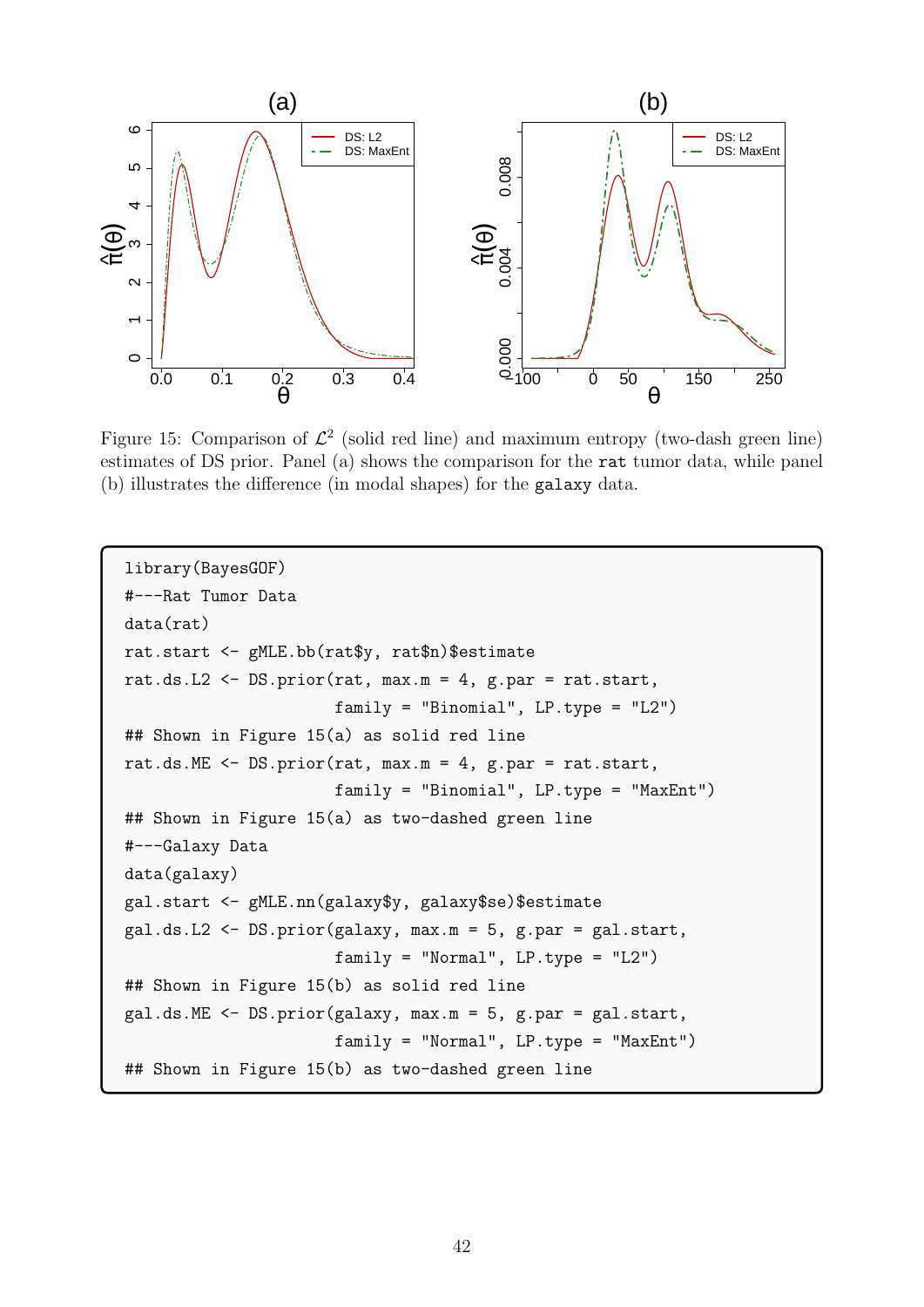Figure 15: Comparison of $\mathcal{L}^2$ (solid red line) and maximum entropy (two-dash green line) estimates of DS prior. Panel (a) shows the comparison for the `rat` tumor data, while panel (b) illustrates the difference (in modal shapes) for the `galaxy` data.

```
library(BayesGOF)
#---Rat Tumor Data
data(rat)
rat.start <- gMLE.bb(rat$y, rat$n)$estimate
rat.ds.L2 <- DS.prior(rat, max.m = 4, g.par = rat.start,
                      family = "Binomial", LP.type = "L2")
## Shown in Figure 15(a) as solid red line
rat.ds.ME <- DS.prior(rat, max.m = 4, g.par = rat.start,
                      family = "Binomial", LP.type = "MaxEnt")
## Shown in Figure 15(a) as two-dashed green line
#---Galaxy Data
data(galaxy)
gal.start <- gMLE.nn(galaxy$y, galaxy$se)$estimate
gal.ds.L2 <- DS.prior(galaxy, max.m = 5, g.par = gal.start,
                      family = "Normal", LP.type = "L2")
## Shown in Figure 15(b) as solid red line
gal.ds.ME <- DS.prior(galaxy, max.m = 5, g.par = gal.start,
                      family = "Normal", LP.type = "MaxEnt")
## Shown in Figure 15(b) as two-dashed green line
```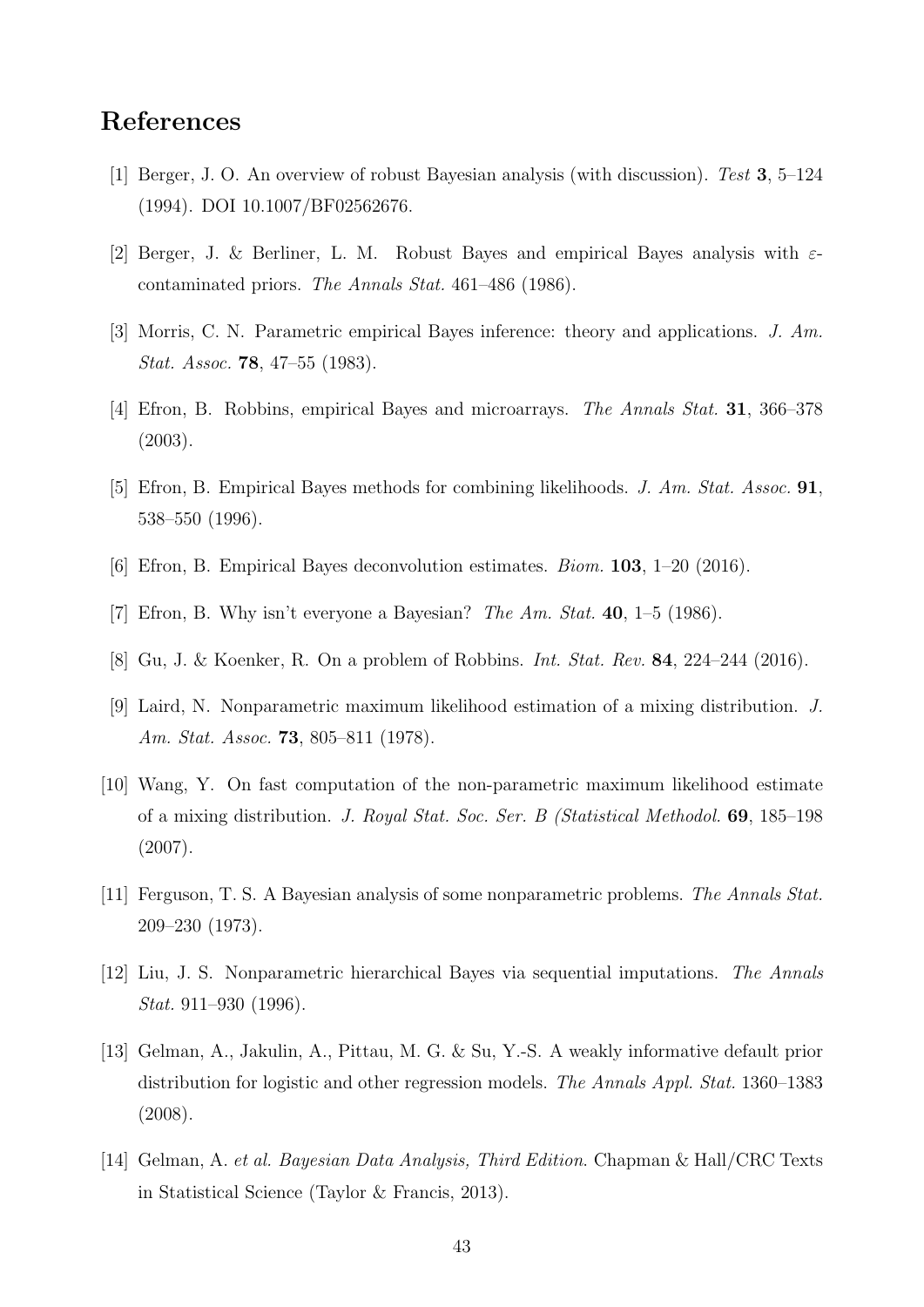## References

[1] Berger, J. O. An overview of robust Bayesian analysis (with discussion). *Test* **3**, 5–124 (1994). DOI 10.1007/BF02562676.

[2] Berger, J. & Berliner, L. M. Robust Bayes and empirical Bayes analysis with $\varepsilon$-contaminated priors. *The Annals Stat.* 461–486 (1986).

[3] Morris, C. N. Parametric empirical Bayes inference: theory and applications. *J. Am. Stat. Assoc.* **78**, 47–55 (1983).

[4] Efron, B. Robbins, empirical Bayes and microarrays. *The Annals Stat.* **31**, 366–378 (2003).

[5] Efron, B. Empirical Bayes methods for combining likelihoods. *J. Am. Stat. Assoc.* **91**, 538–550 (1996).

[6] Efron, B. Empirical Bayes deconvolution estimates. *Biom.* **103**, 1–20 (2016).

[7] Efron, B. Why isn't everyone a Bayesian? *The Am. Stat.* **40**, 1–5 (1986).

[8] Gu, J. & Koenker, R. On a problem of Robbins. *Int. Stat. Rev.* **84**, 224–244 (2016).

[9] Laird, N. Nonparametric maximum likelihood estimation of a mixing distribution. *J. Am. Stat. Assoc.* **73**, 805–811 (1978).

[10] Wang, Y. On fast computation of the non-parametric maximum likelihood estimate of a mixing distribution. *J. Royal Stat. Soc. Ser. B (Statistical Methodol.* **69**, 185–198 (2007).

[11] Ferguson, T. S. A Bayesian analysis of some nonparametric problems. *The Annals Stat.* 209–230 (1973).

[12] Liu, J. S. Nonparametric hierarchical Bayes via sequential imputations. *The Annals Stat.* 911–930 (1996).

[13] Gelman, A., Jakulin, A., Pittau, M. G. & Su, Y.-S. A weakly informative default prior distribution for logistic and other regression models. *The Annals Appl. Stat.* 1360–1383 (2008).

[14] Gelman, A. *et al. Bayesian Data Analysis, Third Edition*. Chapman & Hall/CRC Texts in Statistical Science (Taylor & Francis, 2013).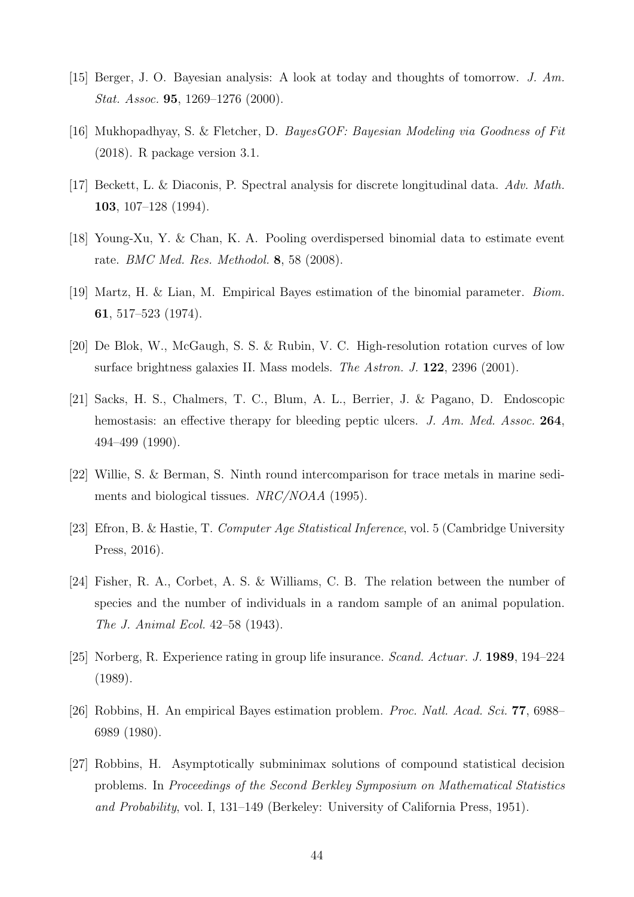[15] Berger, J. O. Bayesian analysis: A look at today and thoughts of tomorrow. *J. Am. Stat. Assoc.* **95**, 1269–1276 (2000).

[16] Mukhopadhyay, S. & Fletcher, D. *BayesGOF: Bayesian Modeling via Goodness of Fit* (2018). R package version 3.1.

[17] Beckett, L. & Diaconis, P. Spectral analysis for discrete longitudinal data. *Adv. Math.* **103**, 107–128 (1994).

[18] Young-Xu, Y. & Chan, K. A. Pooling overdispersed binomial data to estimate event rate. *BMC Med. Res. Methodol.* **8**, 58 (2008).

[19] Martz, H. & Lian, M. Empirical Bayes estimation of the binomial parameter. *Biom.* **61**, 517–523 (1974).

[20] De Blok, W., McGaugh, S. S. & Rubin, V. C. High-resolution rotation curves of low surface brightness galaxies II. Mass models. *The Astron. J.* **122**, 2396 (2001).

[21] Sacks, H. S., Chalmers, T. C., Blum, A. L., Berrier, J. & Pagano, D. Endoscopic hemostasis: an effective therapy for bleeding peptic ulcers. *J. Am. Med. Assoc.* **264**, 494–499 (1990).

[22] Willie, S. & Berman, S. Ninth round intercomparison for trace metals in marine sediments and biological tissues. *NRC/NOAA* (1995).

[23] Efron, B. & Hastie, T. *Computer Age Statistical Inference*, vol. 5 (Cambridge University Press, 2016).

[24] Fisher, R. A., Corbet, A. S. & Williams, C. B. The relation between the number of species and the number of individuals in a random sample of an animal population. *The J. Animal Ecol.* 42–58 (1943).

[25] Norberg, R. Experience rating in group life insurance. *Scand. Actuar. J.* **1989**, 194–224 (1989).

[26] Robbins, H. An empirical Bayes estimation problem. *Proc. Natl. Acad. Sci.* **77**, 6988–6989 (1980).

[27] Robbins, H. Asymptotically subminimax solutions of compound statistical decision problems. In *Proceedings of the Second Berkley Symposium on Mathematical Statistics and Probability*, vol. I, 131–149 (Berkeley: University of California Press, 1951).